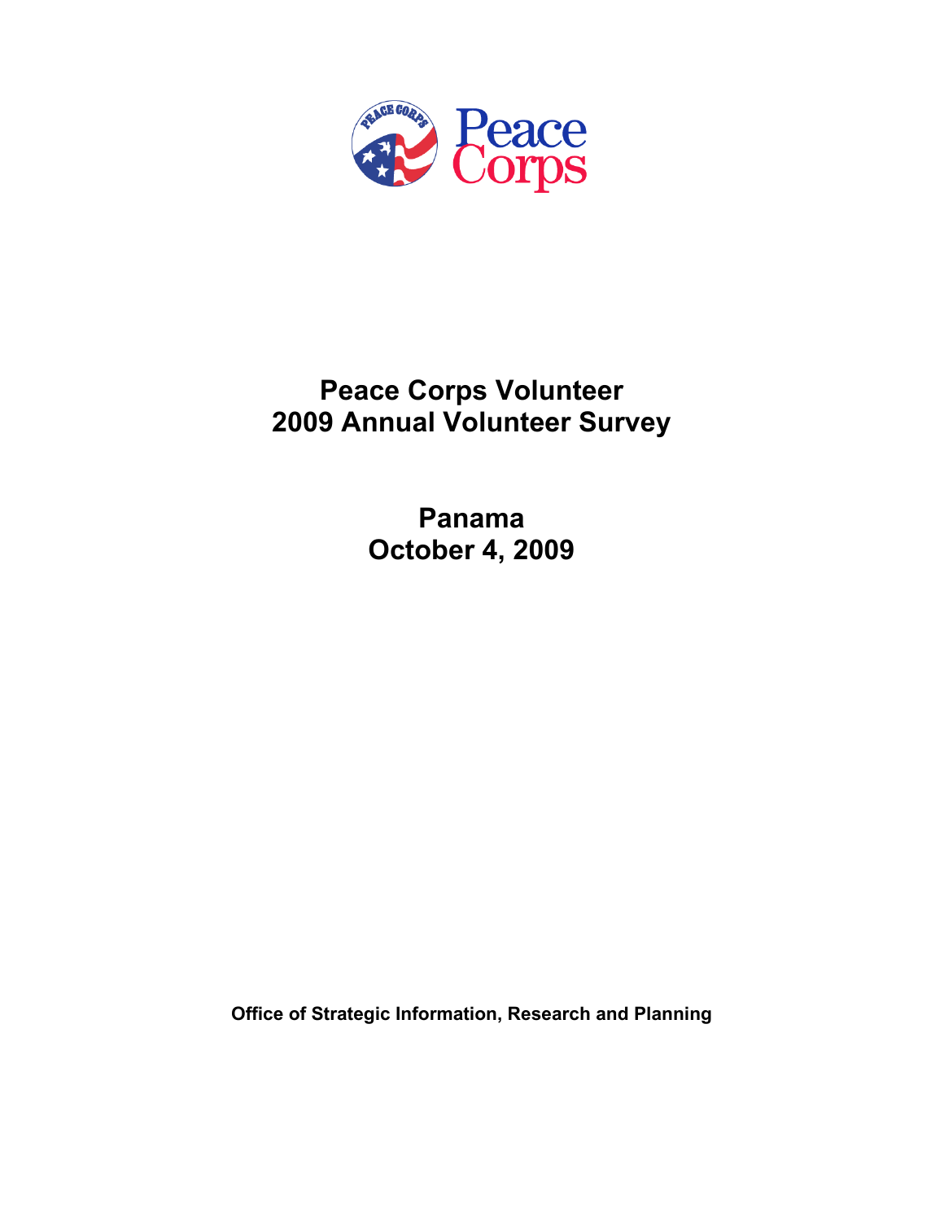# Peace Corps Volunteer 2009 Annual Volunteer Survey

## Panama
## October 4, 2009

**Office of Strategic Information, Research and Planning**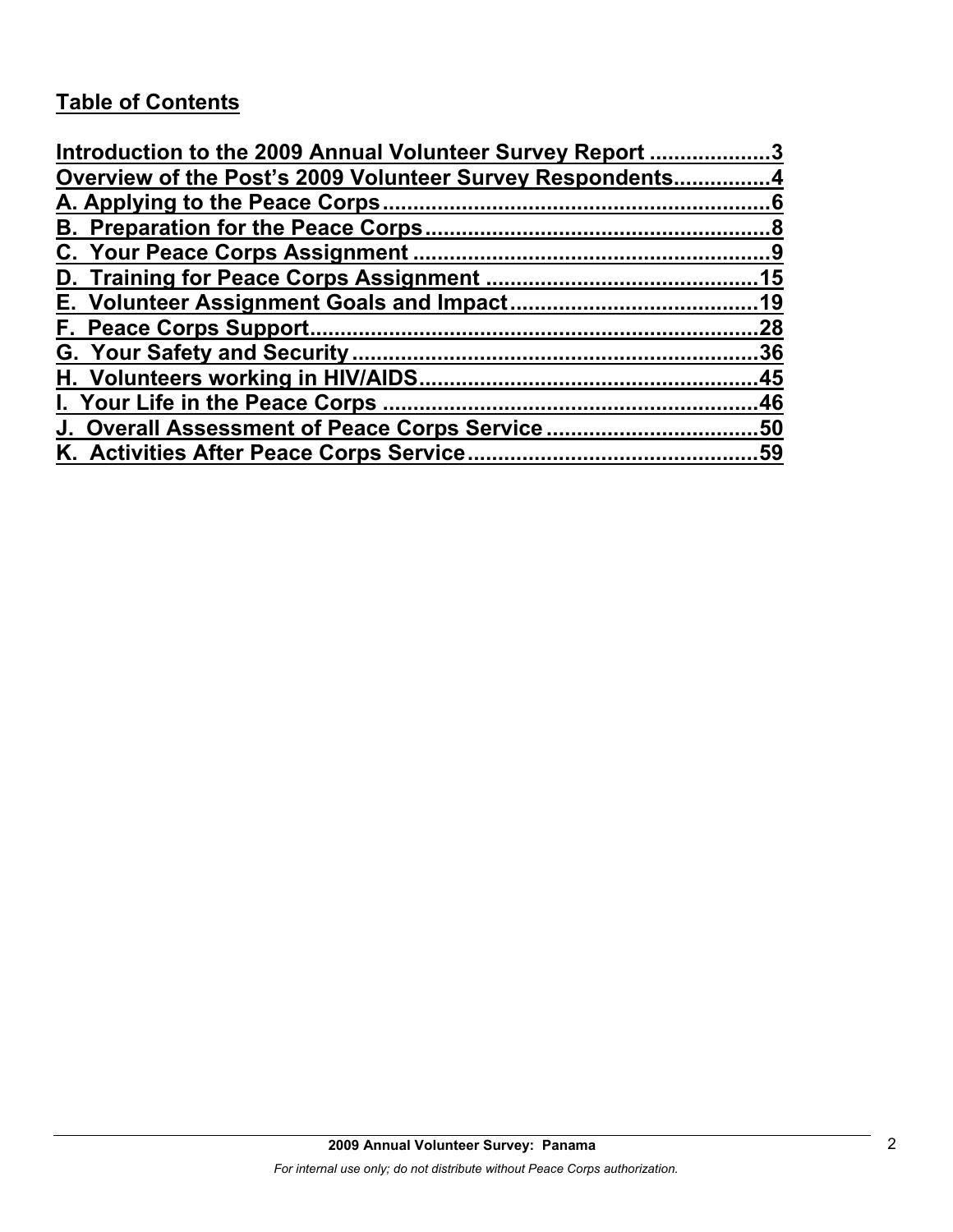## Table of Contents

Introduction to the 2009 Annual Volunteer Survey Report ....................3
Overview of the Post's 2009 Volunteer Survey Respondents................4
A. Applying to the Peace Corps................................................................6
B. Preparation for the Peace Corps.........................................................8
C. Your Peace Corps Assignment ...........................................................9
D. Training for Peace Corps Assignment ............................................15
E. Volunteer Assignment Goals and Impact........................................19
F. Peace Corps Support..........................................................................28
G. Your Safety and Security...................................................................36
H. Volunteers working in HIV/AIDS.......................................................45
I. Your Life in the Peace Corps .............................................................46
J. Overall Assessment of Peace Corps Service ..................................50
K. Activities After Peace Corps Service................................................59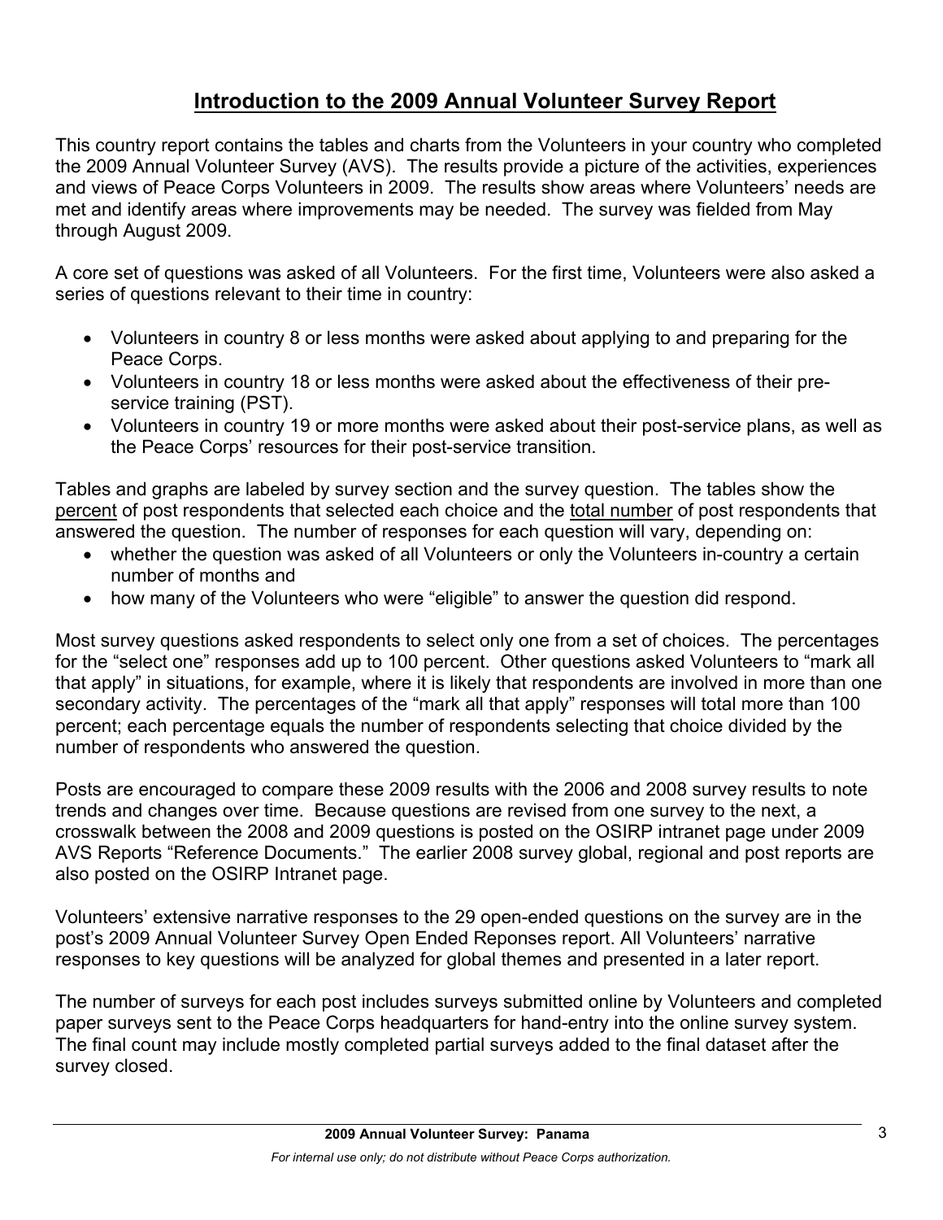# Introduction to the 2009 Annual Volunteer Survey Report

This country report contains the tables and charts from the Volunteers in your country who completed the 2009 Annual Volunteer Survey (AVS). The results provide a picture of the activities, experiences and views of Peace Corps Volunteers in 2009. The results show areas where Volunteers' needs are met and identify areas where improvements may be needed. The survey was fielded from May through August 2009.

A core set of questions was asked of all Volunteers. For the first time, Volunteers were also asked a series of questions relevant to their time in country:

- Volunteers in country 8 or less months were asked about applying to and preparing for the Peace Corps.
- Volunteers in country 18 or less months were asked about the effectiveness of their pre-service training (PST).
- Volunteers in country 19 or more months were asked about their post-service plans, as well as the Peace Corps' resources for their post-service transition.

Tables and graphs are labeled by survey section and the survey question. The tables show the percent of post respondents that selected each choice and the total number of post respondents that answered the question. The number of responses for each question will vary, depending on:

- whether the question was asked of all Volunteers or only the Volunteers in-country a certain number of months and
- how many of the Volunteers who were "eligible" to answer the question did respond.

Most survey questions asked respondents to select only one from a set of choices. The percentages for the "select one" responses add up to 100 percent. Other questions asked Volunteers to "mark all that apply" in situations, for example, where it is likely that respondents are involved in more than one secondary activity. The percentages of the "mark all that apply" responses will total more than 100 percent; each percentage equals the number of respondents selecting that choice divided by the number of respondents who answered the question.

Posts are encouraged to compare these 2009 results with the 2006 and 2008 survey results to note trends and changes over time. Because questions are revised from one survey to the next, a crosswalk between the 2008 and 2009 questions is posted on the OSIRP intranet page under 2009 AVS Reports "Reference Documents." The earlier 2008 survey global, regional and post reports are also posted on the OSIRP Intranet page.

Volunteers' extensive narrative responses to the 29 open-ended questions on the survey are in the post's 2009 Annual Volunteer Survey Open Ended Reponses report. All Volunteers' narrative responses to key questions will be analyzed for global themes and presented in a later report.

The number of surveys for each post includes surveys submitted online by Volunteers and completed paper surveys sent to the Peace Corps headquarters for hand-entry into the online survey system. The final count may include mostly completed partial surveys added to the final dataset after the survey closed.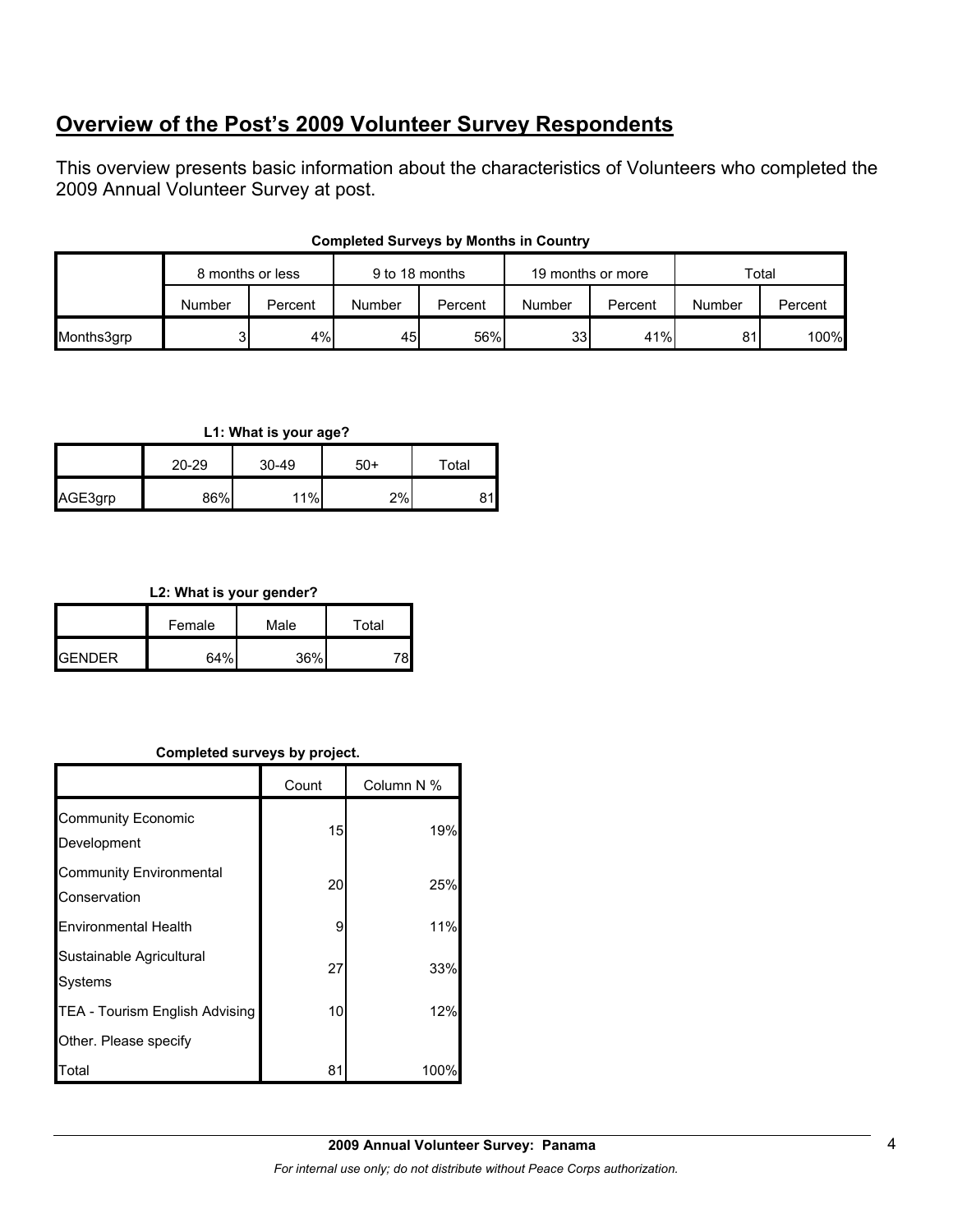## Overview of the Post's 2009 Volunteer Survey Respondents

This overview presents basic information about the characteristics of Volunteers who completed the 2009 Annual Volunteer Survey at post.

**Completed Surveys by Months in Country**

| | 8 months or less | | 9 to 18 months | | 19 months or more | | Total | |
|---|---|---|---|---|---|---|---|---|
| | Number | Percent | Number | Percent | Number | Percent | Number | Percent |
| Months3grp | 3 | 4% | 45 | 56% | 33 | 41% | 81 | 100% |

**L1: What is your age?**

| | 20-29 | 30-49 | 50+ | Total |
|---|---|---|---|---|
| AGE3grp | 86% | 11% | 2% | 81 |

**L2: What is your gender?**

| | Female | Male | Total |
|---|---|---|---|
| GENDER | 64% | 36% | 78 |

**Completed surveys by project.**

| | Count | Column N % |
|---|---|---|
| Community Economic Development | 15 | 19% |
| Community Environmental Conservation | 20 | 25% |
| Environmental Health | 9 | 11% |
| Sustainable Agricultural Systems | 27 | 33% |
| TEA - Tourism English Advising | 10 | 12% |
| Other. Please specify | | |
| Total | 81 | 100% |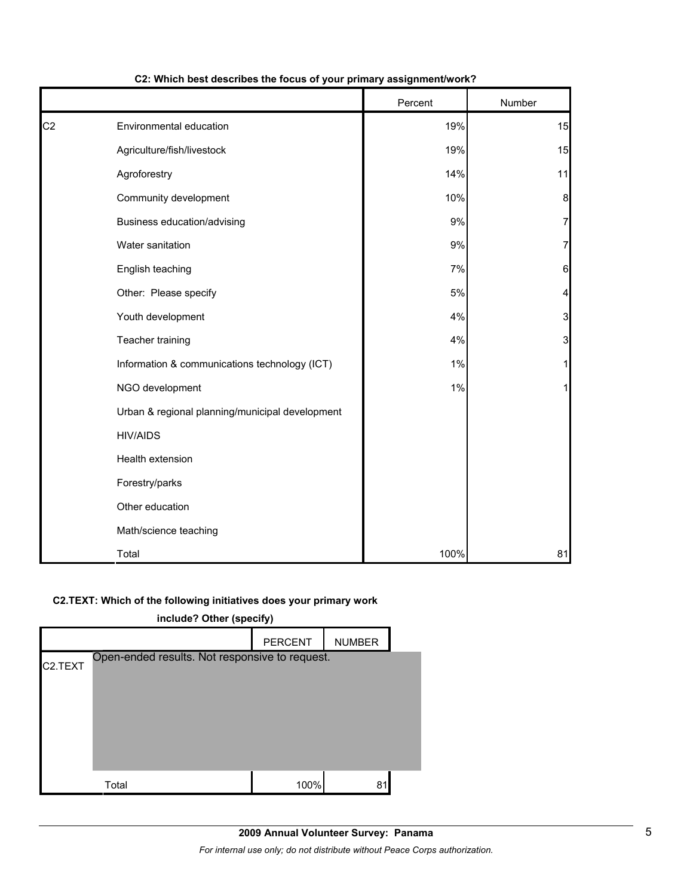**C2: Which best describes the focus of your primary assignment/work?**

| | | Percent | Number |
|---|---|---|---|
| C2 | Environmental education | 19% | 15 |
| | Agriculture/fish/livestock | 19% | 15 |
| | Agroforestry | 14% | 11 |
| | Community development | 10% | 8 |
| | Business education/advising | 9% | 7 |
| | Water sanitation | 9% | 7 |
| | English teaching | 7% | 6 |
| | Other: Please specify | 5% | 4 |
| | Youth development | 4% | 3 |
| | Teacher training | 4% | 3 |
| | Information & communications technology (ICT) | 1% | 1 |
| | NGO development | 1% | 1 |
| | Urban & regional planning/municipal development | | |
| | HIV/AIDS | | |
| | Health extension | | |
| | Forestry/parks | | |
| | Other education | | |
| | Math/science teaching | | |
| | Total | 100% | 81 |

**C2.TEXT: Which of the following initiatives does your primary work include? Other (specify)**

| | | PERCENT | NUMBER |
|---|---|---|---|
| C2.TEXT | Open-ended results. Not responsive to request. | | |
| | Total | 100% | 81 |

**2009 Annual Volunteer Survey: Panama**

*For internal use only; do not distribute without Peace Corps authorization.*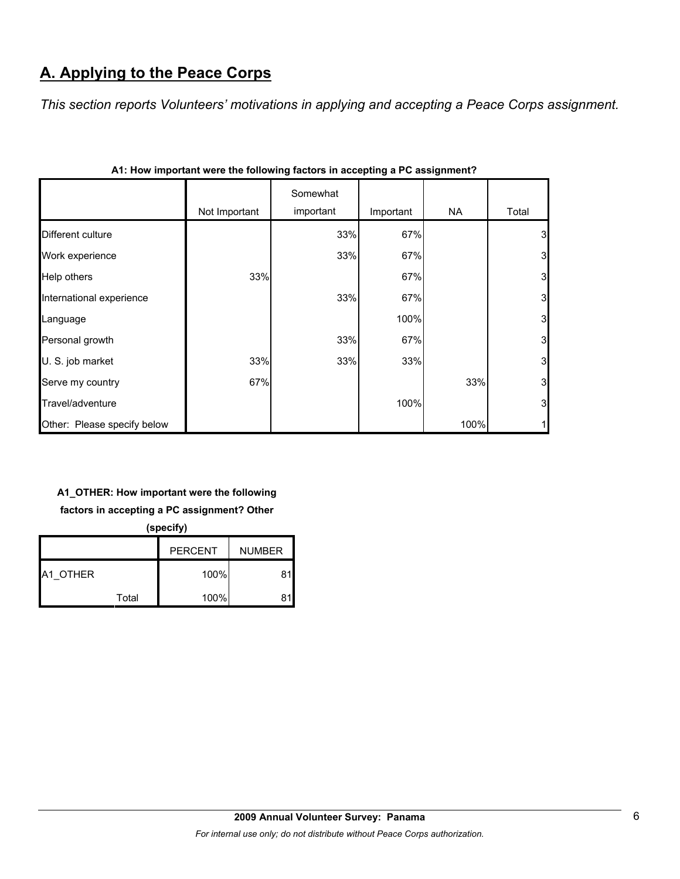## A. Applying to the Peace Corps

*This section reports Volunteers' motivations in applying and accepting a Peace Corps assignment.*

**A1: How important were the following factors in accepting a PC assignment?**

| | Not Important | Somewhat important | Important | NA | Total |
|---|---|---|---|---|---|
| Different culture | | 33% | 67% | | 3 |
| Work experience | | 33% | 67% | | 3 |
| Help others | 33% | | 67% | | 3 |
| International experience | | 33% | 67% | | 3 |
| Language | | | 100% | | 3 |
| Personal growth | | 33% | 67% | | 3 |
| U. S. job market | 33% | 33% | 33% | | 3 |
| Serve my country | 67% | | | 33% | 3 |
| Travel/adventure | | | 100% | | 3 |
| Other: Please specify below | | | | 100% | 1 |

**A1_OTHER: How important were the following factors in accepting a PC assignment? Other (specify)**

| | | PERCENT | NUMBER |
|---|---|---|---|
| A1_OTHER | | 100% | 81 |
| | Total | 100% | 81 |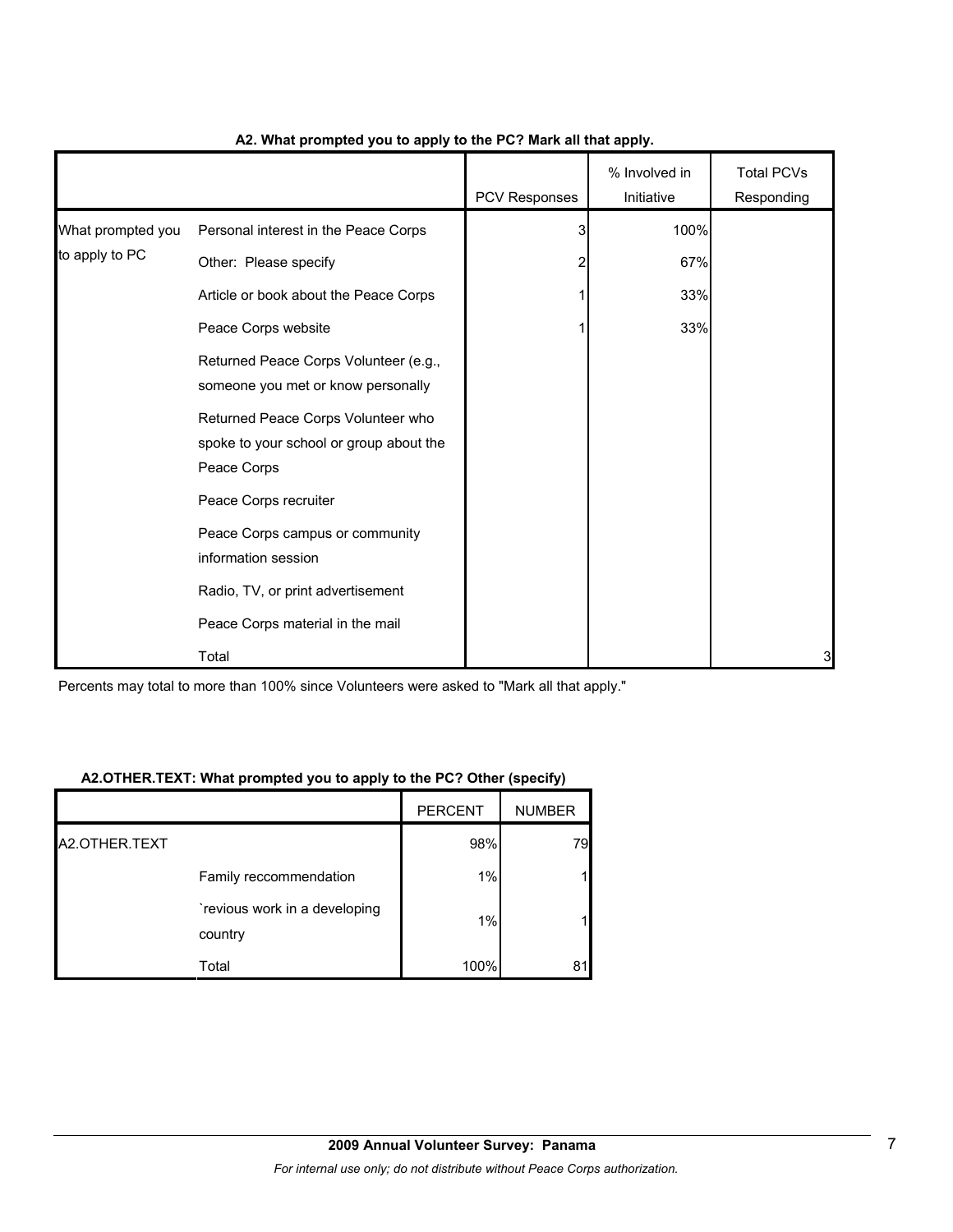**A2. What prompted you to apply to the PC? Mark all that apply.**

| | | PCV Responses | % Involved in Initiative | Total PCVs Responding |
|---|---|---|---|---|
| What prompted you to apply to PC | Personal interest in the Peace Corps | 3 | 100% | |
| | Other: Please specify | 2 | 67% | |
| | Article or book about the Peace Corps | 1 | 33% | |
| | Peace Corps website | 1 | 33% | |
| | Returned Peace Corps Volunteer (e.g., someone you met or know personally | | | |
| | Returned Peace Corps Volunteer who spoke to your school or group about the Peace Corps | | | |
| | Peace Corps recruiter | | | |
| | Peace Corps campus or community information session | | | |
| | Radio, TV, or print advertisement | | | |
| | Peace Corps material in the mail | | | |
| | Total | | | 3 |

Percents may total to more than 100% since Volunteers were asked to "Mark all that apply."

**A2.OTHER.TEXT: What prompted you to apply to the PC? Other (specify)**

| | | PERCENT | NUMBER |
|---|---|---|---|
| A2.OTHER.TEXT | | 98% | 79 |
| | Family reccommendation | 1% | 1 |
| | `revious work in a developing country | 1% | 1 |
| | Total | 100% | 81 |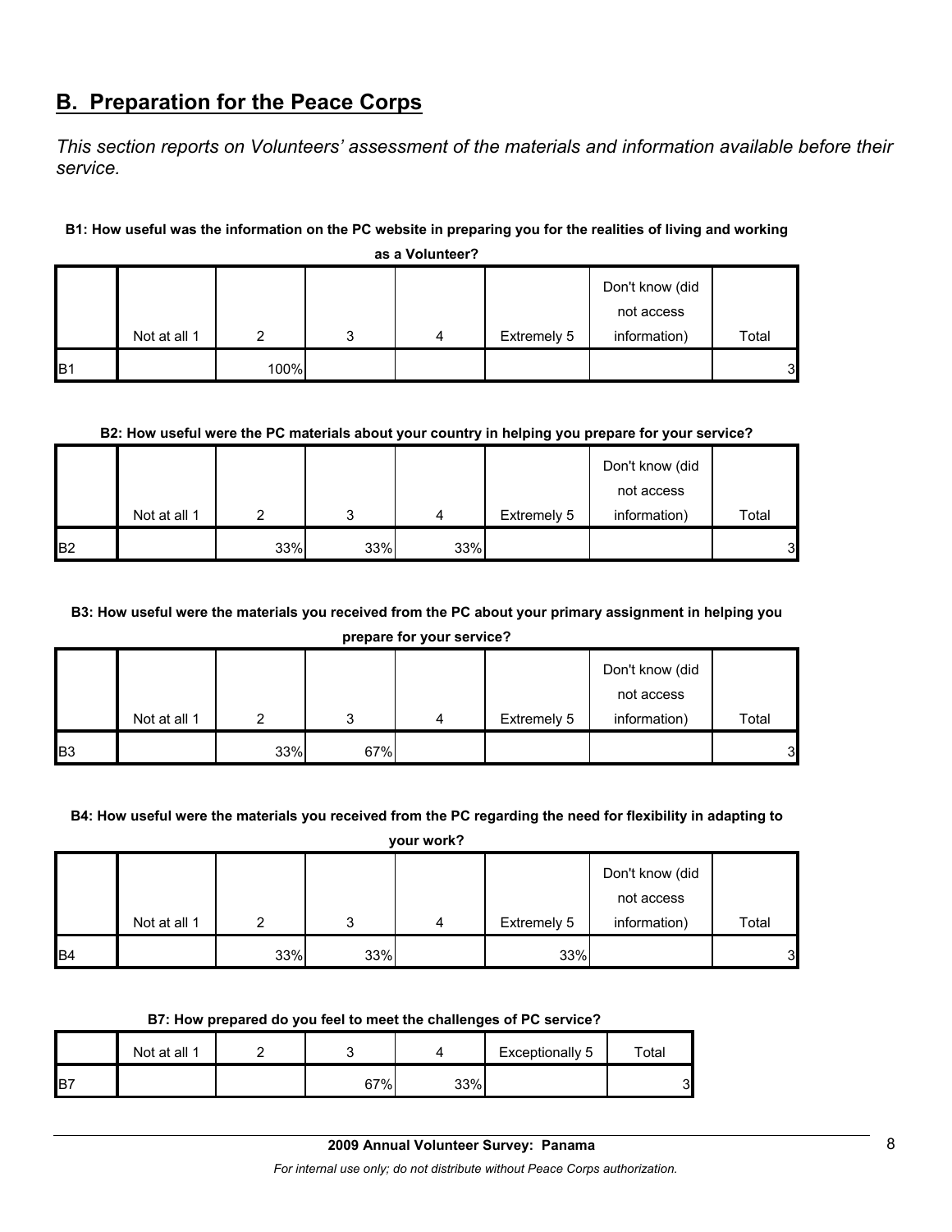## B. Preparation for the Peace Corps

*This section reports on Volunteers' assessment of the materials and information available before their service.*

**B1: How useful was the information on the PC website in preparing you for the realities of living and working as a Volunteer?**

| | Not at all 1 | 2 | 3 | 4 | Extremely 5 | Don't know (did not access information) | Total |
|---|---|---|---|---|---|---|---|
| B1 | | 100% | | | | | 3 |

**B2: How useful were the PC materials about your country in helping you prepare for your service?**

| | Not at all 1 | 2 | 3 | 4 | Extremely 5 | Don't know (did not access information) | Total |
|---|---|---|---|---|---|---|---|
| B2 | | 33% | 33% | 33% | | | 3 |

**B3: How useful were the materials you received from the PC about your primary assignment in helping you prepare for your service?**

| | Not at all 1 | 2 | 3 | 4 | Extremely 5 | Don't know (did not access information) | Total |
|---|---|---|---|---|---|---|---|
| B3 | | 33% | 67% | | | | 3 |

**B4: How useful were the materials you received from the PC regarding the need for flexibility in adapting to your work?**

| | Not at all 1 | 2 | 3 | 4 | Extremely 5 | Don't know (did not access information) | Total |
|---|---|---|---|---|---|---|---|
| B4 | | 33% | 33% | | 33% | | 3 |

**B7: How prepared do you feel to meet the challenges of PC service?**

| | Not at all 1 | 2 | 3 | 4 | Exceptionally 5 | Total |
|---|---|---|---|---|---|---|
| B7 | | | 67% | 33% | | 3 |

**2009 Annual Volunteer Survey: Panama**

*For internal use only; do not distribute without Peace Corps authorization.*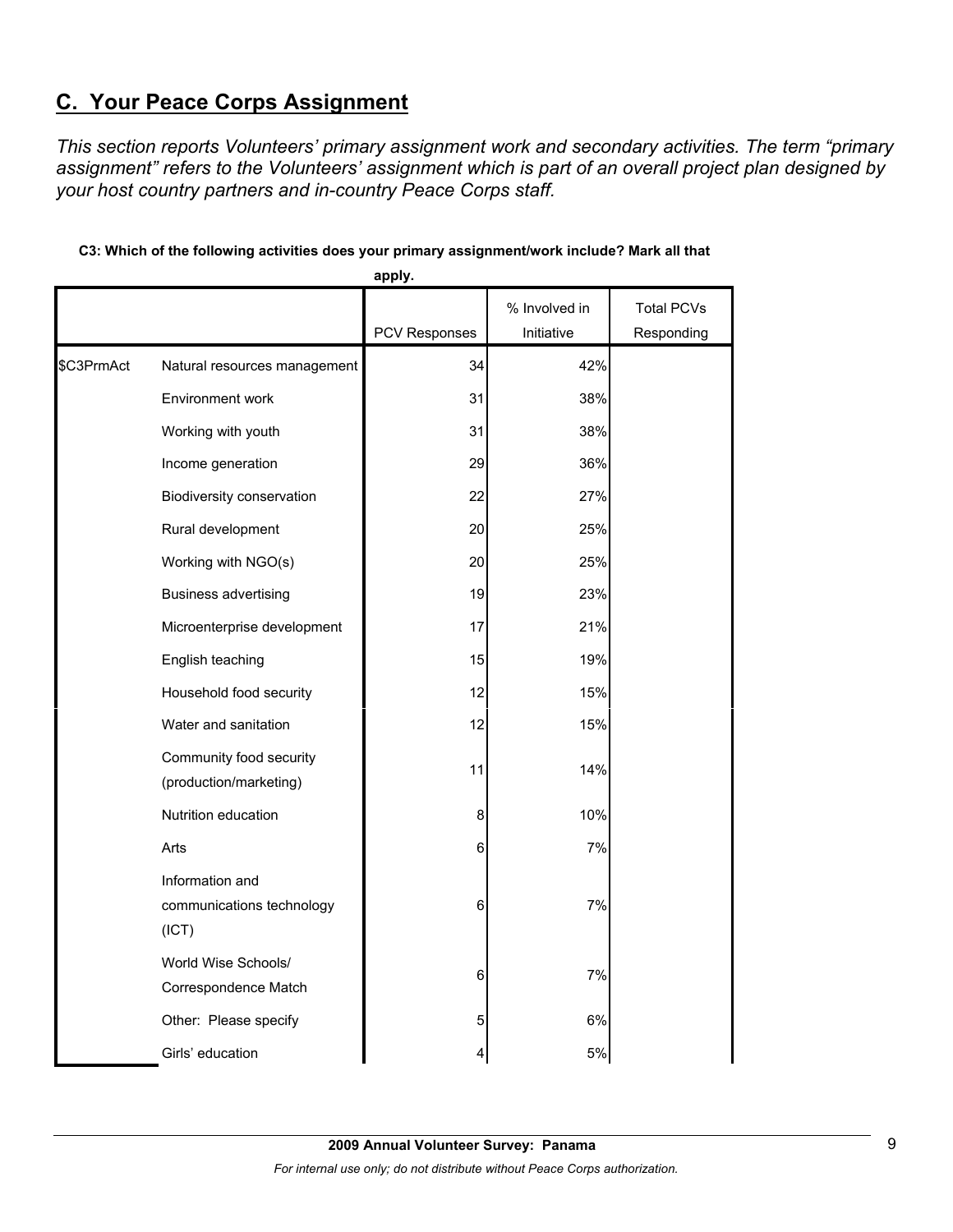## C. Your Peace Corps Assignment

*This section reports Volunteers' primary assignment work and secondary activities. The term "primary assignment" refers to the Volunteers' assignment which is part of an overall project plan designed by your host country partners and in-country Peace Corps staff.*

**C3: Which of the following activities does your primary assignment/work include? Mark all that apply.**

| | | PCV Responses | % Involved in Initiative | Total PCVs Responding |
|---|---|---|---|---|
| $C3PrmAct | Natural resources management | 34 | 42% | |
| | Environment work | 31 | 38% | |
| | Working with youth | 31 | 38% | |
| | Income generation | 29 | 36% | |
| | Biodiversity conservation | 22 | 27% | |
| | Rural development | 20 | 25% | |
| | Working with NGO(s) | 20 | 25% | |
| | Business advertising | 19 | 23% | |
| | Microenterprise development | 17 | 21% | |
| | English teaching | 15 | 19% | |
| | Household food security | 12 | 15% | |
| | Water and sanitation | 12 | 15% | |
| | Community food security (production/marketing) | 11 | 14% | |
| | Nutrition education | 8 | 10% | |
| | Arts | 6 | 7% | |
| | Information and communications technology (ICT) | 6 | 7% | |
| | World Wise Schools/ Correspondence Match | 6 | 7% | |
| | Other: Please specify | 5 | 6% | |
| | Girls' education | 4 | 5% | |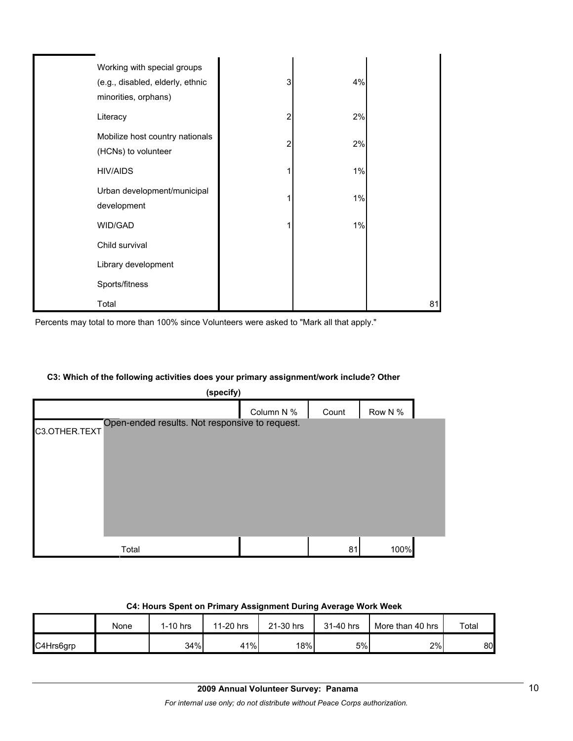| | | | |
|---|---|---|---|
| Working with special groups (e.g., disabled, elderly, ethnic minorities, orphans) | 3 | 4% | |
| Literacy | 2 | 2% | |
| Mobilize host country nationals (HCNs) to volunteer | 2 | 2% | |
| HIV/AIDS | 1 | 1% | |
| Urban development/municipal development | 1 | 1% | |
| WID/GAD | 1 | 1% | |
| Child survival | | | |
| Library development | | | |
| Sports/fitness | | | |
| Total | | | 81 |

Percents may total to more than 100% since Volunteers were asked to "Mark all that apply."

**C3: Which of the following activities does your primary assignment/work include? Other (specify)**

| | | Column N % | Count | Row N % |
|---|---|---|---|---|
| C3.OTHER.TEXT | Open-ended results. Not responsive to request. | | | |
| | Total | | 81 | 100% |

**C4: Hours Spent on Primary Assignment During Average Work Week**

| | None | 1-10 hrs | 11-20 hrs | 21-30 hrs | 31-40 hrs | More than 40 hrs | Total |
|---|---|---|---|---|---|---|---|
| C4Hrs6grp | | 34% | 41% | 18% | 5% | 2% | 80 |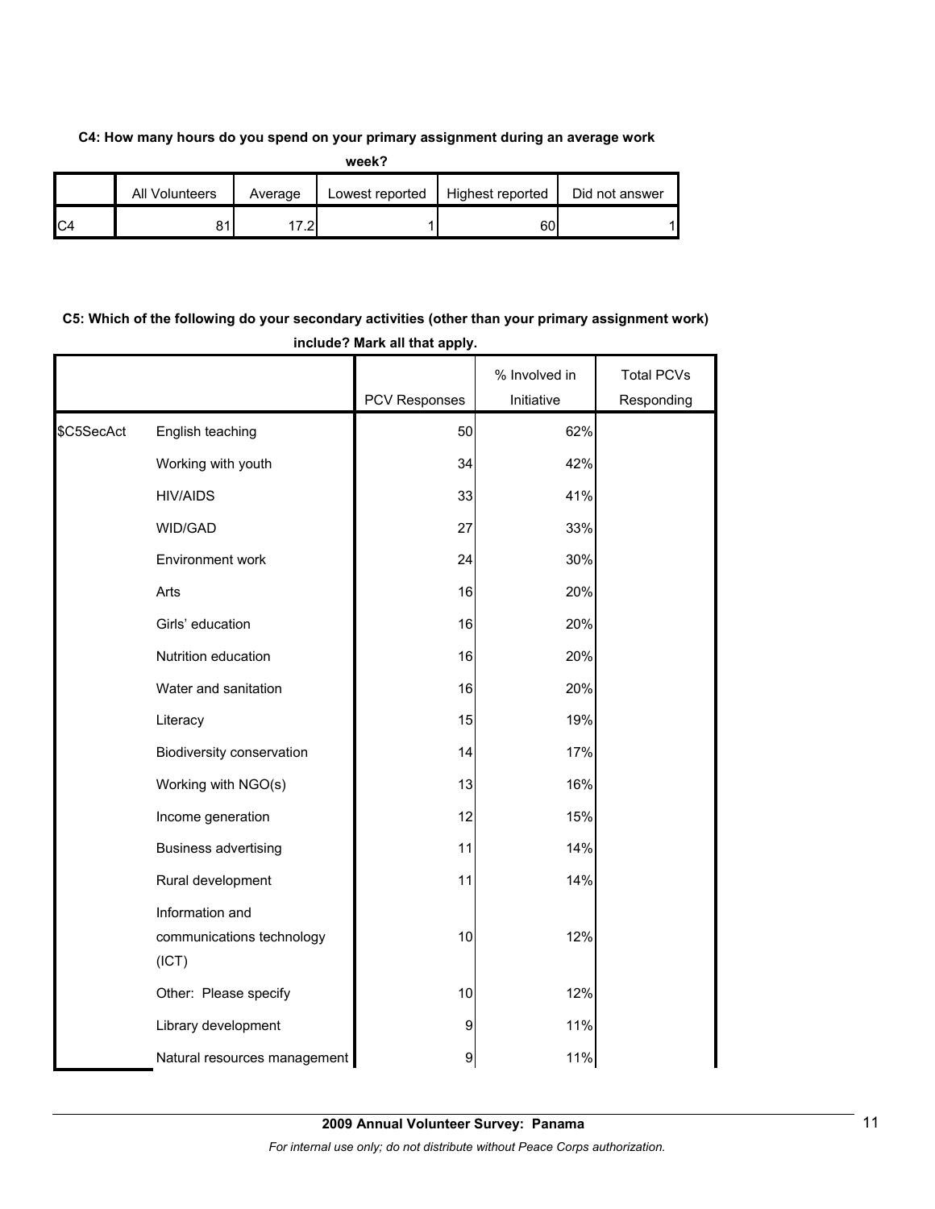**C4: How many hours do you spend on your primary assignment during an average work week?**

| | All Volunteers | Average | Lowest reported | Highest reported | Did not answer |
|---|---|---|---|---|---|
| C4 | 81 | 17.2 | 1 | 60 | 1 |

**C5: Which of the following do your secondary activities (other than your primary assignment work) include? Mark all that apply.**

| | | PCV Responses | % Involved in Initiative | Total PCVs Responding |
|---|---|---|---|---|
| $C5SecAct | English teaching | 50 | 62% | |
| | Working with youth | 34 | 42% | |
| | HIV/AIDS | 33 | 41% | |
| | WID/GAD | 27 | 33% | |
| | Environment work | 24 | 30% | |
| | Arts | 16 | 20% | |
| | Girls' education | 16 | 20% | |
| | Nutrition education | 16 | 20% | |
| | Water and sanitation | 16 | 20% | |
| | Literacy | 15 | 19% | |
| | Biodiversity conservation | 14 | 17% | |
| | Working with NGO(s) | 13 | 16% | |
| | Income generation | 12 | 15% | |
| | Business advertising | 11 | 14% | |
| | Rural development | 11 | 14% | |
| | Information and communications technology (ICT) | 10 | 12% | |
| | Other: Please specify | 10 | 12% | |
| | Library development | 9 | 11% | |
| | Natural resources management | 9 | 11% | |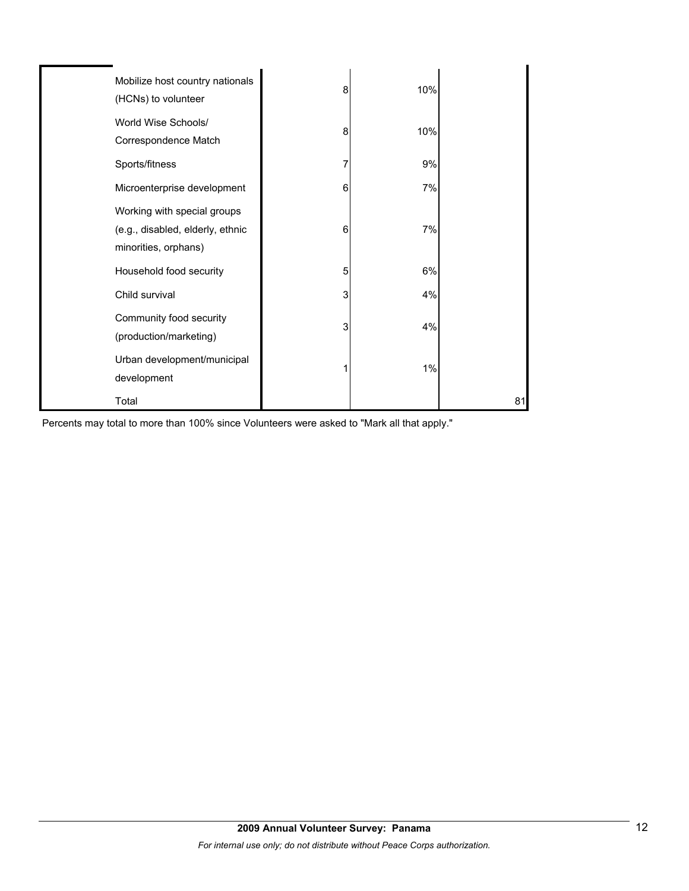| | | | | |
|---|---|---|---|---|
| | Mobilize host country nationals (HCNs) to volunteer | 8 | 10% | |
| | World Wise Schools/ Correspondence Match | 8 | 10% | |
| | Sports/fitness | 7 | 9% | |
| | Microenterprise development | 6 | 7% | |
| | Working with special groups (e.g., disabled, elderly, ethnic minorities, orphans) | 6 | 7% | |
| | Household food security | 5 | 6% | |
| | Child survival | 3 | 4% | |
| | Community food security (production/marketing) | 3 | 4% | |
| | Urban development/municipal development | 1 | 1% | |
| | Total | | | 81 |

Percents may total to more than 100% since Volunteers were asked to "Mark all that apply."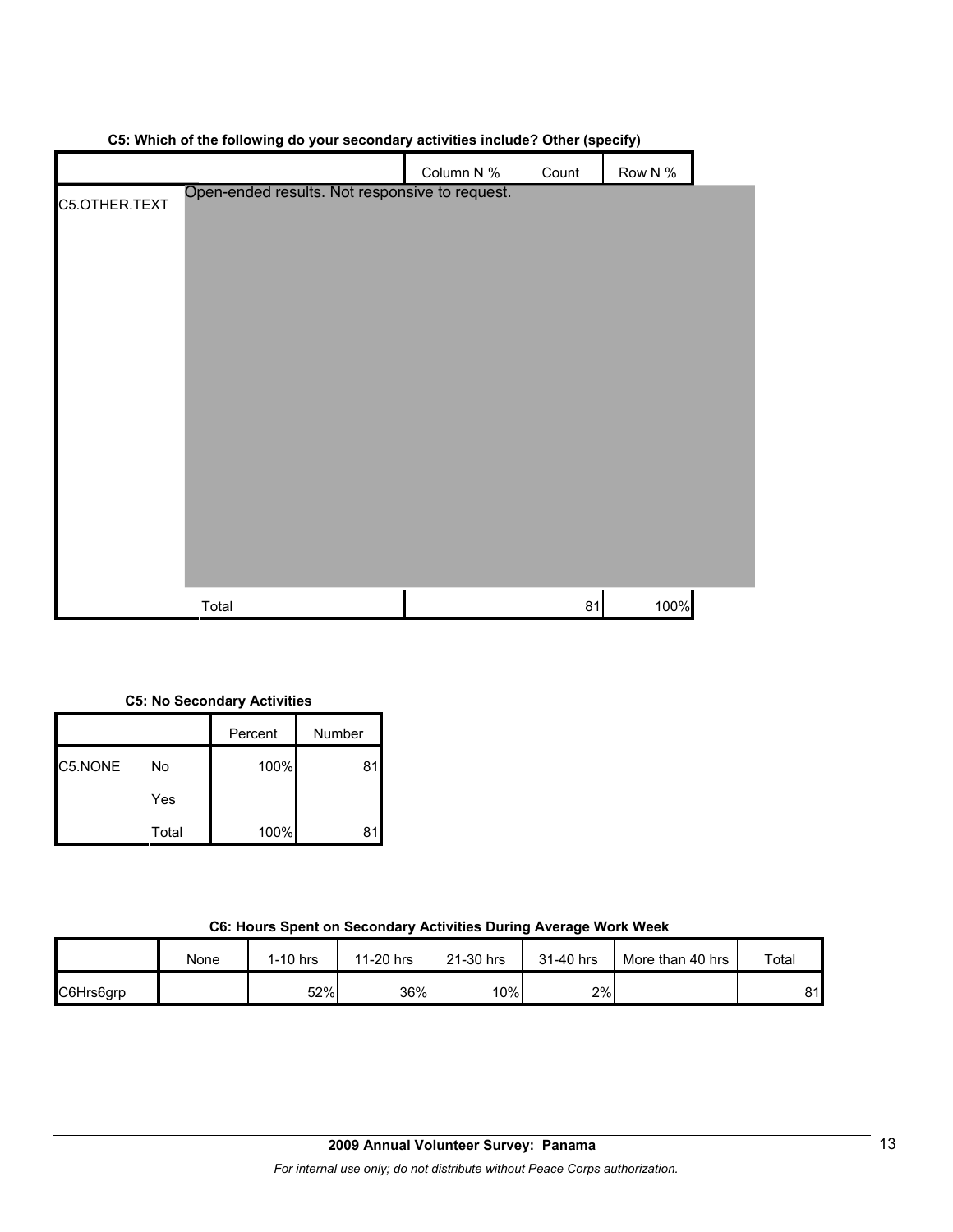**C5: Which of the following do your secondary activities include? Other (specify)**

| | | Column N % | Count | Row N % |
|---|---|---|---|---|
| C5.OTHER.TEXT | Open-ended results. Not responsive to request. | | | |
| | Total | | 81 | 100% |

**C5: No Secondary Activities**

| | | Percent | Number |
|---|---|---|---|
| C5.NONE | No | 100% | 81 |
| | Yes | | |
| | Total | 100% | 81 |

**C6: Hours Spent on Secondary Activities During Average Work Week**

| | None | 1-10 hrs | 11-20 hrs | 21-30 hrs | 31-40 hrs | More than 40 hrs | Total |
|---|---|---|---|---|---|---|---|
| C6Hrs6grp | | 52% | 36% | 10% | 2% | | 81 |

**2009 Annual Volunteer Survey: Panama**

*For internal use only; do not distribute without Peace Corps authorization.*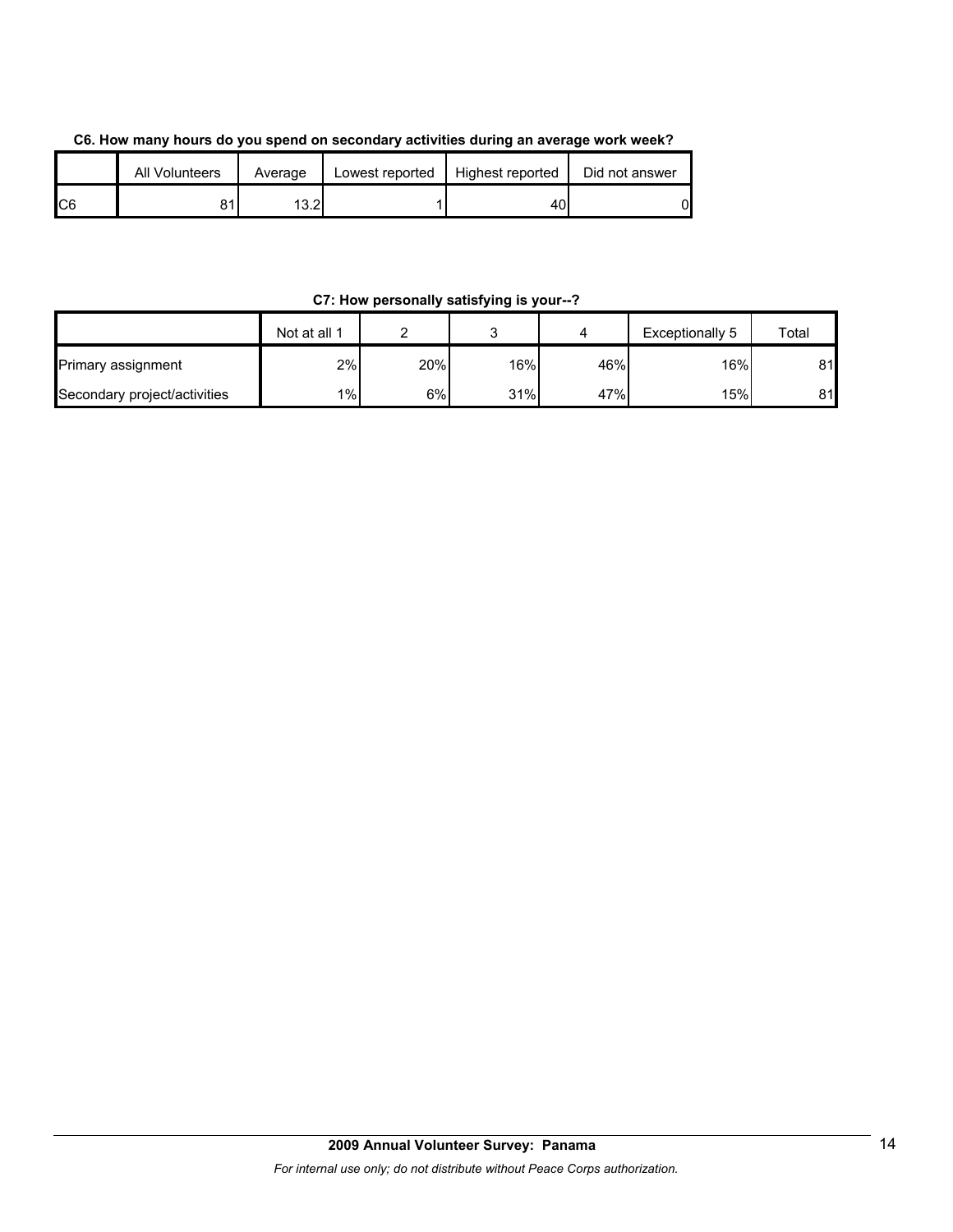**C6. How many hours do you spend on secondary activities during an average work week?**

| | All Volunteers | Average | Lowest reported | Highest reported | Did not answer |
|---|---|---|---|---|---|
| C6 | 81 | 13.2 | 1 | 40 | 0 |

**C7: How personally satisfying is your--?**

| | Not at all 1 | 2 | 3 | 4 | Exceptionally 5 | Total |
|---|---|---|---|---|---|---|
| Primary assignment | 2% | 20% | 16% | 46% | 16% | 81 |
| Secondary project/activities | 1% | 6% | 31% | 47% | 15% | 81 |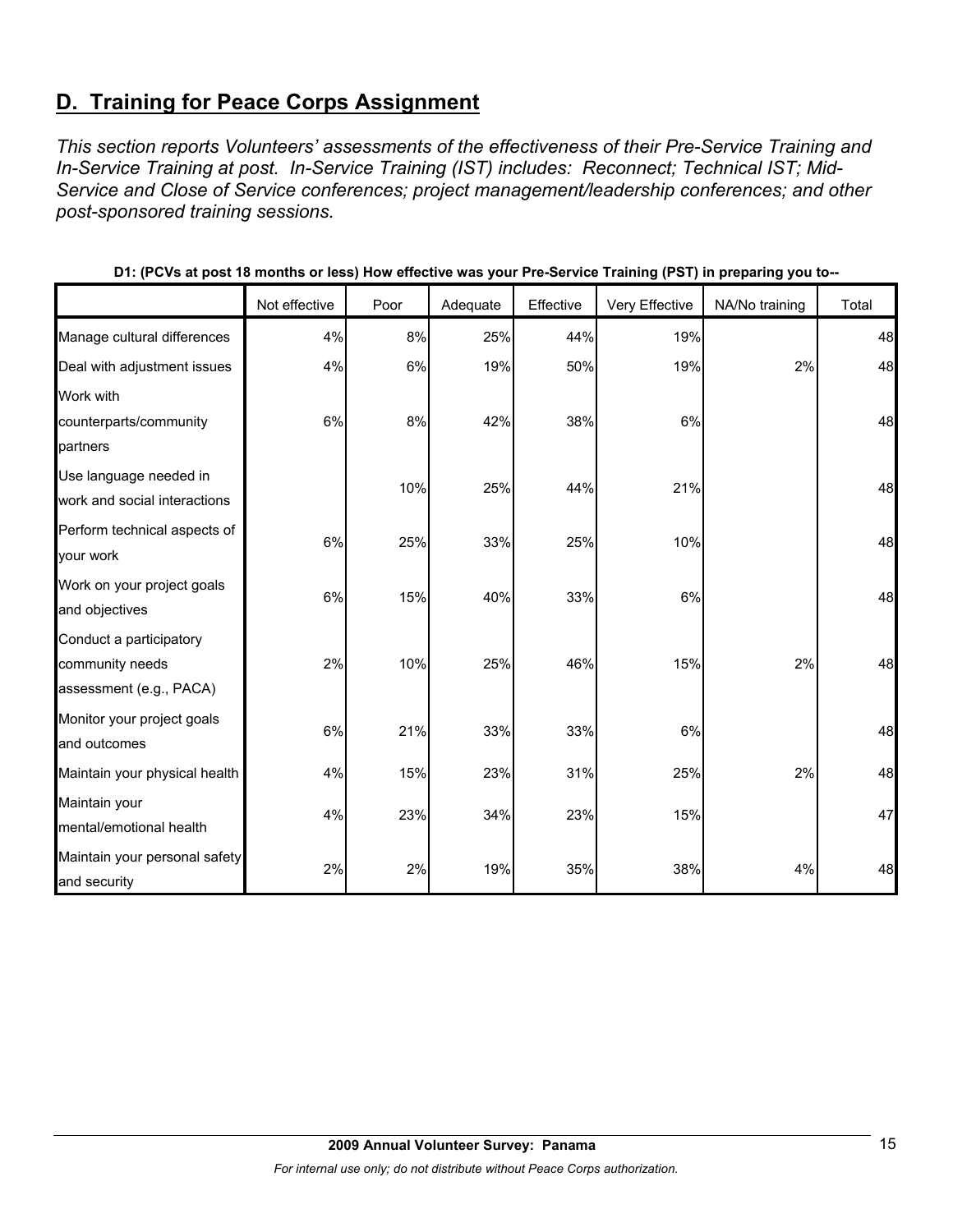## D. Training for Peace Corps Assignment

*This section reports Volunteers' assessments of the effectiveness of their Pre-Service Training and In-Service Training at post. In-Service Training (IST) includes: Reconnect; Technical IST; Mid-Service and Close of Service conferences; project management/leadership conferences; and other post-sponsored training sessions.*

**D1: (PCVs at post 18 months or less) How effective was your Pre-Service Training (PST) in preparing you to--**

| | Not effective | Poor | Adequate | Effective | Very Effective | NA/No training | Total |
|---|---|---|---|---|---|---|---|
| Manage cultural differences | 4% | 8% | 25% | 44% | 19% | | 48 |
| Deal with adjustment issues | 4% | 6% | 19% | 50% | 19% | 2% | 48 |
| Work with counterparts/community partners | 6% | 8% | 42% | 38% | 6% | | 48 |
| Use language needed in work and social interactions | | 10% | 25% | 44% | 21% | | 48 |
| Perform technical aspects of your work | 6% | 25% | 33% | 25% | 10% | | 48 |
| Work on your project goals and objectives | 6% | 15% | 40% | 33% | 6% | | 48 |
| Conduct a participatory community needs assessment (e.g., PACA) | 2% | 10% | 25% | 46% | 15% | 2% | 48 |
| Monitor your project goals and outcomes | 6% | 21% | 33% | 33% | 6% | | 48 |
| Maintain your physical health | 4% | 15% | 23% | 31% | 25% | 2% | 48 |
| Maintain your mental/emotional health | 4% | 23% | 34% | 23% | 15% | | 47 |
| Maintain your personal safety and security | 2% | 2% | 19% | 35% | 38% | 4% | 48 |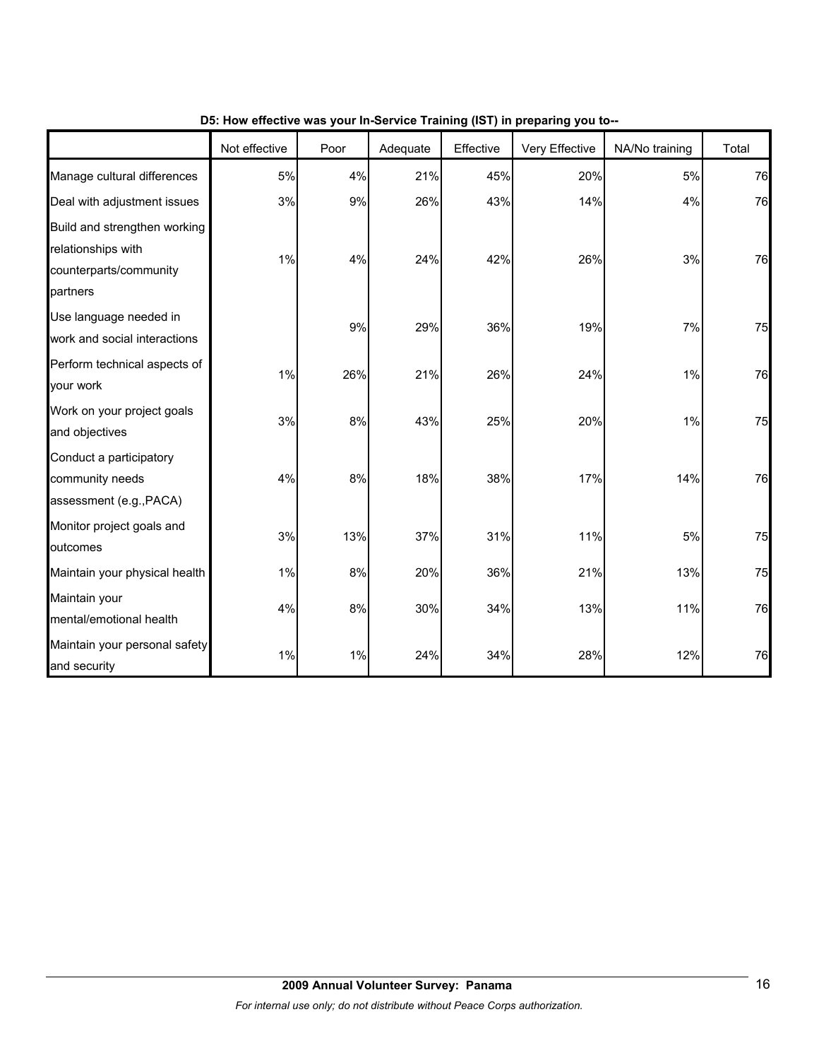**D5: How effective was your In-Service Training (IST) in preparing you to--**

| | Not effective | Poor | Adequate | Effective | Very Effective | NA/No training | Total |
|---|---|---|---|---|---|---|---|
| Manage cultural differences | 5% | 4% | 21% | 45% | 20% | 5% | 76 |
| Deal with adjustment issues | 3% | 9% | 26% | 43% | 14% | 4% | 76 |
| Build and strengthen working relationships with counterparts/community partners | 1% | 4% | 24% | 42% | 26% | 3% | 76 |
| Use language needed in work and social interactions | | 9% | 29% | 36% | 19% | 7% | 75 |
| Perform technical aspects of your work | 1% | 26% | 21% | 26% | 24% | 1% | 76 |
| Work on your project goals and objectives | 3% | 8% | 43% | 25% | 20% | 1% | 75 |
| Conduct a participatory community needs assessment (e.g.,PACA) | 4% | 8% | 18% | 38% | 17% | 14% | 76 |
| Monitor project goals and outcomes | 3% | 13% | 37% | 31% | 11% | 5% | 75 |
| Maintain your physical health | 1% | 8% | 20% | 36% | 21% | 13% | 75 |
| Maintain your mental/emotional health | 4% | 8% | 30% | 34% | 13% | 11% | 76 |
| Maintain your personal safety and security | 1% | 1% | 24% | 34% | 28% | 12% | 76 |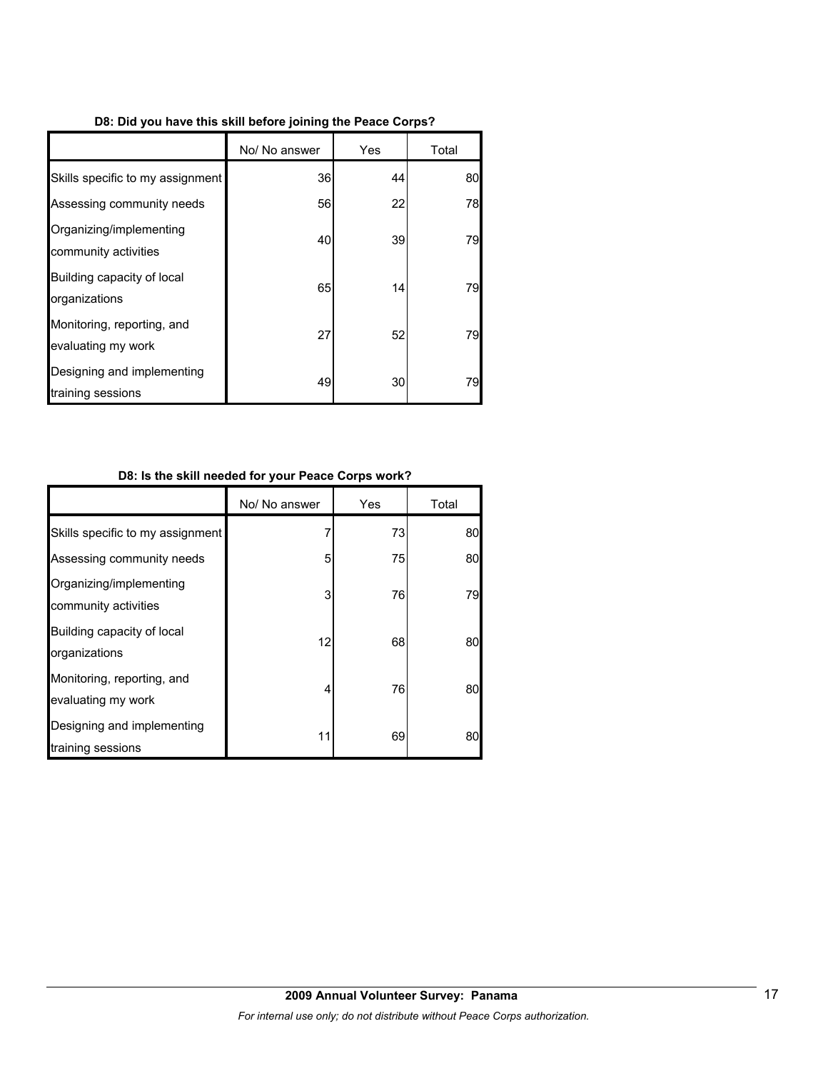**D8: Did you have this skill before joining the Peace Corps?**

| | No/ No answer | Yes | Total |
|---|---|---|---|
| Skills specific to my assignment | 36 | 44 | 80 |
| Assessing community needs | 56 | 22 | 78 |
| Organizing/implementing community activities | 40 | 39 | 79 |
| Building capacity of local organizations | 65 | 14 | 79 |
| Monitoring, reporting, and evaluating my work | 27 | 52 | 79 |
| Designing and implementing training sessions | 49 | 30 | 79 |

**D8: Is the skill needed for your Peace Corps work?**

| | No/ No answer | Yes | Total |
|---|---|---|---|
| Skills specific to my assignment | 7 | 73 | 80 |
| Assessing community needs | 5 | 75 | 80 |
| Organizing/implementing community activities | 3 | 76 | 79 |
| Building capacity of local organizations | 12 | 68 | 80 |
| Monitoring, reporting, and evaluating my work | 4 | 76 | 80 |
| Designing and implementing training sessions | 11 | 69 | 80 |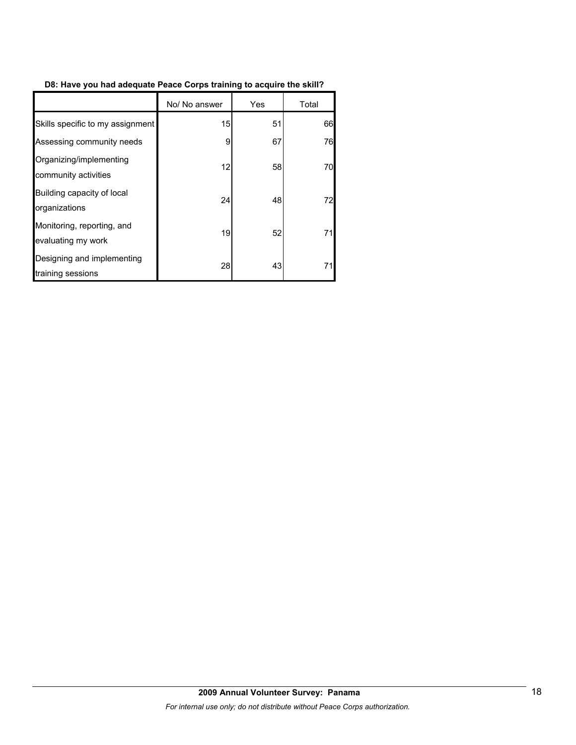**D8: Have you had adequate Peace Corps training to acquire the skill?**

|  | No/ No answer | Yes | Total |
|---|---|---|---|
| Skills specific to my assignment | 15 | 51 | 66 |
| Assessing community needs | 9 | 67 | 76 |
| Organizing/implementing community activities | 12 | 58 | 70 |
| Building capacity of local organizations | 24 | 48 | 72 |
| Monitoring, reporting, and evaluating my work | 19 | 52 | 71 |
| Designing and implementing training sessions | 28 | 43 | 71 |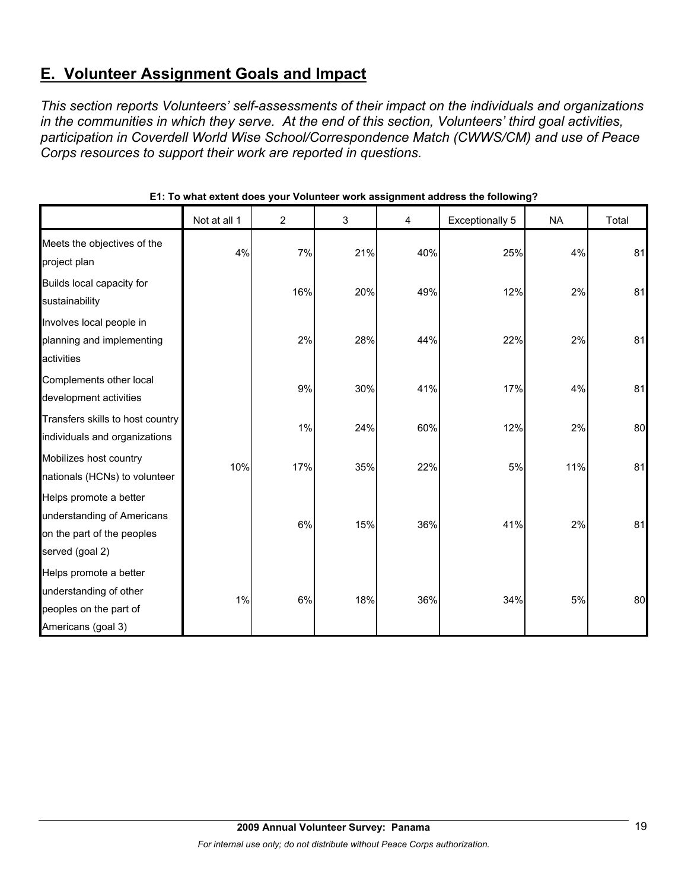## E. Volunteer Assignment Goals and Impact

*This section reports Volunteers' self-assessments of their impact on the individuals and organizations in the communities in which they serve. At the end of this section, Volunteers' third goal activities, participation in Coverdell World Wise School/Correspondence Match (CWWS/CM) and use of Peace Corps resources to support their work are reported in questions.*

**E1: To what extent does your Volunteer work assignment address the following?**

| | Not at all 1 | 2 | 3 | 4 | Exceptionally 5 | NA | Total |
|---|---|---|---|---|---|---|---|
| Meets the objectives of the project plan | 4% | 7% | 21% | 40% | 25% | 4% | 81 |
| Builds local capacity for sustainability | | 16% | 20% | 49% | 12% | 2% | 81 |
| Involves local people in planning and implementing activities | | 2% | 28% | 44% | 22% | 2% | 81 |
| Complements other local development activities | | 9% | 30% | 41% | 17% | 4% | 81 |
| Transfers skills to host country individuals and organizations | | 1% | 24% | 60% | 12% | 2% | 80 |
| Mobilizes host country nationals (HCNs) to volunteer | 10% | 17% | 35% | 22% | 5% | 11% | 81 |
| Helps promote a better understanding of Americans on the part of the peoples served (goal 2) | | 6% | 15% | 36% | 41% | 2% | 81 |
| Helps promote a better understanding of other peoples on the part of Americans (goal 3) | 1% | 6% | 18% | 36% | 34% | 5% | 80 |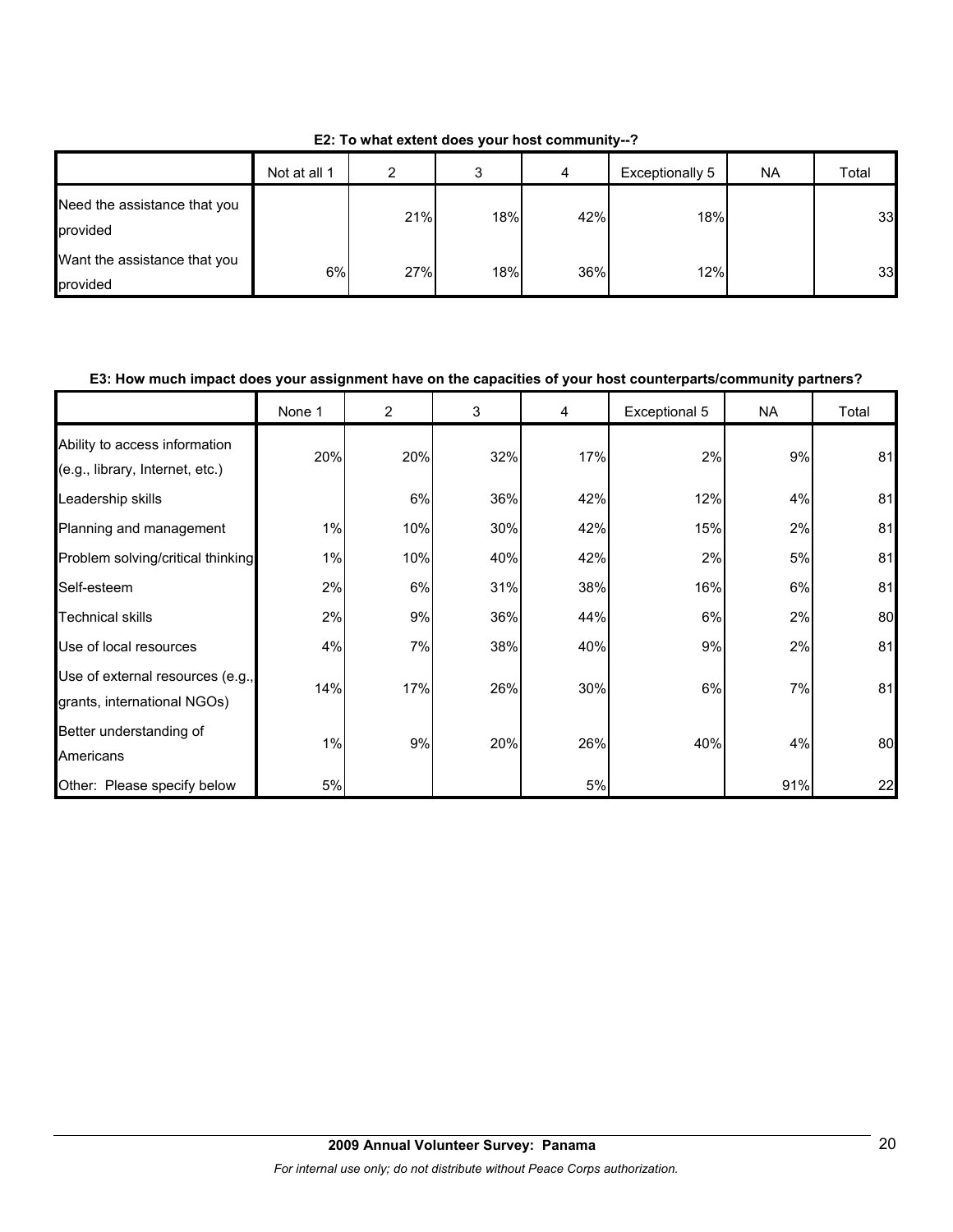**E2: To what extent does your host community--?**

| | Not at all 1 | 2 | 3 | 4 | Exceptionally 5 | NA | Total |
|---|---|---|---|---|---|---|---|
| Need the assistance that you provided | | 21% | 18% | 42% | 18% | | 33 |
| Want the assistance that you provided | 6% | 27% | 18% | 36% | 12% | | 33 |

**E3: How much impact does your assignment have on the capacities of your host counterparts/community partners?**

| | None 1 | 2 | 3 | 4 | Exceptional 5 | NA | Total |
|---|---|---|---|---|---|---|---|
| Ability to access information (e.g., library, Internet, etc.) | 20% | 20% | 32% | 17% | 2% | 9% | 81 |
| Leadership skills | | 6% | 36% | 42% | 12% | 4% | 81 |
| Planning and management | 1% | 10% | 30% | 42% | 15% | 2% | 81 |
| Problem solving/critical thinking | 1% | 10% | 40% | 42% | 2% | 5% | 81 |
| Self-esteem | 2% | 6% | 31% | 38% | 16% | 6% | 81 |
| Technical skills | 2% | 9% | 36% | 44% | 6% | 2% | 80 |
| Use of local resources | 4% | 7% | 38% | 40% | 9% | 2% | 81 |
| Use of external resources (e.g., grants, international NGOs) | 14% | 17% | 26% | 30% | 6% | 7% | 81 |
| Better understanding of Americans | 1% | 9% | 20% | 26% | 40% | 4% | 80 |
| Other: Please specify below | 5% | | | 5% | | 91% | 22 |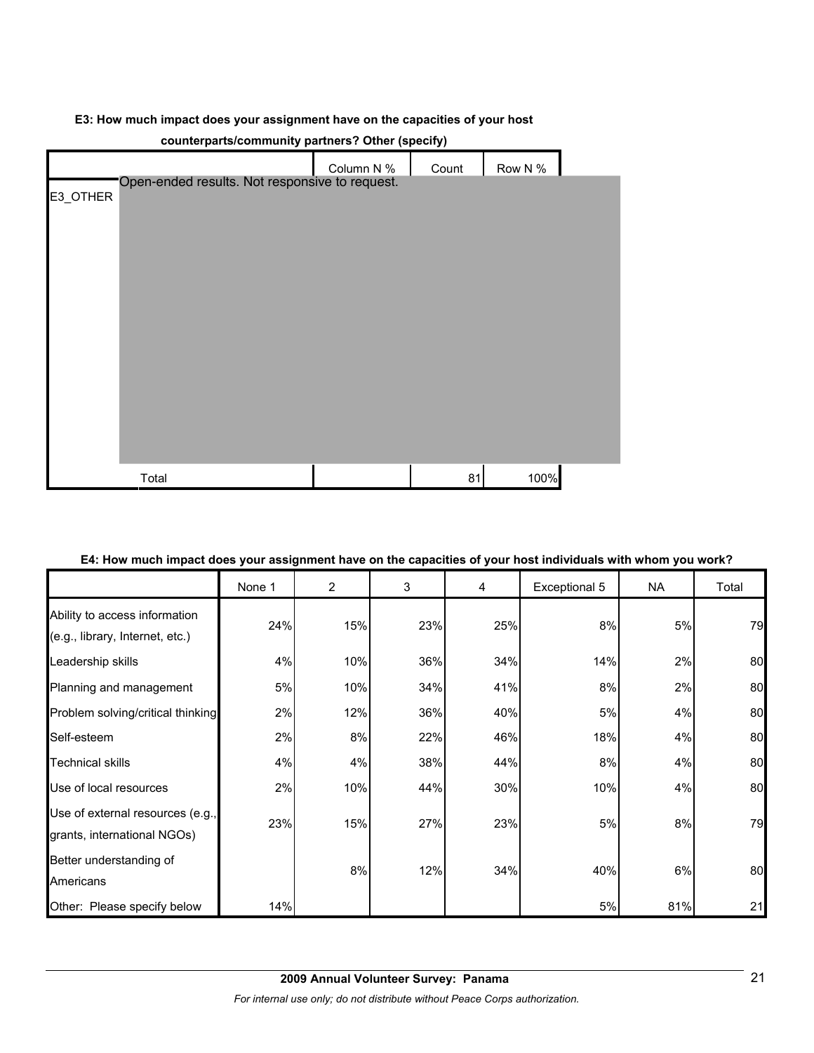**E3: How much impact does your assignment have on the capacities of your host counterparts/community partners? Other (specify)**

| | | Column N % | Count | Row N % |
|---|---|---|---|---|
| E3_OTHER | Open-ended results. Not responsive to request. | | | |
| | Total | | 81 | 100% |

**E4: How much impact does your assignment have on the capacities of your host individuals with whom you work?**

| | None 1 | 2 | 3 | 4 | Exceptional 5 | NA | Total |
|---|---|---|---|---|---|---|---|
| Ability to access information (e.g., library, Internet, etc.) | 24% | 15% | 23% | 25% | 8% | 5% | 79 |
| Leadership skills | 4% | 10% | 36% | 34% | 14% | 2% | 80 |
| Planning and management | 5% | 10% | 34% | 41% | 8% | 2% | 80 |
| Problem solving/critical thinking | 2% | 12% | 36% | 40% | 5% | 4% | 80 |
| Self-esteem | 2% | 8% | 22% | 46% | 18% | 4% | 80 |
| Technical skills | 4% | 4% | 38% | 44% | 8% | 4% | 80 |
| Use of local resources | 2% | 10% | 44% | 30% | 10% | 4% | 80 |
| Use of external resources (e.g., grants, international NGOs) | 23% | 15% | 27% | 23% | 5% | 8% | 79 |
| Better understanding of Americans | | 8% | 12% | 34% | 40% | 6% | 80 |
| Other: Please specify below | 14% | | | | 5% | 81% | 21 |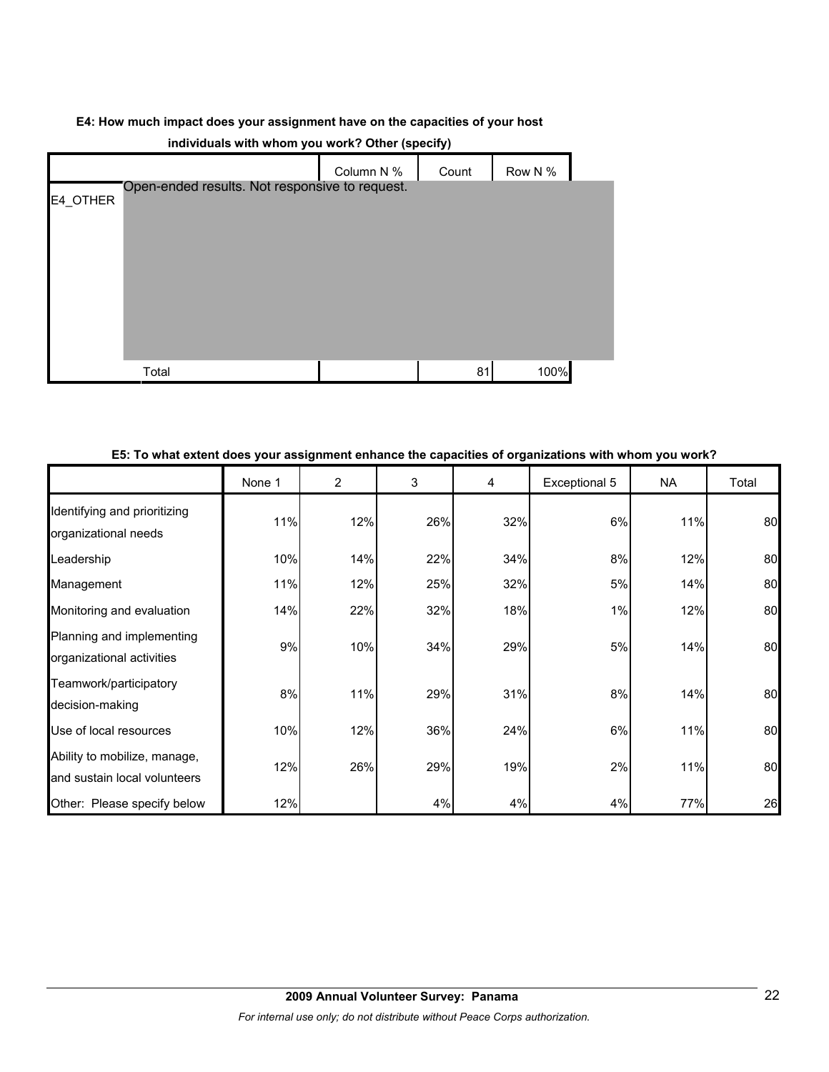**E4: How much impact does your assignment have on the capacities of your host individuals with whom you work? Other (specify)**

| | | Column N % | Count | Row N % |
|---|---|---|---|---|
| E4_OTHER | Open-ended results. Not responsive to request. | | | |
| | Total | | 81 | 100% |

**E5: To what extent does your assignment enhance the capacities of organizations with whom you work?**

| | None 1 | 2 | 3 | 4 | Exceptional 5 | NA | Total |
|---|---|---|---|---|---|---|---|
| Identifying and prioritizing organizational needs | 11% | 12% | 26% | 32% | 6% | 11% | 80 |
| Leadership | 10% | 14% | 22% | 34% | 8% | 12% | 80 |
| Management | 11% | 12% | 25% | 32% | 5% | 14% | 80 |
| Monitoring and evaluation | 14% | 22% | 32% | 18% | 1% | 12% | 80 |
| Planning and implementing organizational activities | 9% | 10% | 34% | 29% | 5% | 14% | 80 |
| Teamwork/participatory decision-making | 8% | 11% | 29% | 31% | 8% | 14% | 80 |
| Use of local resources | 10% | 12% | 36% | 24% | 6% | 11% | 80 |
| Ability to mobilize, manage, and sustain local volunteers | 12% | 26% | 29% | 19% | 2% | 11% | 80 |
| Other: Please specify below | 12% | | 4% | 4% | 4% | 77% | 26 |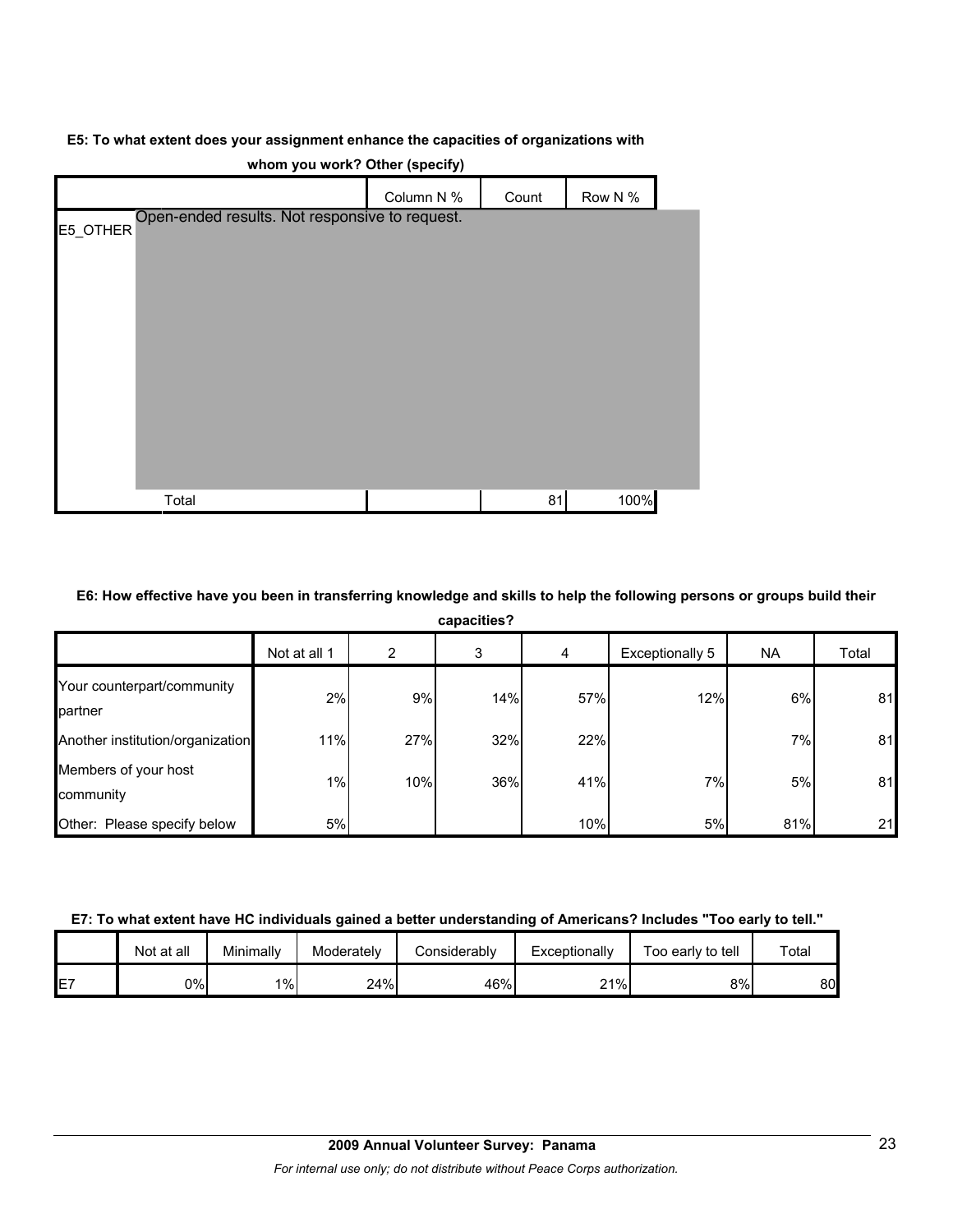**E5: To what extent does your assignment enhance the capacities of organizations with whom you work? Other (specify)**

| | | Column N % | Count | Row N % |
|---|---|---|---|---|
| E5_OTHER | Open-ended results. Not responsive to request. | | | |
| | Total | | 81 | 100% |

**E6: How effective have you been in transferring knowledge and skills to help the following persons or groups build their capacities?**

| | Not at all 1 | 2 | 3 | 4 | Exceptionally 5 | NA | Total |
|---|---|---|---|---|---|---|---|
| Your counterpart/community partner | 2% | 9% | 14% | 57% | 12% | 6% | 81 |
| Another institution/organization | 11% | 27% | 32% | 22% | | 7% | 81 |
| Members of your host community | 1% | 10% | 36% | 41% | 7% | 5% | 81 |
| Other: Please specify below | 5% | | | 10% | 5% | 81% | 21 |

**E7: To what extent have HC individuals gained a better understanding of Americans? Includes "Too early to tell."**

| | Not at all | Minimally | Moderately | Considerably | Exceptionally | Too early to tell | Total |
|---|---|---|---|---|---|---|---|
| E7 | 0% | 1% | 24% | 46% | 21% | 8% | 80 |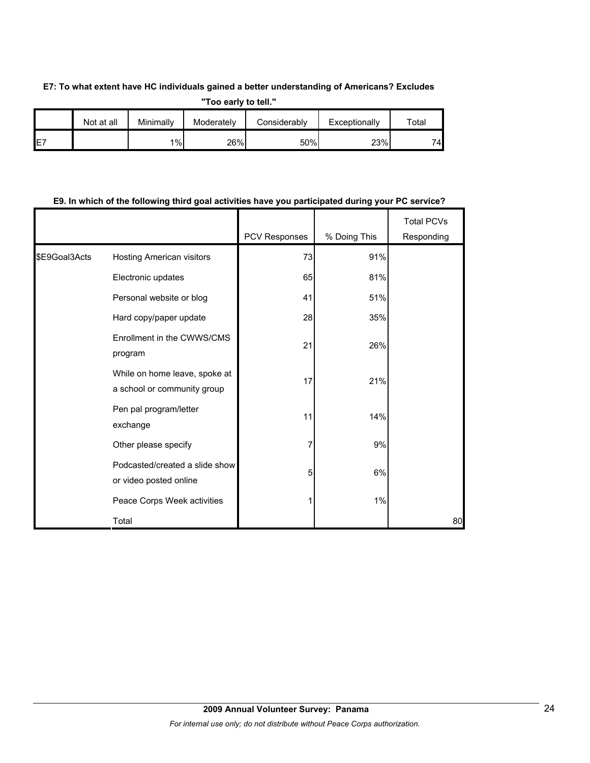**E7: To what extent have HC individuals gained a better understanding of Americans? Excludes "Too early to tell."**

| | Not at all | Minimally | Moderately | Considerably | Exceptionally | Total |
|---|---|---|---|---|---|---|
| E7 | | 1% | 26% | 50% | 23% | 74 |

**E9. In which of the following third goal activities have you participated during your PC service?**

| | | PCV Responses | % Doing This | Total PCVs Responding |
|---|---|---|---|---|
| $E9Goal3Acts | Hosting American visitors | 73 | 91% | |
| | Electronic updates | 65 | 81% | |
| | Personal website or blog | 41 | 51% | |
| | Hard copy/paper update | 28 | 35% | |
| | Enrollment in the CWWS/CMS program | 21 | 26% | |
| | While on home leave, spoke at a school or community group | 17 | 21% | |
| | Pen pal program/letter exchange | 11 | 14% | |
| | Other please specify | 7 | 9% | |
| | Podcasted/created a slide show or video posted online | 5 | 6% | |
| | Peace Corps Week activities | 1 | 1% | |
| | Total | | | 80 |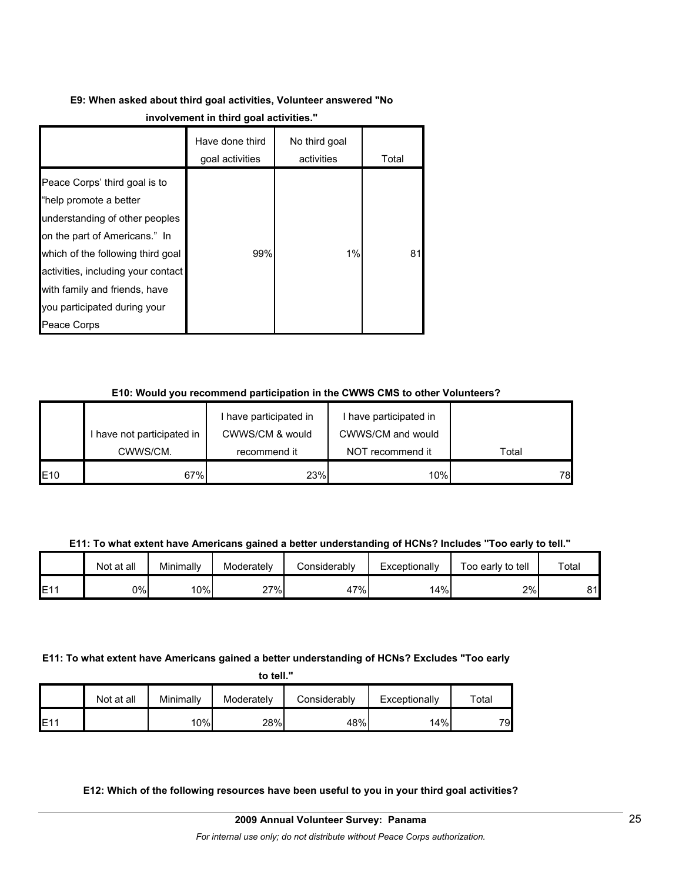**E9: When asked about third goal activities, Volunteer answered "No involvement in third goal activities."**

| | Have done third goal activities | No third goal activities | Total |
|---|---|---|---|
| Peace Corps' third goal is to "help promote a better understanding of other peoples on the part of Americans." In which of the following third goal activities, including your contact with family and friends, have you participated during your Peace Corps | 99% | 1% | 81 |

**E10: Would you recommend participation in the CWWS CMS to other Volunteers?**

| | I have not participated in CWWS/CM. | I have participated in CWWS/CM & would recommend it | I have participated in CWWS/CM and would NOT recommend it | Total |
|---|---|---|---|---|
| E10 | 67% | 23% | 10% | 78 |

**E11: To what extent have Americans gained a better understanding of HCNs? Includes "Too early to tell."**

| | Not at all | Minimally | Moderately | Considerably | Exceptionally | Too early to tell | Total |
|---|---|---|---|---|---|---|---|
| E11 | 0% | 10% | 27% | 47% | 14% | 2% | 81 |

**E11: To what extent have Americans gained a better understanding of HCNs? Excludes "Too early to tell."**

| | Not at all | Minimally | Moderately | Considerably | Exceptionally | Total |
|---|---|---|---|---|---|---|
| E11 | | 10% | 28% | 48% | 14% | 79 |

**E12: Which of the following resources have been useful to you in your third goal activities?**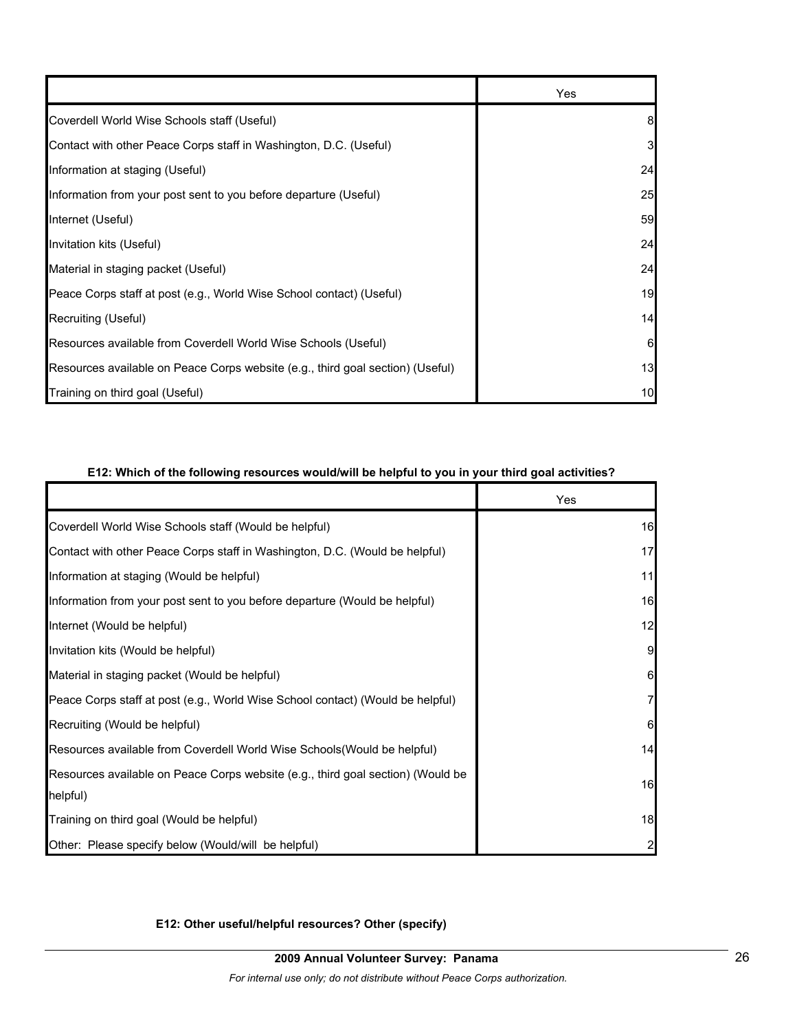| | Yes |
|---|---|
| Coverdell World Wise Schools staff (Useful) | 8 |
| Contact with other Peace Corps staff in Washington, D.C. (Useful) | 3 |
| Information at staging (Useful) | 24 |
| Information from your post sent to you before departure (Useful) | 25 |
| Internet (Useful) | 59 |
| Invitation kits (Useful) | 24 |
| Material in staging packet (Useful) | 24 |
| Peace Corps staff at post (e.g., World Wise School contact) (Useful) | 19 |
| Recruiting (Useful) | 14 |
| Resources available from Coverdell World Wise Schools (Useful) | 6 |
| Resources available on Peace Corps website (e.g., third goal section) (Useful) | 13 |
| Training on third goal (Useful) | 10 |

**E12: Which of the following resources would/will be helpful to you in your third goal activities?**

| | Yes |
|---|---|
| Coverdell World Wise Schools staff (Would be helpful) | 16 |
| Contact with other Peace Corps staff in Washington, D.C. (Would be helpful) | 17 |
| Information at staging (Would be helpful) | 11 |
| Information from your post sent to you before departure (Would be helpful) | 16 |
| Internet (Would be helpful) | 12 |
| Invitation kits (Would be helpful) | 9 |
| Material in staging packet (Would be helpful) | 6 |
| Peace Corps staff at post (e.g., World Wise School contact) (Would be helpful) | 7 |
| Recruiting (Would be helpful) | 6 |
| Resources available from Coverdell World Wise Schools(Would be helpful) | 14 |
| Resources available on Peace Corps website (e.g., third goal section) (Would be helpful) | 16 |
| Training on third goal (Would be helpful) | 18 |
| Other: Please specify below (Would/will be helpful) | 2 |

**E12: Other useful/helpful resources? Other (specify)**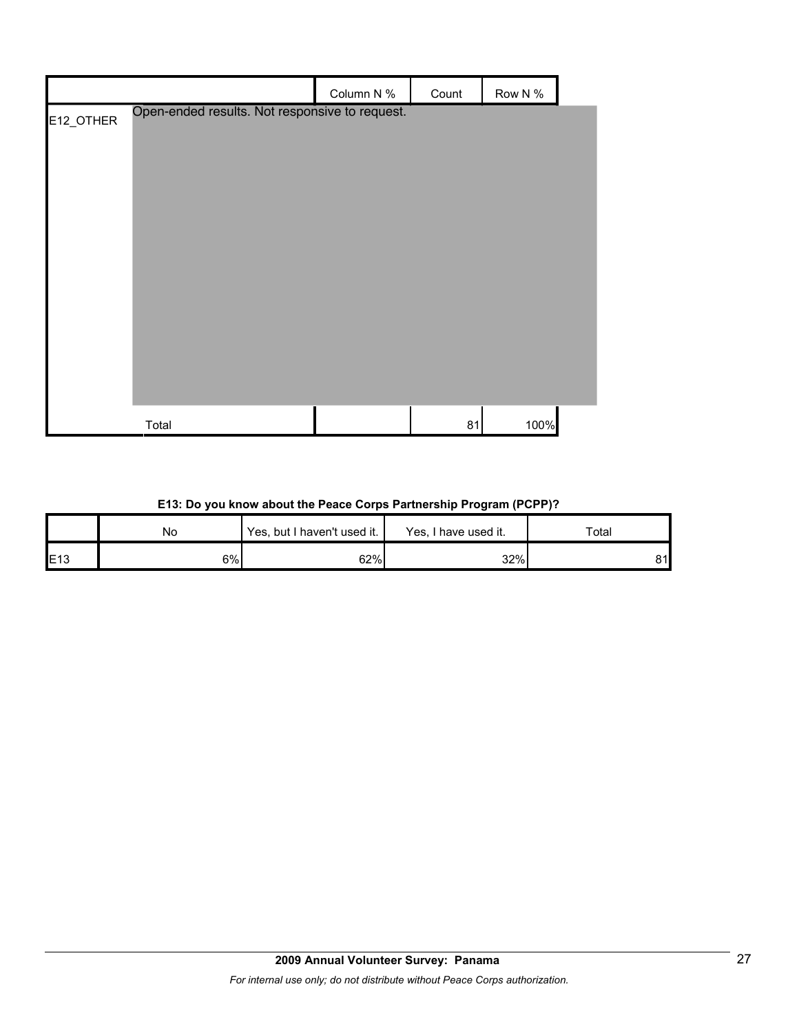| | | Column N % | Count | Row N % |
|---|---|---|---|---|
| E12_OTHER | Open-ended results. Not responsive to request. | | | |
| | Total | | 81 | 100% |

**E13: Do you know about the Peace Corps Partnership Program (PCPP)?**

| | No | Yes, but I haven't used it. | Yes, I have used it. | Total |
|---|---|---|---|---|
| E13 | 6% | 62% | 32% | 81 |

**2009 Annual Volunteer Survey: Panama**

*For internal use only; do not distribute without Peace Corps authorization.*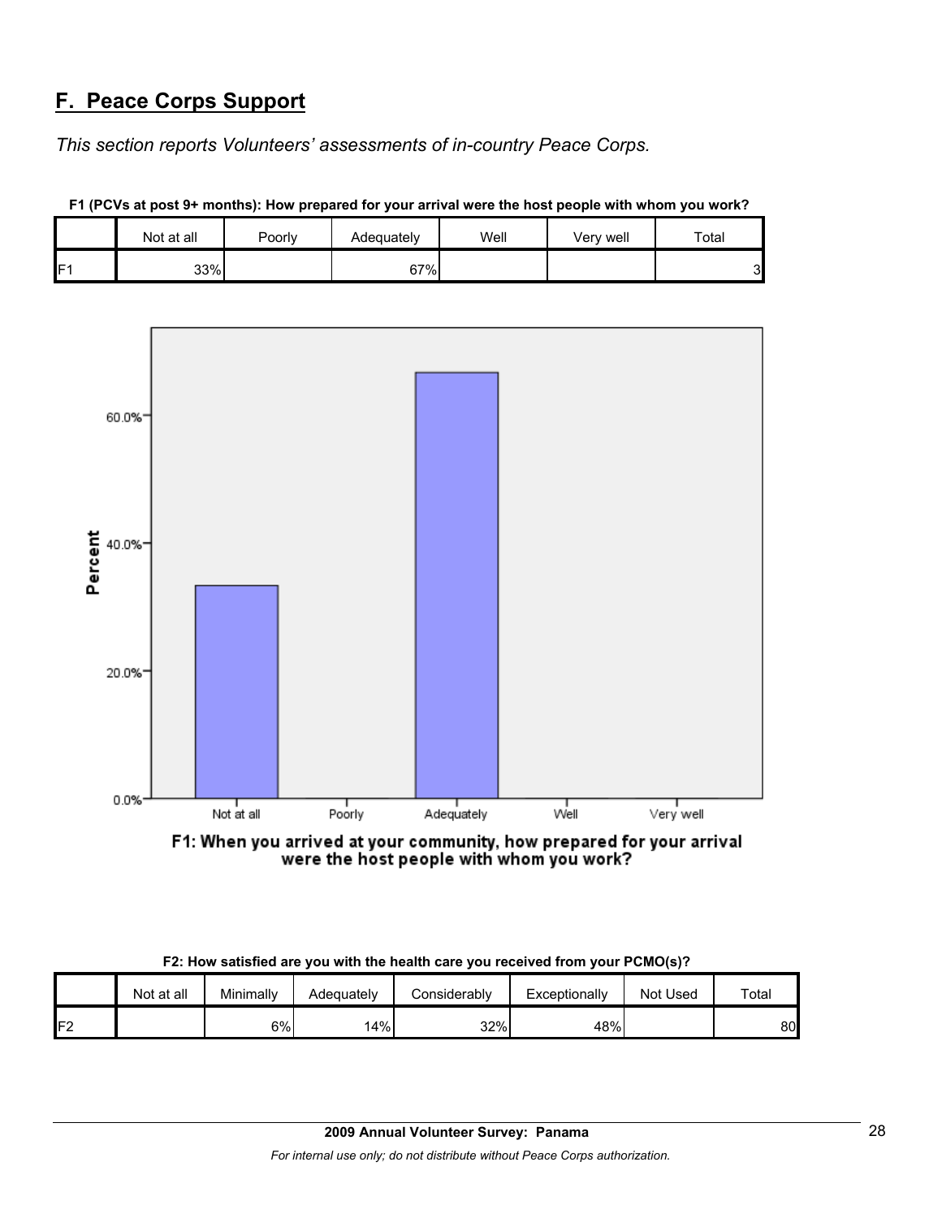## F. Peace Corps Support

*This section reports Volunteers' assessments of in-country Peace Corps.*

**F1 (PCVs at post 9+ months): How prepared for your arrival were the host people with whom you work?**

| | Not at all | Poorly | Adequately | Well | Very well | Total |
|---|---|---|---|---|---|---|
| F1 | 33% | | 67% | | | 3 |

F1: When you arrived at your community, how prepared for your arrival were the host people with whom you work?

**F2: How satisfied are you with the health care you received from your PCMO(s)?**

| | Not at all | Minimally | Adequately | Considerably | Exceptionally | Not Used | Total |
|---|---|---|---|---|---|---|---|
| F2 | | 6% | 14% | 32% | 48% | | 80 |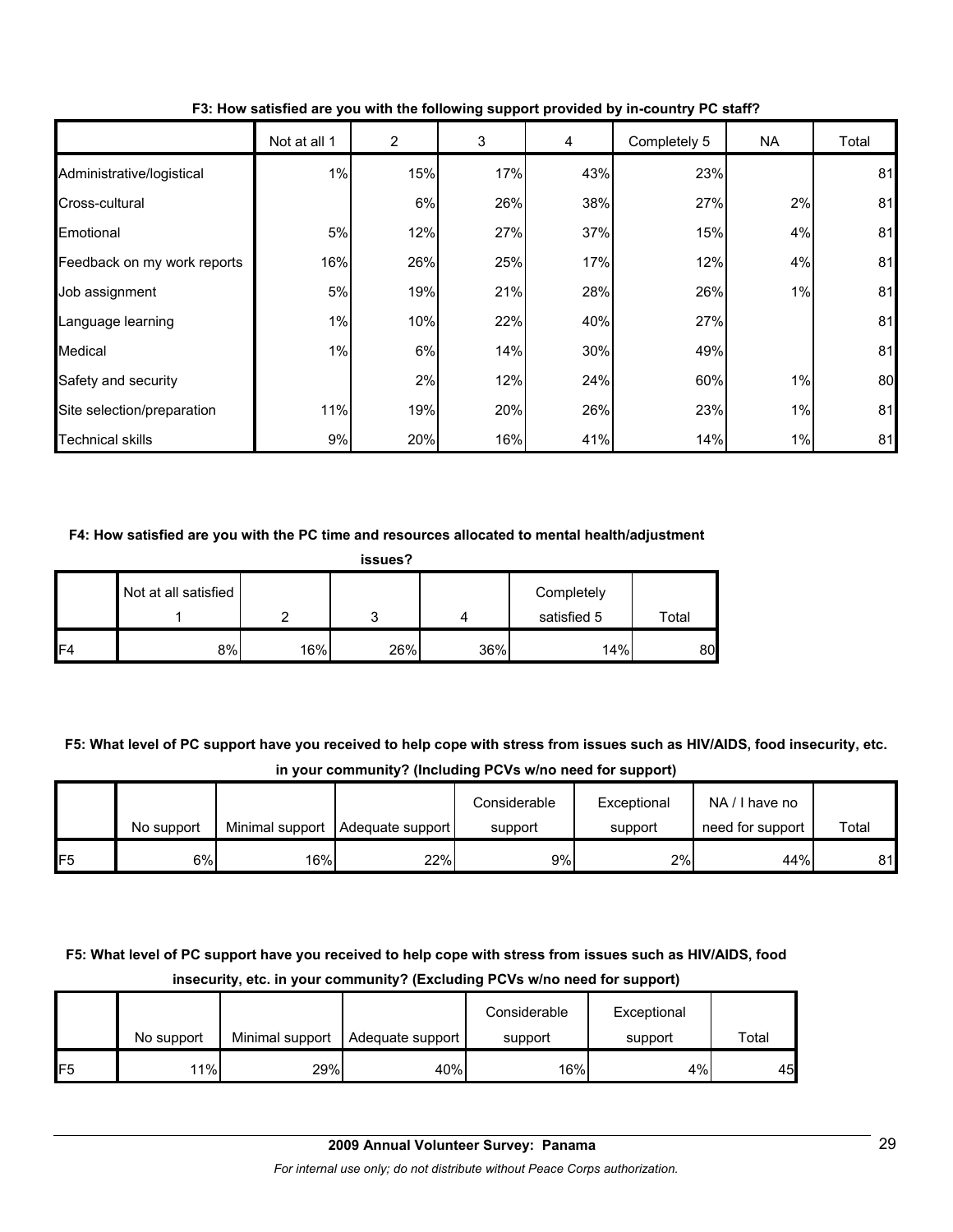**F3: How satisfied are you with the following support provided by in-country PC staff?**

| | Not at all 1 | 2 | 3 | 4 | Completely 5 | NA | Total |
|---|---|---|---|---|---|---|---|
| Administrative/logistical | 1% | 15% | 17% | 43% | 23% | | 81 |
| Cross-cultural | | 6% | 26% | 38% | 27% | 2% | 81 |
| Emotional | 5% | 12% | 27% | 37% | 15% | 4% | 81 |
| Feedback on my work reports | 16% | 26% | 25% | 17% | 12% | 4% | 81 |
| Job assignment | 5% | 19% | 21% | 28% | 26% | 1% | 81 |
| Language learning | 1% | 10% | 22% | 40% | 27% | | 81 |
| Medical | 1% | 6% | 14% | 30% | 49% | | 81 |
| Safety and security | | 2% | 12% | 24% | 60% | 1% | 80 |
| Site selection/preparation | 11% | 19% | 20% | 26% | 23% | 1% | 81 |
| Technical skills | 9% | 20% | 16% | 41% | 14% | 1% | 81 |

**F4: How satisfied are you with the PC time and resources allocated to mental health/adjustment issues?**

| | Not at all satisfied 1 | 2 | 3 | 4 | Completely satisfied 5 | Total |
|---|---|---|---|---|---|---|
| F4 | 8% | 16% | 26% | 36% | 14% | 80 |

**F5: What level of PC support have you received to help cope with stress from issues such as HIV/AIDS, food insecurity, etc. in your community? (Including PCVs w/no need for support)**

| | No support | Minimal support | Adequate support | Considerable support | Exceptional support | NA / I have no need for support | Total |
|---|---|---|---|---|---|---|---|
| F5 | 6% | 16% | 22% | 9% | 2% | 44% | 81 |

**F5: What level of PC support have you received to help cope with stress from issues such as HIV/AIDS, food insecurity, etc. in your community? (Excluding PCVs w/no need for support)**

| | No support | Minimal support | Adequate support | Considerable support | Exceptional support | Total |
|---|---|---|---|---|---|---|
| F5 | 11% | 29% | 40% | 16% | 4% | 45 |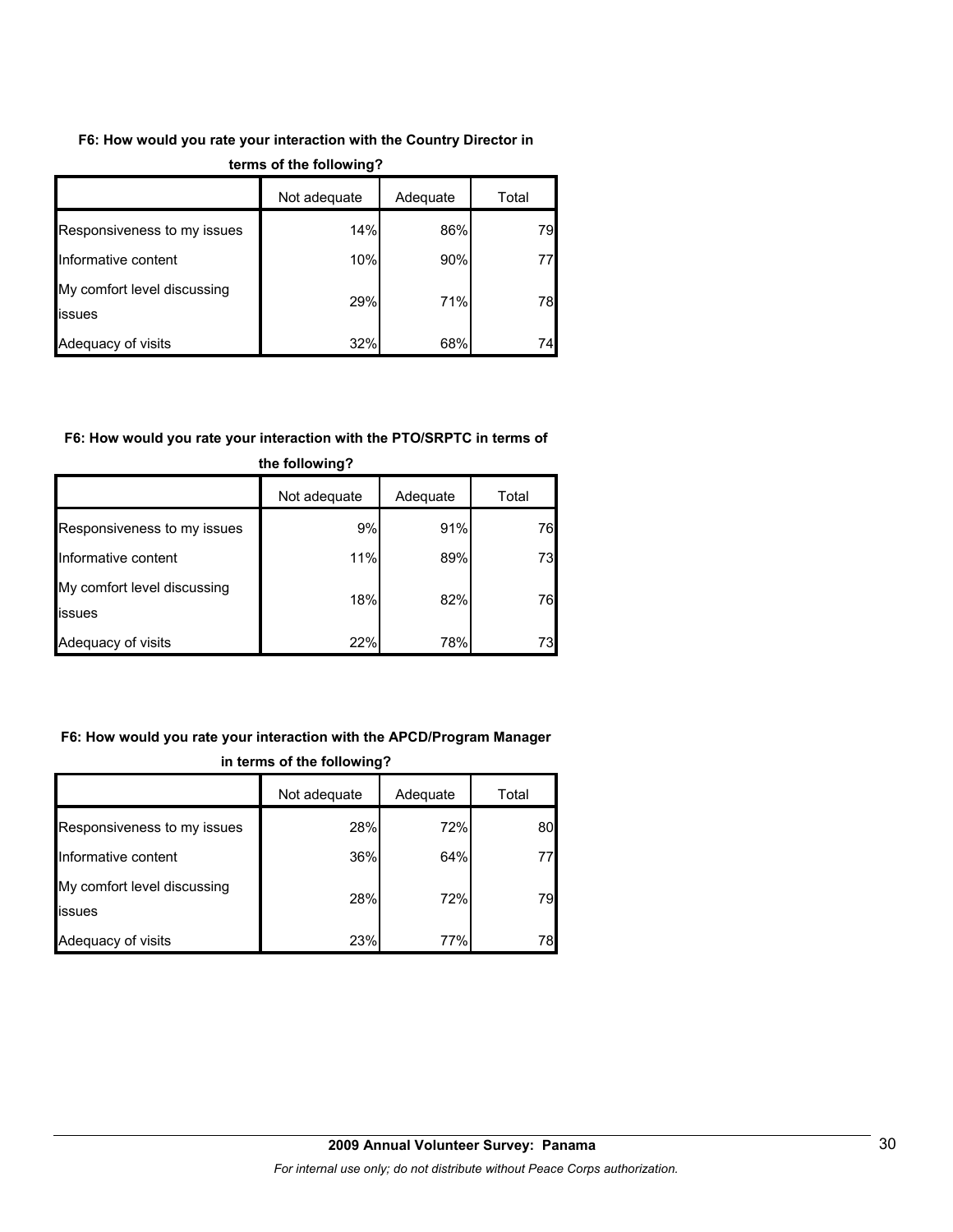**F6: How would you rate your interaction with the Country Director in terms of the following?**

| | Not adequate | Adequate | Total |
|---|---|---|---|
| Responsiveness to my issues | 14% | 86% | 79 |
| Informative content | 10% | 90% | 77 |
| My comfort level discussing issues | 29% | 71% | 78 |
| Adequacy of visits | 32% | 68% | 74 |

**F6: How would you rate your interaction with the PTO/SRPTC in terms of the following?**

| | Not adequate | Adequate | Total |
|---|---|---|---|
| Responsiveness to my issues | 9% | 91% | 76 |
| Informative content | 11% | 89% | 73 |
| My comfort level discussing issues | 18% | 82% | 76 |
| Adequacy of visits | 22% | 78% | 73 |

**F6: How would you rate your interaction with the APCD/Program Manager in terms of the following?**

| | Not adequate | Adequate | Total |
|---|---|---|---|
| Responsiveness to my issues | 28% | 72% | 80 |
| Informative content | 36% | 64% | 77 |
| My comfort level discussing issues | 28% | 72% | 79 |
| Adequacy of visits | 23% | 77% | 78 |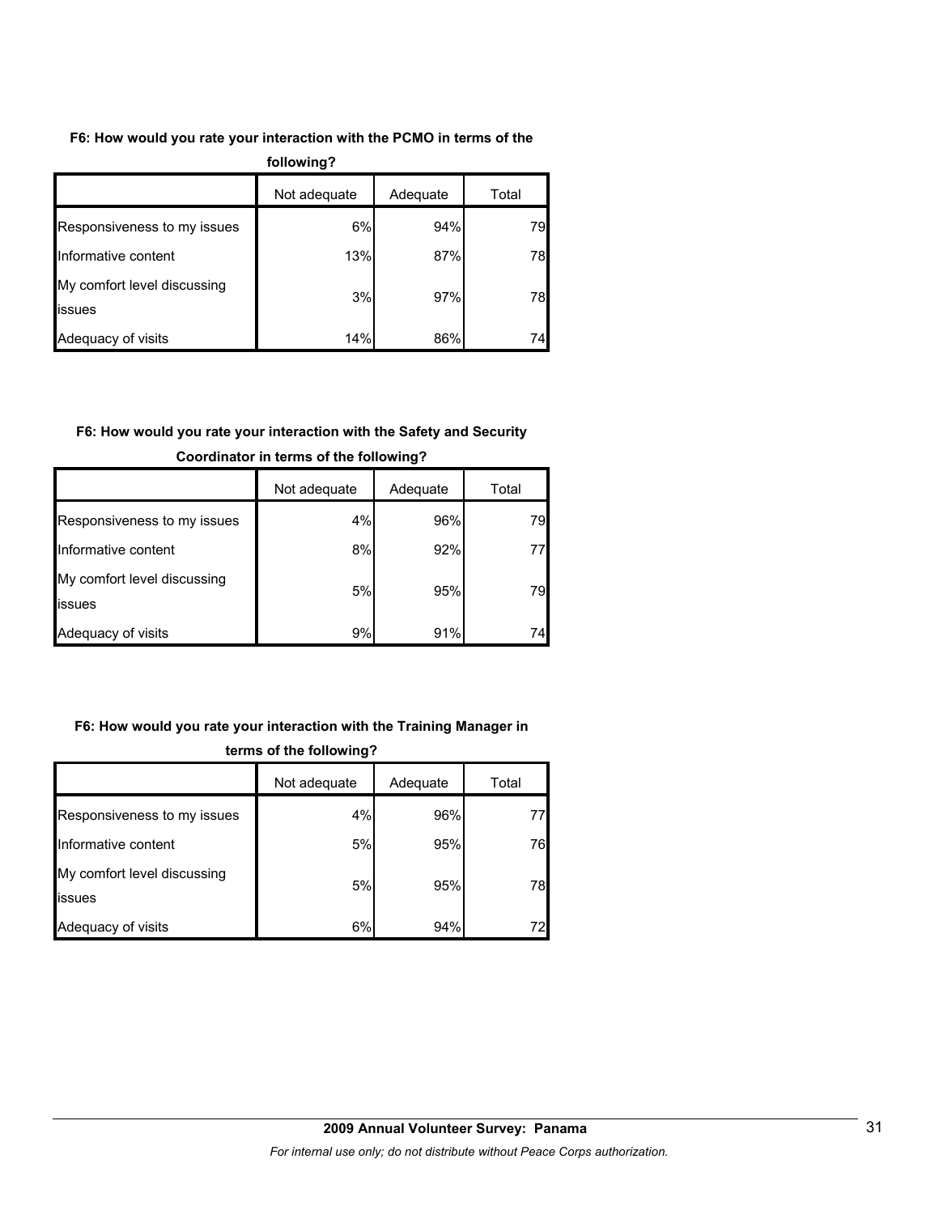**F6: How would you rate your interaction with the PCMO in terms of the following?**

| | Not adequate | Adequate | Total |
|---|---|---|---|
| Responsiveness to my issues | 6% | 94% | 79 |
| Informative content | 13% | 87% | 78 |
| My comfort level discussing issues | 3% | 97% | 78 |
| Adequacy of visits | 14% | 86% | 74 |

**F6: How would you rate your interaction with the Safety and Security Coordinator in terms of the following?**

| | Not adequate | Adequate | Total |
|---|---|---|---|
| Responsiveness to my issues | 4% | 96% | 79 |
| Informative content | 8% | 92% | 77 |
| My comfort level discussing issues | 5% | 95% | 79 |
| Adequacy of visits | 9% | 91% | 74 |

**F6: How would you rate your interaction with the Training Manager in terms of the following?**

| | Not adequate | Adequate | Total |
|---|---|---|---|
| Responsiveness to my issues | 4% | 96% | 77 |
| Informative content | 5% | 95% | 76 |
| My comfort level discussing issues | 5% | 95% | 78 |
| Adequacy of visits | 6% | 94% | 72 |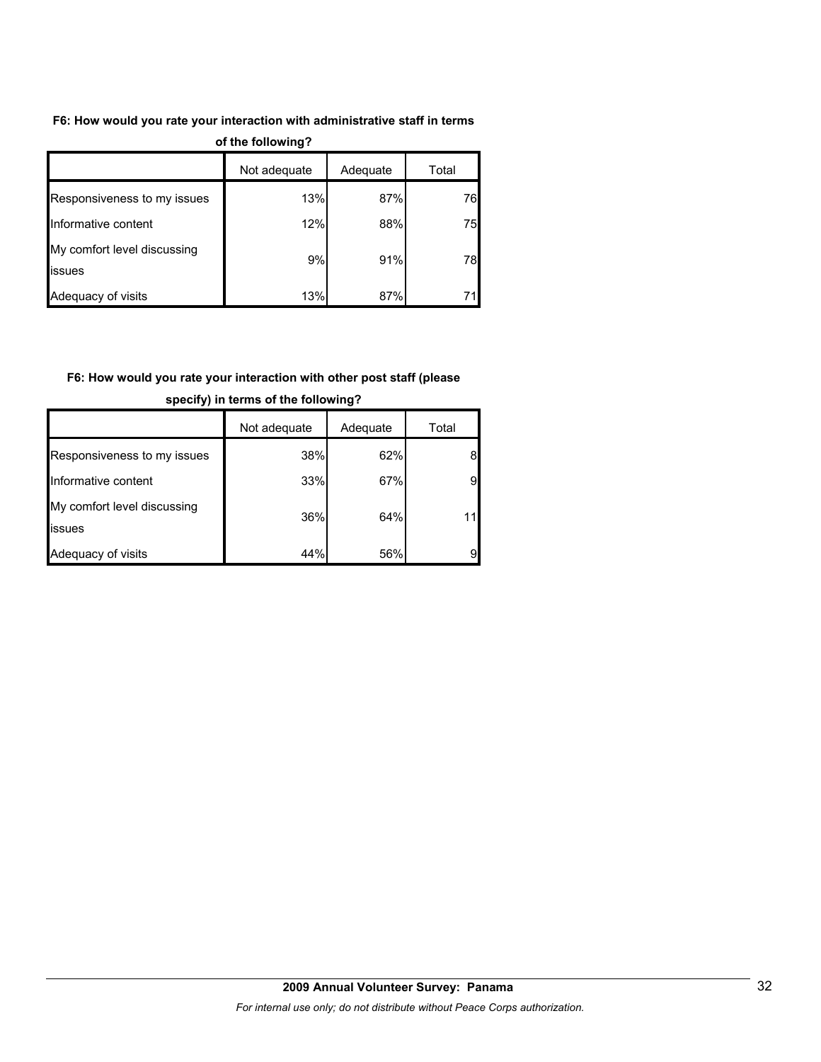**F6: How would you rate your interaction with administrative staff in terms of the following?**

| | Not adequate | Adequate | Total |
|---|---|---|---|
| Responsiveness to my issues | 13% | 87% | 76 |
| Informative content | 12% | 88% | 75 |
| My comfort level discussing issues | 9% | 91% | 78 |
| Adequacy of visits | 13% | 87% | 71 |

**F6: How would you rate your interaction with other post staff (please specify) in terms of the following?**

| | Not adequate | Adequate | Total |
|---|---|---|---|
| Responsiveness to my issues | 38% | 62% | 8 |
| Informative content | 33% | 67% | 9 |
| My comfort level discussing issues | 36% | 64% | 11 |
| Adequacy of visits | 44% | 56% | 9 |

**2009 Annual Volunteer Survey: Panama**

*For internal use only; do not distribute without Peace Corps authorization.*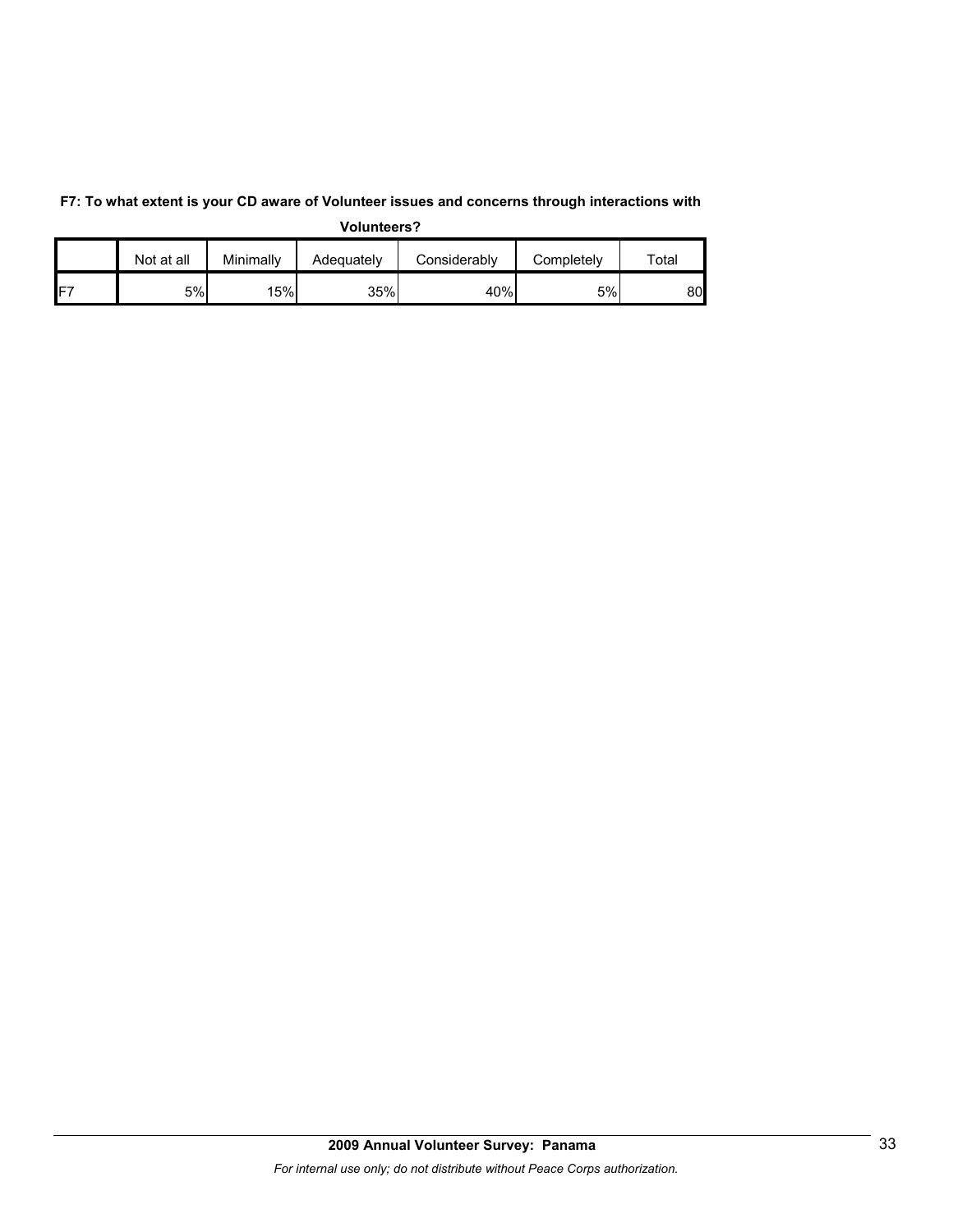**F7: To what extent is your CD aware of Volunteer issues and concerns through interactions with Volunteers?**

| | Not at all | Minimally | Adequately | Considerably | Completely | Total |
|---|---|---|---|---|---|---|
| F7 | 5% | 15% | 35% | 40% | 5% | 80 |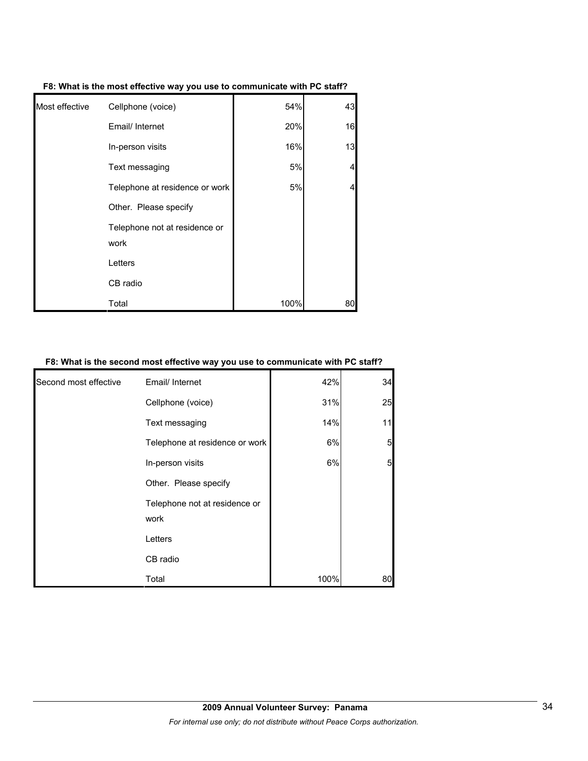**F8: What is the most effective way you use to communicate with PC staff?**

| | | | |
|---|---|---|---|
| Most effective | Cellphone (voice) | 54% | 43 |
| | Email/ Internet | 20% | 16 |
| | In-person visits | 16% | 13 |
| | Text messaging | 5% | 4 |
| | Telephone at residence or work | 5% | 4 |
| | Other. Please specify | | |
| | Telephone not at residence or work | | |
| | Letters | | |
| | CB radio | | |
| | Total | 100% | 80 |

**F8: What is the second most effective way you use to communicate with PC staff?**

| | | | |
|---|---|---|---|
| Second most effective | Email/ Internet | 42% | 34 |
| | Cellphone (voice) | 31% | 25 |
| | Text messaging | 14% | 11 |
| | Telephone at residence or work | 6% | 5 |
| | In-person visits | 6% | 5 |
| | Other. Please specify | | |
| | Telephone not at residence or work | | |
| | Letters | | |
| | CB radio | | |
| | Total | 100% | 80 |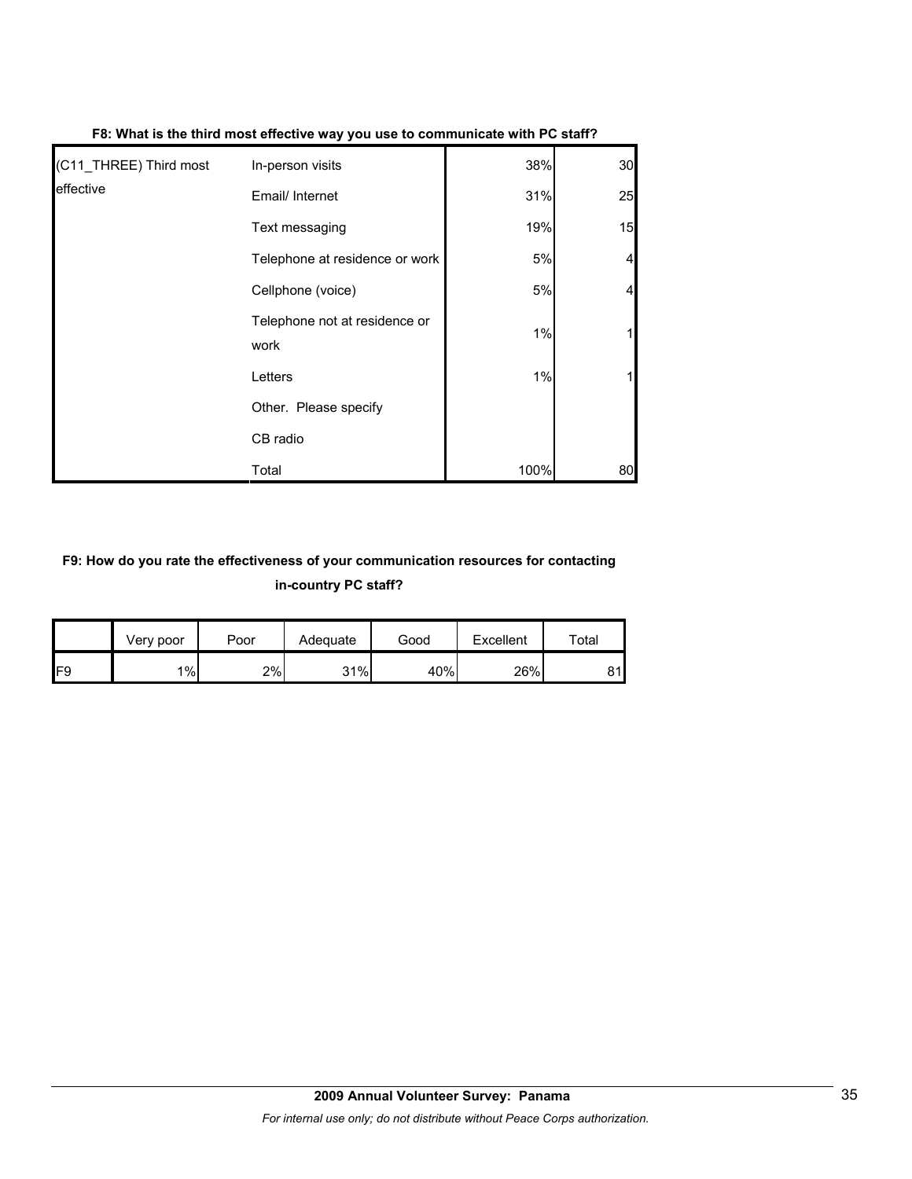**F8: What is the third most effective way you use to communicate with PC staff?**

| | | | |
|---|---|---|---|
| (C11_THREE) Third most effective | In-person visits | 38% | 30 |
| | Email/ Internet | 31% | 25 |
| | Text messaging | 19% | 15 |
| | Telephone at residence or work | 5% | 4 |
| | Cellphone (voice) | 5% | 4 |
| | Telephone not at residence or work | 1% | 1 |
| | Letters | 1% | 1 |
| | Other. Please specify | | |
| | CB radio | | |
| | Total | 100% | 80 |

**F9: How do you rate the effectiveness of your communication resources for contacting in-country PC staff?**

| | Very poor | Poor | Adequate | Good | Excellent | Total |
|---|---|---|---|---|---|---|
| F9 | 1% | 2% | 31% | 40% | 26% | 81 |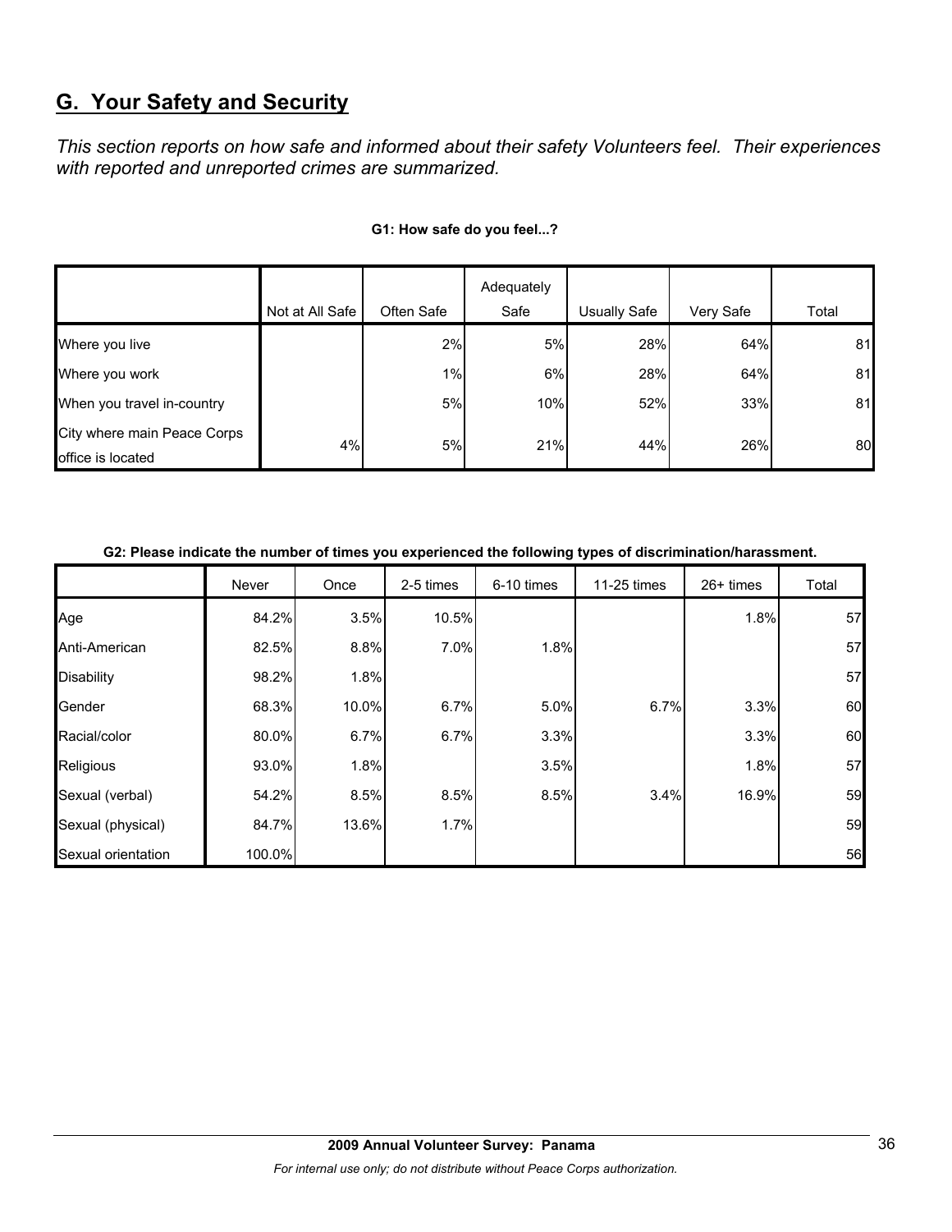## G. Your Safety and Security

*This section reports on how safe and informed about their safety Volunteers feel. Their experiences with reported and unreported crimes are summarized.*

**G1: How safe do you feel...?**

| | Not at All Safe | Often Safe | Adequately Safe | Usually Safe | Very Safe | Total |
|---|---|---|---|---|---|---|
| Where you live | | 2% | 5% | 28% | 64% | 81 |
| Where you work | | 1% | 6% | 28% | 64% | 81 |
| When you travel in-country | | 5% | 10% | 52% | 33% | 81 |
| City where main Peace Corps office is located | 4% | 5% | 21% | 44% | 26% | 80 |

**G2: Please indicate the number of times you experienced the following types of discrimination/harassment.**

| | Never | Once | 2-5 times | 6-10 times | 11-25 times | 26+ times | Total |
|---|---|---|---|---|---|---|---|
| Age | 84.2% | 3.5% | 10.5% | | | 1.8% | 57 |
| Anti-American | 82.5% | 8.8% | 7.0% | 1.8% | | | 57 |
| Disability | 98.2% | 1.8% | | | | | 57 |
| Gender | 68.3% | 10.0% | 6.7% | 5.0% | 6.7% | 3.3% | 60 |
| Racial/color | 80.0% | 6.7% | 6.7% | 3.3% | | 3.3% | 60 |
| Religious | 93.0% | 1.8% | | 3.5% | | 1.8% | 57 |
| Sexual (verbal) | 54.2% | 8.5% | 8.5% | 8.5% | 3.4% | 16.9% | 59 |
| Sexual (physical) | 84.7% | 13.6% | 1.7% | | | | 59 |
| Sexual orientation | 100.0% | | | | | | 56 |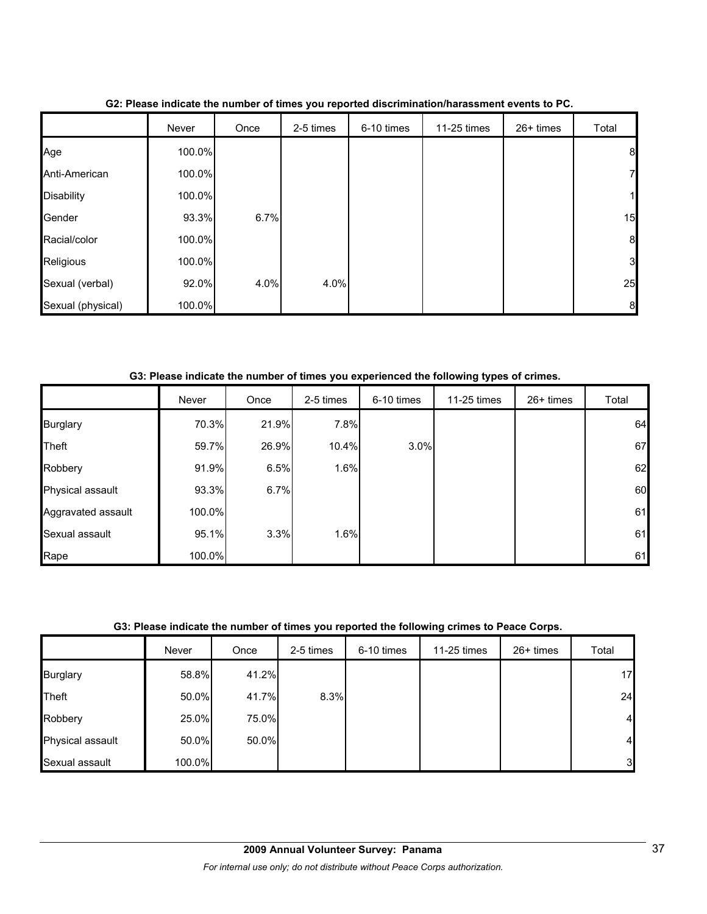**G2: Please indicate the number of times you reported discrimination/harassment events to PC.**

| | Never | Once | 2-5 times | 6-10 times | 11-25 times | 26+ times | Total |
|---|---|---|---|---|---|---|---|
| Age | 100.0% | | | | | | 8 |
| Anti-American | 100.0% | | | | | | 7 |
| Disability | 100.0% | | | | | | 1 |
| Gender | 93.3% | 6.7% | | | | | 15 |
| Racial/color | 100.0% | | | | | | 8 |
| Religious | 100.0% | | | | | | 3 |
| Sexual (verbal) | 92.0% | 4.0% | 4.0% | | | | 25 |
| Sexual (physical) | 100.0% | | | | | | 8 |

**G3: Please indicate the number of times you experienced the following types of crimes.**

| | Never | Once | 2-5 times | 6-10 times | 11-25 times | 26+ times | Total |
|---|---|---|---|---|---|---|---|
| Burglary | 70.3% | 21.9% | 7.8% | | | | 64 |
| Theft | 59.7% | 26.9% | 10.4% | 3.0% | | | 67 |
| Robbery | 91.9% | 6.5% | 1.6% | | | | 62 |
| Physical assault | 93.3% | 6.7% | | | | | 60 |
| Aggravated assault | 100.0% | | | | | | 61 |
| Sexual assault | 95.1% | 3.3% | 1.6% | | | | 61 |
| Rape | 100.0% | | | | | | 61 |

**G3: Please indicate the number of times you reported the following crimes to Peace Corps.**

| | Never | Once | 2-5 times | 6-10 times | 11-25 times | 26+ times | Total |
|---|---|---|---|---|---|---|---|
| Burglary | 58.8% | 41.2% | | | | | 17 |
| Theft | 50.0% | 41.7% | 8.3% | | | | 24 |
| Robbery | 25.0% | 75.0% | | | | | 4 |
| Physical assault | 50.0% | 50.0% | | | | | 4 |
| Sexual assault | 100.0% | | | | | | 3 |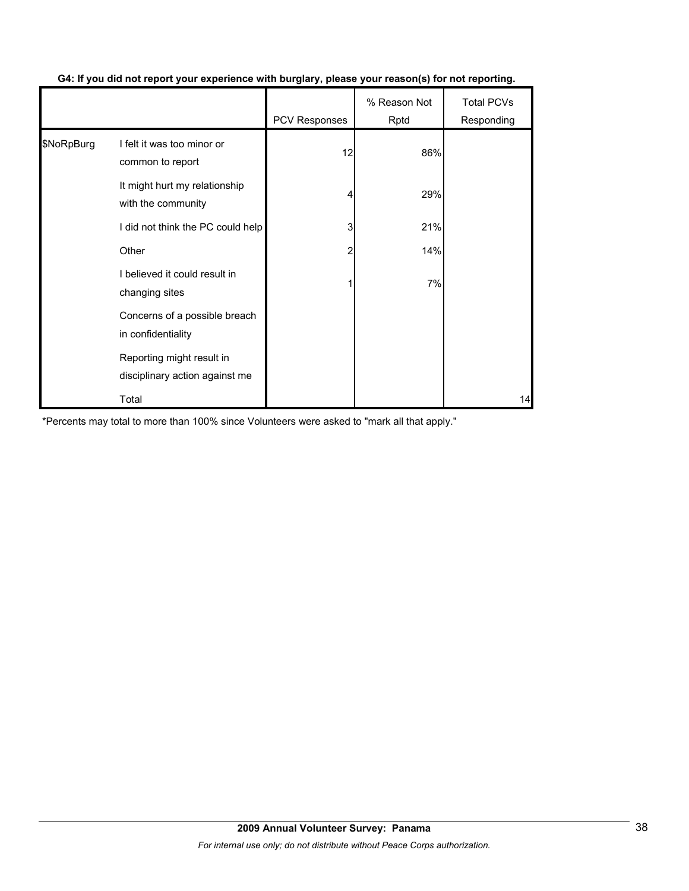**G4: If you did not report your experience with burglary, please your reason(s) for not reporting.**

| | | PCV Responses | % Reason Not Rptd | Total PCVs Responding |
|---|---|---|---|---|
| $NoRpBurg | I felt it was too minor or common to report | 12 | 86% | |
| | It might hurt my relationship with the community | 4 | 29% | |
| | I did not think the PC could help | 3 | 21% | |
| | Other | 2 | 14% | |
| | I believed it could result in changing sites | 1 | 7% | |
| | Concerns of a possible breach in confidentiality | | | |
| | Reporting might result in disciplinary action against me | | | |
| | Total | | | 14 |

*Percents may total to more than 100% since Volunteers were asked to "mark all that apply."

**2009 Annual Volunteer Survey: Panama**

*For internal use only; do not distribute without Peace Corps authorization.*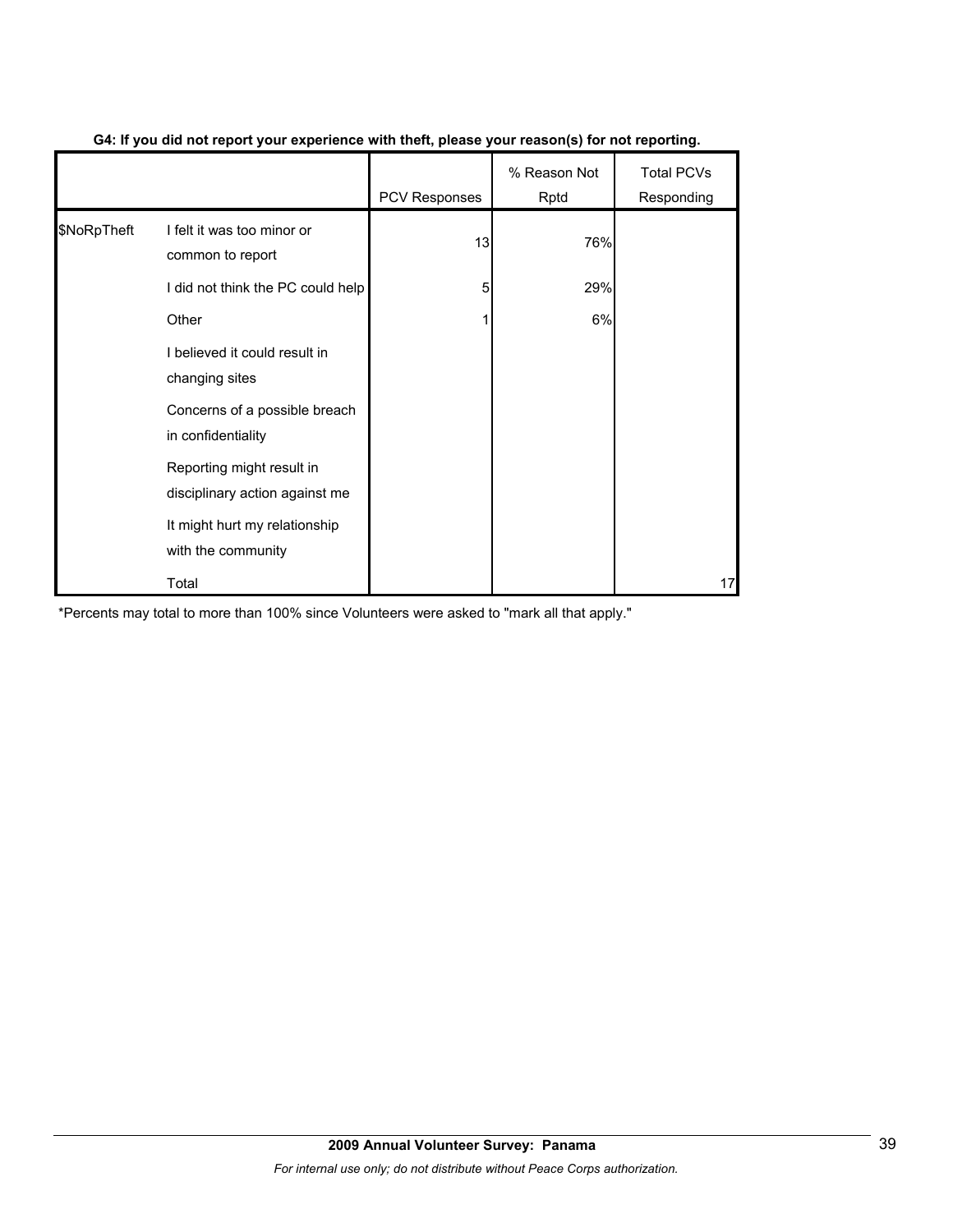**G4: If you did not report your experience with theft, please your reason(s) for not reporting.**

| | | PCV Responses | % Reason Not Rptd | Total PCVs Responding |
|---|---|---|---|---|
| $NoRpTheft | I felt it was too minor or common to report | 13 | 76% | |
| | I did not think the PC could help | 5 | 29% | |
| | Other | 1 | 6% | |
| | I believed it could result in changing sites | | | |
| | Concerns of a possible breach in confidentiality | | | |
| | Reporting might result in disciplinary action against me | | | |
| | It might hurt my relationship with the community | | | |
| | Total | | | 17 |

*Percents may total to more than 100% since Volunteers were asked to "mark all that apply."

**2009 Annual Volunteer Survey: Panama**

*For internal use only; do not distribute without Peace Corps authorization.*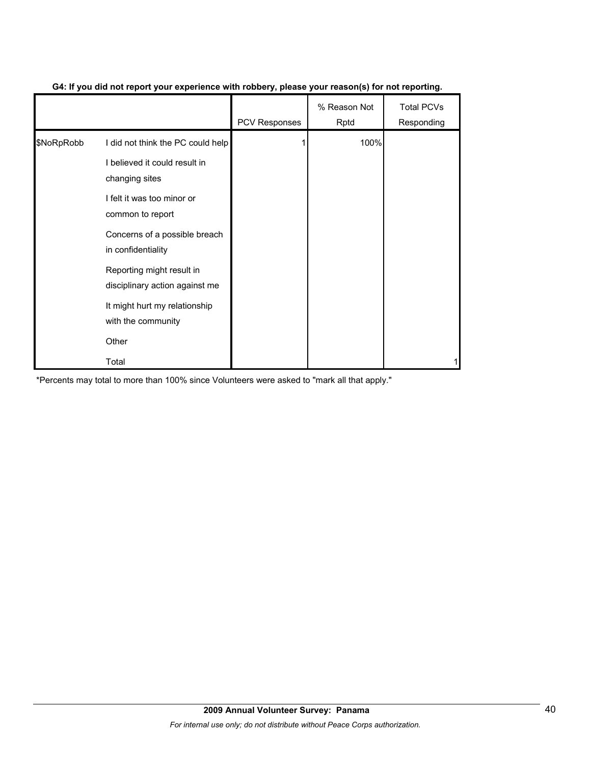**G4: If you did not report your experience with robbery, please your reason(s) for not reporting.**

| | | PCV Responses | % Reason Not Rptd | Total PCVs Responding |
|---|---|---|---|---|
| $NoRpRobb | I did not think the PC could help | 1 | 100% | |
| | I believed it could result in changing sites | | | |
| | I felt it was too minor or common to report | | | |
| | Concerns of a possible breach in confidentiality | | | |
| | Reporting might result in disciplinary action against me | | | |
| | It might hurt my relationship with the community | | | |
| | Other | | | |
| | Total | | | 1 |

*Percents may total to more than 100% since Volunteers were asked to "mark all that apply."

**2009 Annual Volunteer Survey: Panama**

*For internal use only; do not distribute without Peace Corps authorization.*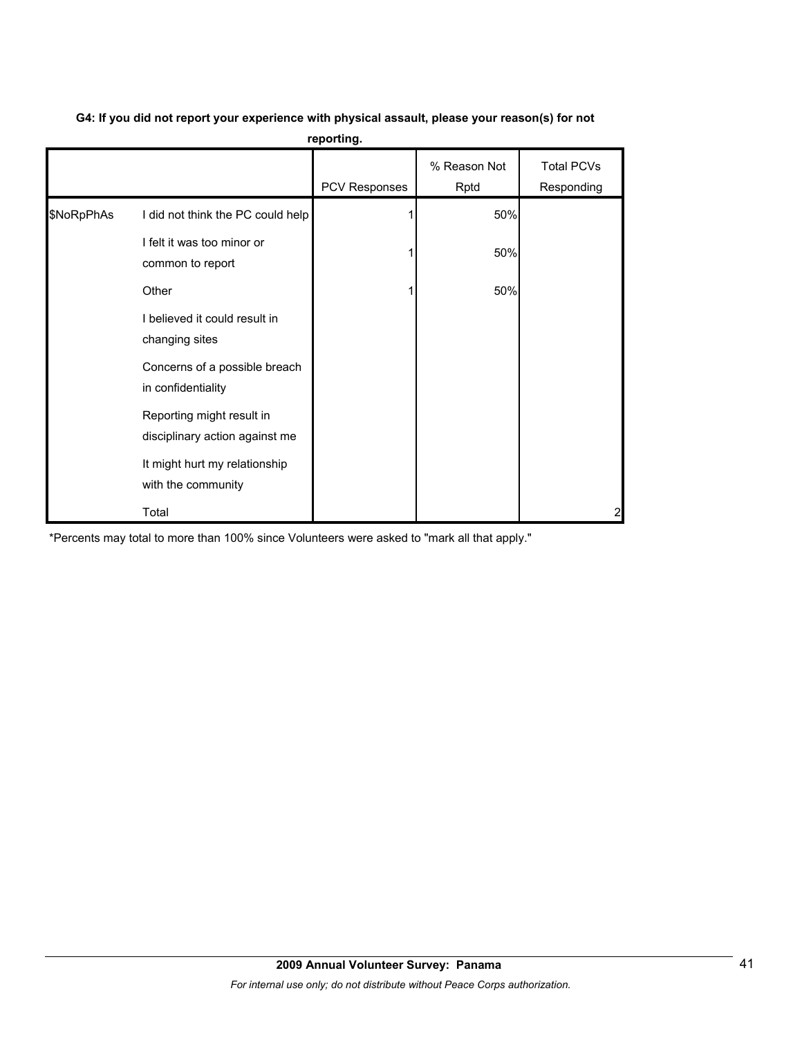**G4: If you did not report your experience with physical assault, please your reason(s) for not reporting.**

| | | PCV Responses | % Reason Not Rptd | Total PCVs Responding |
|---|---|---|---|---|
| $NoRpPhAs | I did not think the PC could help | 1 | 50% | |
| | I felt it was too minor or common to report | 1 | 50% | |
| | Other | 1 | 50% | |
| | I believed it could result in changing sites | | | |
| | Concerns of a possible breach in confidentiality | | | |
| | Reporting might result in disciplinary action against me | | | |
| | It might hurt my relationship with the community | | | |
| | Total | | | 2 |

*Percents may total to more than 100% since Volunteers were asked to "mark all that apply."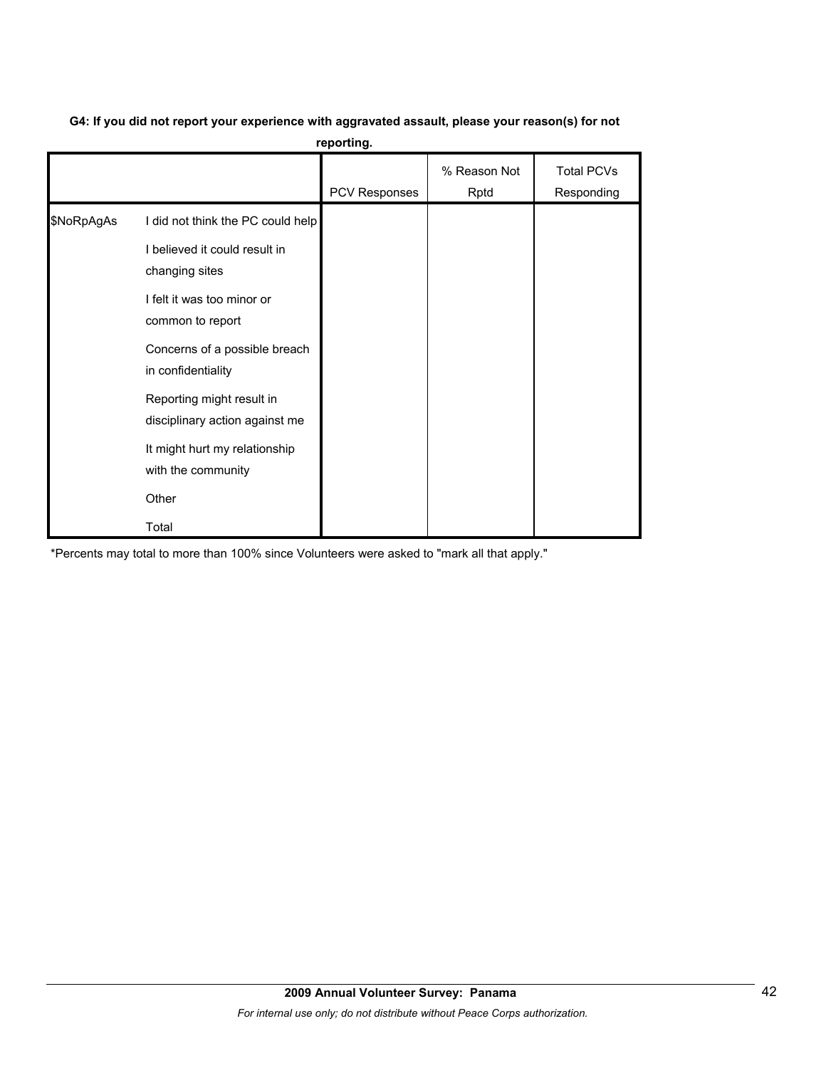**G4: If you did not report your experience with aggravated assault, please your reason(s) for not reporting.**

| | | PCV Responses | % Reason Not Rptd | Total PCVs Responding |
|---|---|---|---|---|
| $NoRpAgAs | I did not think the PC could help | | | |
| | I believed it could result in changing sites | | | |
| | I felt it was too minor or common to report | | | |
| | Concerns of a possible breach in confidentiality | | | |
| | Reporting might result in disciplinary action against me | | | |
| | It might hurt my relationship with the community | | | |
| | Other | | | |
| | Total | | | |

*Percents may total to more than 100% since Volunteers were asked to "mark all that apply."

**2009 Annual Volunteer Survey: Panama**

*For internal use only; do not distribute without Peace Corps authorization.*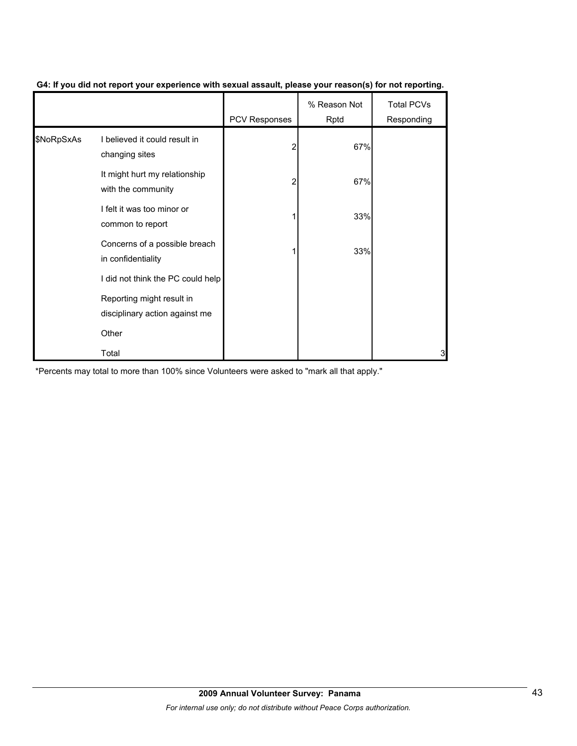**G4: If you did not report your experience with sexual assault, please your reason(s) for not reporting.**

| | | PCV Responses | % Reason Not Rptd | Total PCVs Responding |
|---|---|---|---|---|
| $NoRpSxAs | I believed it could result in changing sites | 2 | 67% | |
| | It might hurt my relationship with the community | 2 | 67% | |
| | I felt it was too minor or common to report | 1 | 33% | |
| | Concerns of a possible breach in confidentiality | 1 | 33% | |
| | I did not think the PC could help | | | |
| | Reporting might result in disciplinary action against me | | | |
| | Other | | | |
| | Total | | | 3 |

*Percents may total to more than 100% since Volunteers were asked to "mark all that apply."

**2009 Annual Volunteer Survey: Panama**

*For internal use only; do not distribute without Peace Corps authorization.*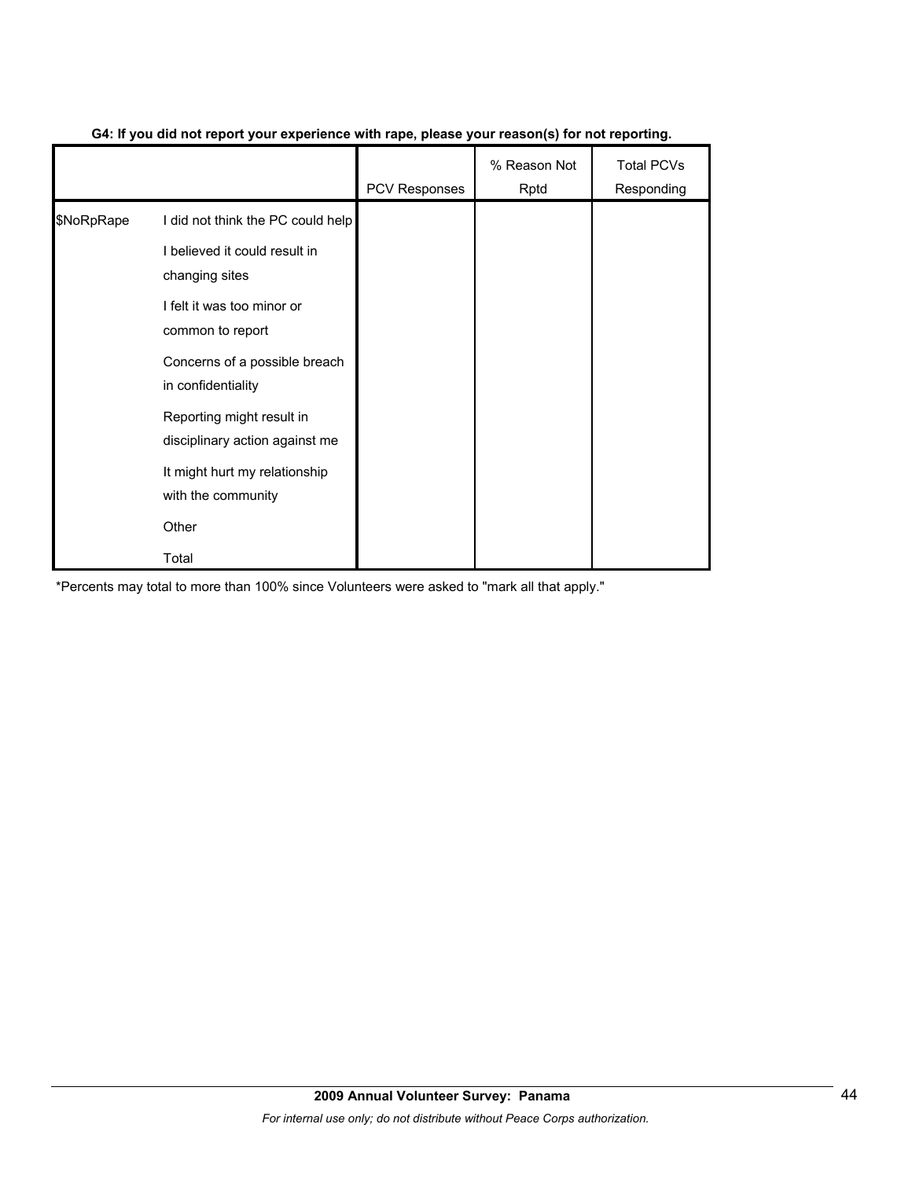**G4: If you did not report your experience with rape, please your reason(s) for not reporting.**

| | | PCV Responses | % Reason Not Rptd | Total PCVs Responding |
|---|---|---|---|---|
| $NoRpRape | I did not think the PC could help | | | |
| | I believed it could result in changing sites | | | |
| | I felt it was too minor or common to report | | | |
| | Concerns of a possible breach in confidentiality | | | |
| | Reporting might result in disciplinary action against me | | | |
| | It might hurt my relationship with the community | | | |
| | Other | | | |
| | Total | | | |

*Percents may total to more than 100% since Volunteers were asked to "mark all that apply."

**2009 Annual Volunteer Survey: Panama**

*For internal use only; do not distribute without Peace Corps authorization.*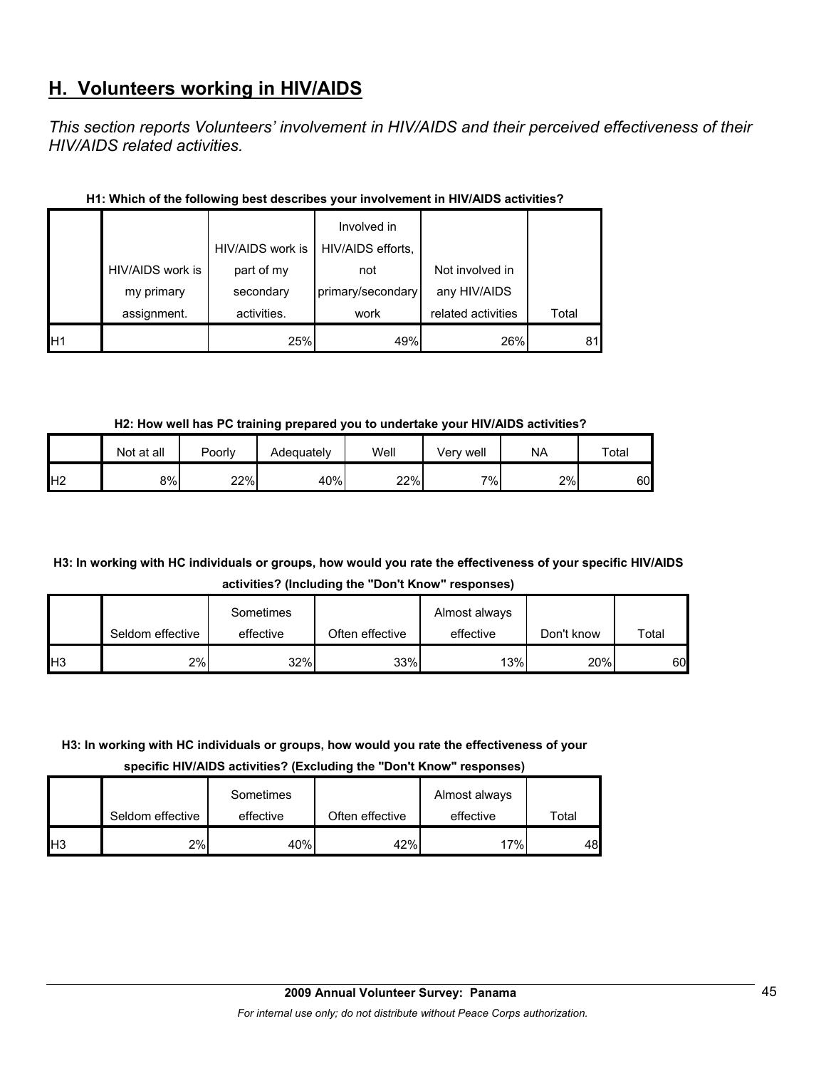## H. Volunteers working in HIV/AIDS

*This section reports Volunteers' involvement in HIV/AIDS and their perceived effectiveness of their HIV/AIDS related activities.*

**H1: Which of the following best describes your involvement in HIV/AIDS activities?**

| | HIV/AIDS work is my primary assignment. | HIV/AIDS work is part of my secondary activities. | Involved in HIV/AIDS efforts, not primary/secondary work | Not involved in any HIV/AIDS related activities | Total |
|---|---|---|---|---|---|
| H1 | | 25% | 49% | 26% | 81 |

**H2: How well has PC training prepared you to undertake your HIV/AIDS activities?**

| | Not at all | Poorly | Adequately | Well | Very well | NA | Total |
|---|---|---|---|---|---|---|---|
| H2 | 8% | 22% | 40% | 22% | 7% | 2% | 60 |

**H3: In working with HC individuals or groups, how would you rate the effectiveness of your specific HIV/AIDS activities? (Including the "Don't Know" responses)**

| | Seldom effective | Sometimes effective | Often effective | Almost always effective | Don't know | Total |
|---|---|---|---|---|---|---|
| H3 | 2% | 32% | 33% | 13% | 20% | 60 |

**H3: In working with HC individuals or groups, how would you rate the effectiveness of your specific HIV/AIDS activities? (Excluding the "Don't Know" responses)**

| | Seldom effective | Sometimes effective | Often effective | Almost always effective | Total |
|---|---|---|---|---|---|
| H3 | 2% | 40% | 42% | 17% | 48 |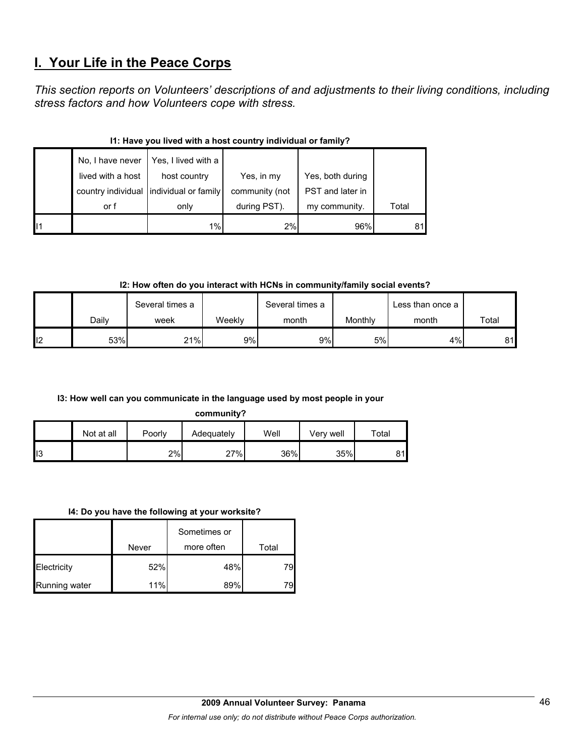## I. Your Life in the Peace Corps

*This section reports on Volunteers' descriptions of and adjustments to their living conditions, including stress factors and how Volunteers cope with stress.*

**I1: Have you lived with a host country individual or family?**

| | No, I have never lived with a host country individual or f | Yes, I lived with a host country individual or family only | Yes, in my community (not during PST). | Yes, both during PST and later in my community. | Total |
|---|---|---|---|---|---|
| I1 | | 1% | 2% | 96% | 81 |

**I2: How often do you interact with HCNs in community/family social events?**

| | Daily | Several times a week | Weekly | Several times a month | Monthly | Less than once a month | Total |
|---|---|---|---|---|---|---|---|
| I2 | 53% | 21% | 9% | 9% | 5% | 4% | 81 |

**I3: How well can you communicate in the language used by most people in your community?**

| | Not at all | Poorly | Adequately | Well | Very well | Total |
|---|---|---|---|---|---|---|
| I3 | | 2% | 27% | 36% | 35% | 81 |

**I4: Do you have the following at your worksite?**

| | Never | Sometimes or more often | Total |
|---|---|---|---|
| Electricity | 52% | 48% | 79 |
| Running water | 11% | 89% | 79 |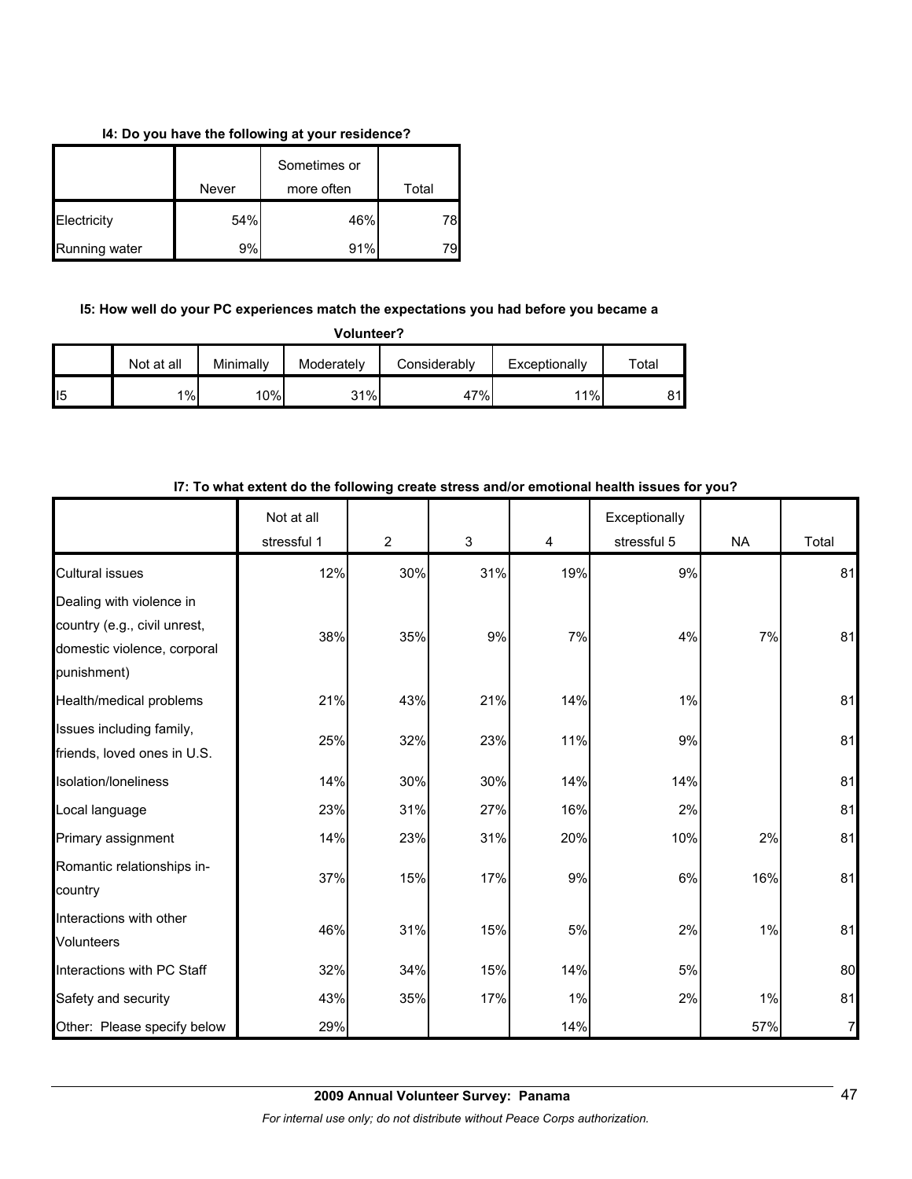**I4: Do you have the following at your residence?**

| | Never | Sometimes or more often | Total |
|---|---|---|---|
| Electricity | 54% | 46% | 78 |
| Running water | 9% | 91% | 79 |

**I5: How well do your PC experiences match the expectations you had before you became a Volunteer?**

| | Not at all | Minimally | Moderately | Considerably | Exceptionally | Total |
|---|---|---|---|---|---|---|
| I5 | 1% | 10% | 31% | 47% | 11% | 81 |

**I7: To what extent do the following create stress and/or emotional health issues for you?**

| | Not at all stressful 1 | 2 | 3 | 4 | Exceptionally stressful 5 | NA | Total |
|---|---|---|---|---|---|---|---|
| Cultural issues | 12% | 30% | 31% | 19% | 9% | | 81 |
| Dealing with violence in country (e.g., civil unrest, domestic violence, corporal punishment) | 38% | 35% | 9% | 7% | 4% | 7% | 81 |
| Health/medical problems | 21% | 43% | 21% | 14% | 1% | | 81 |
| Issues including family, friends, loved ones in U.S. | 25% | 32% | 23% | 11% | 9% | | 81 |
| Isolation/loneliness | 14% | 30% | 30% | 14% | 14% | | 81 |
| Local language | 23% | 31% | 27% | 16% | 2% | | 81 |
| Primary assignment | 14% | 23% | 31% | 20% | 10% | 2% | 81 |
| Romantic relationships in-country | 37% | 15% | 17% | 9% | 6% | 16% | 81 |
| Interactions with other Volunteers | 46% | 31% | 15% | 5% | 2% | 1% | 81 |
| Interactions with PC Staff | 32% | 34% | 15% | 14% | 5% | | 80 |
| Safety and security | 43% | 35% | 17% | 1% | 2% | 1% | 81 |
| Other: Please specify below | 29% | | | 14% | | 57% | 7 |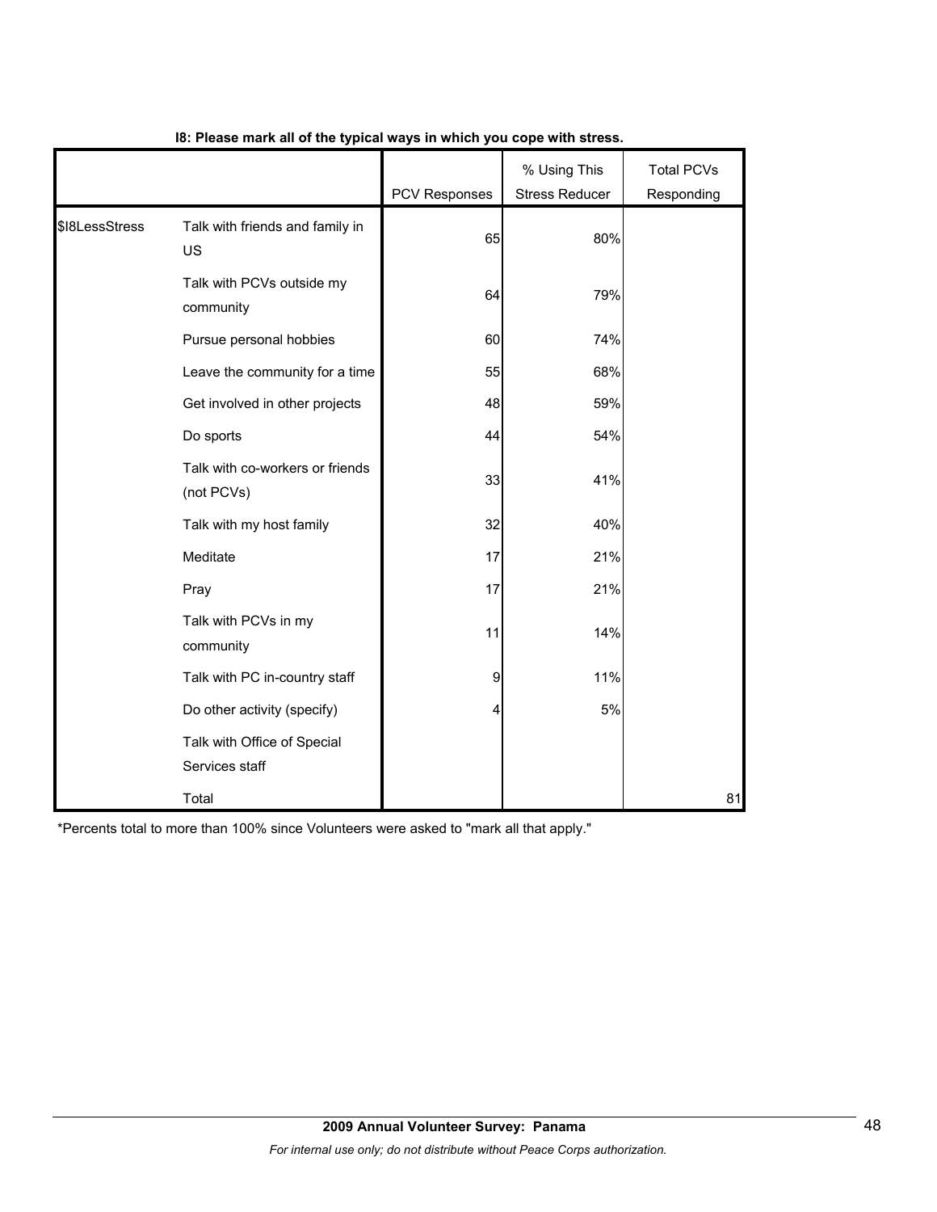**I8: Please mark all of the typical ways in which you cope with stress.**

| | | PCV Responses | % Using This Stress Reducer | Total PCVs Responding |
|---|---|---|---|---|
| $I8LessStress | Talk with friends and family in US | 65 | 80% | |
| | Talk with PCVs outside my community | 64 | 79% | |
| | Pursue personal hobbies | 60 | 74% | |
| | Leave the community for a time | 55 | 68% | |
| | Get involved in other projects | 48 | 59% | |
| | Do sports | 44 | 54% | |
| | Talk with co-workers or friends (not PCVs) | 33 | 41% | |
| | Talk with my host family | 32 | 40% | |
| | Meditate | 17 | 21% | |
| | Pray | 17 | 21% | |
| | Talk with PCVs in my community | 11 | 14% | |
| | Talk with PC in-country staff | 9 | 11% | |
| | Do other activity (specify) | 4 | 5% | |
| | Talk with Office of Special Services staff | | | |
| | Total | | | 81 |

*Percents total to more than 100% since Volunteers were asked to "mark all that apply."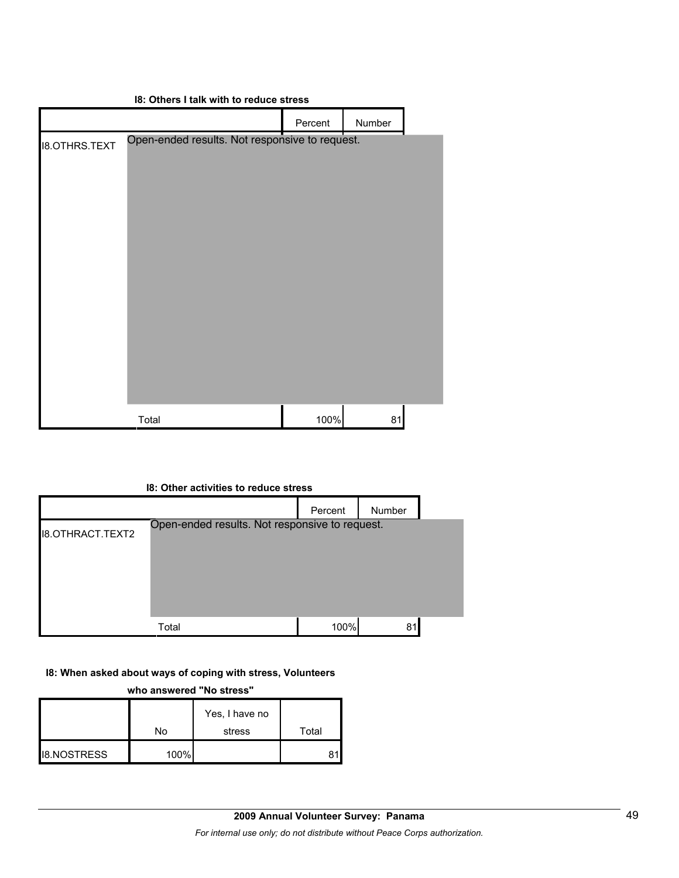**I8: Others I talk with to reduce stress**

| | | Percent | Number |
|---|---|---|---|
| I8.OTHRS.TEXT | Open-ended results. Not responsive to request. | | |
| | Total | 100% | 81 |

**I8: Other activities to reduce stress**

| | | Percent | Number |
|---|---|---|---|
| I8.OTHRACT.TEXT2 | Open-ended results. Not responsive to request. | | |
| | Total | 100% | 81 |

**I8: When asked about ways of coping with stress, Volunteers who answered "No stress"**

| | No | Yes, I have no stress | Total |
|---|---|---|---|
| I8.NOSTRESS | 100% | | 81 |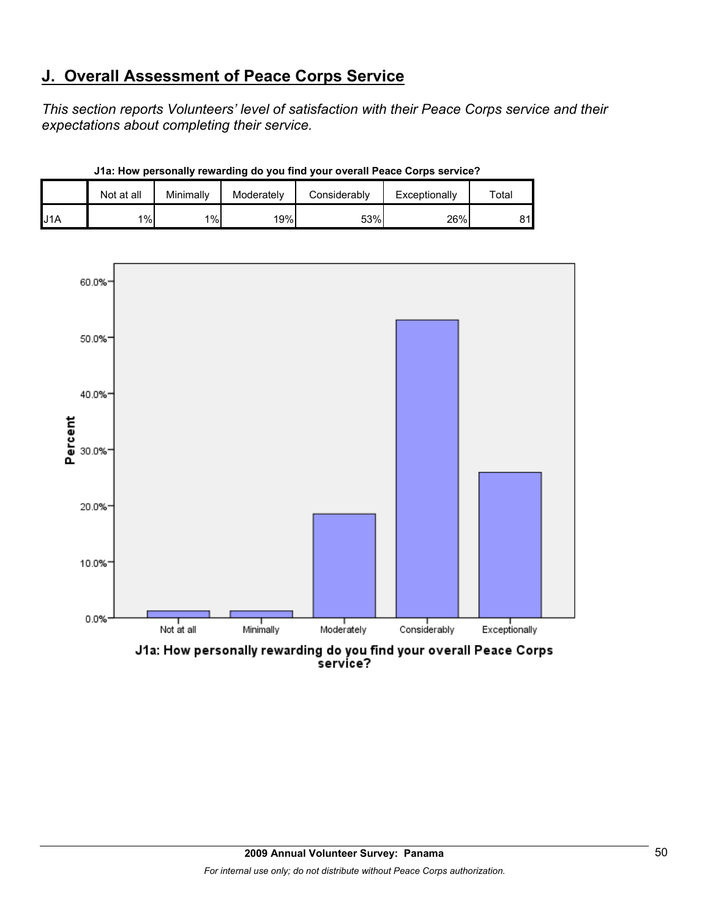## J. Overall Assessment of Peace Corps Service

*This section reports Volunteers' level of satisfaction with their Peace Corps service and their expectations about completing their service.*

**J1a: How personally rewarding do you find your overall Peace Corps service?**

| | Not at all | Minimally | Moderately | Considerably | Exceptionally | Total |
|---|---|---|---|---|---|---|
| J1A | 1% | 1% | 19% | 53% | 26% | 81 |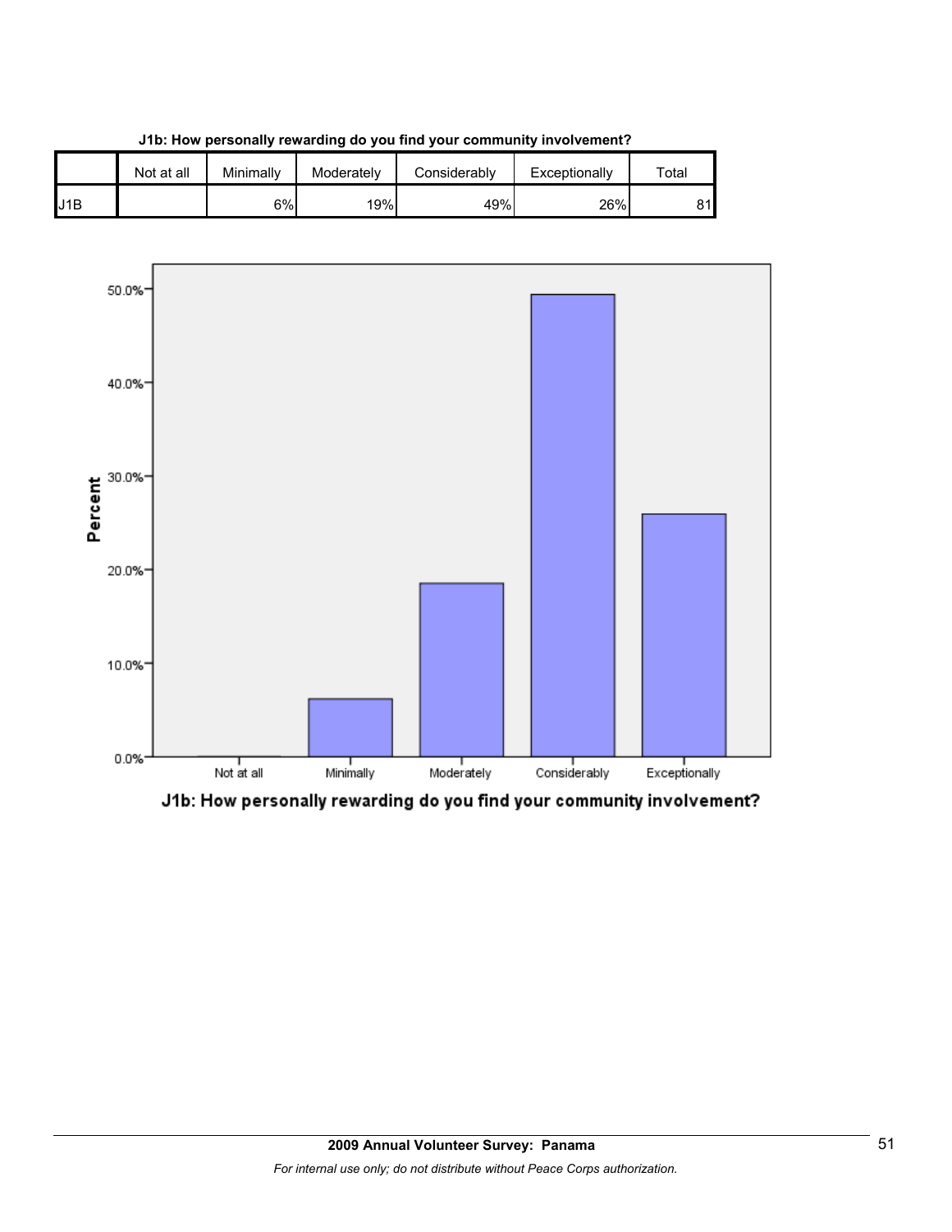**J1b: How personally rewarding do you find your community involvement?**

| | Not at all | Minimally | Moderately | Considerably | Exceptionally | Total |
|---|---|---|---|---|---|---|
| J1B | | 6% | 19% | 49% | 26% | 81 |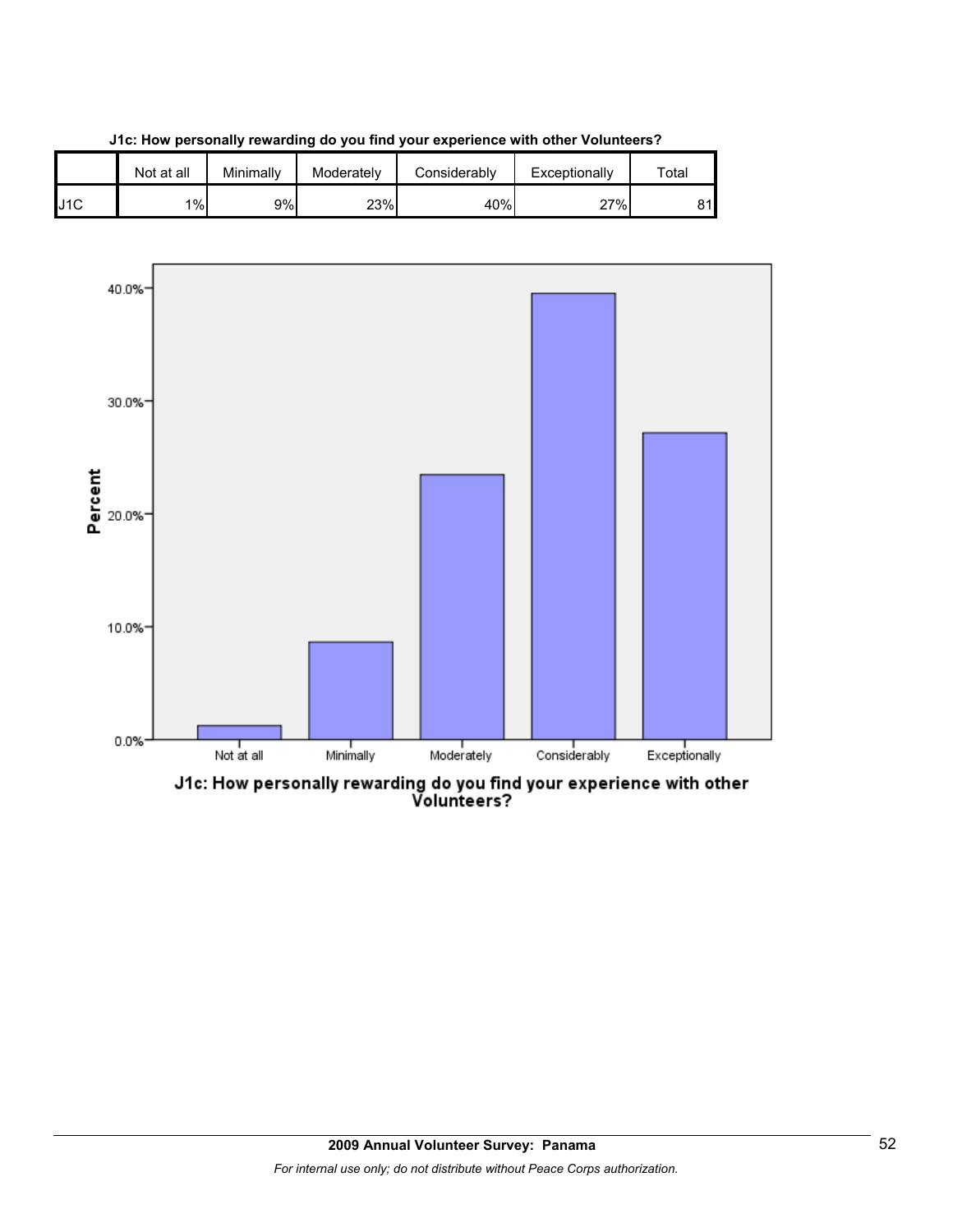**J1c: How personally rewarding do you find your experience with other Volunteers?**

| | Not at all | Minimally | Moderately | Considerably | Exceptionally | Total |
|---|---|---|---|---|---|---|
| J1C | 1% | 9% | 23% | 40% | 27% | 81 |

J1c: How personally rewarding do you find your experience with other Volunteers?

*For internal use only; do not distribute without Peace Corps authorization.*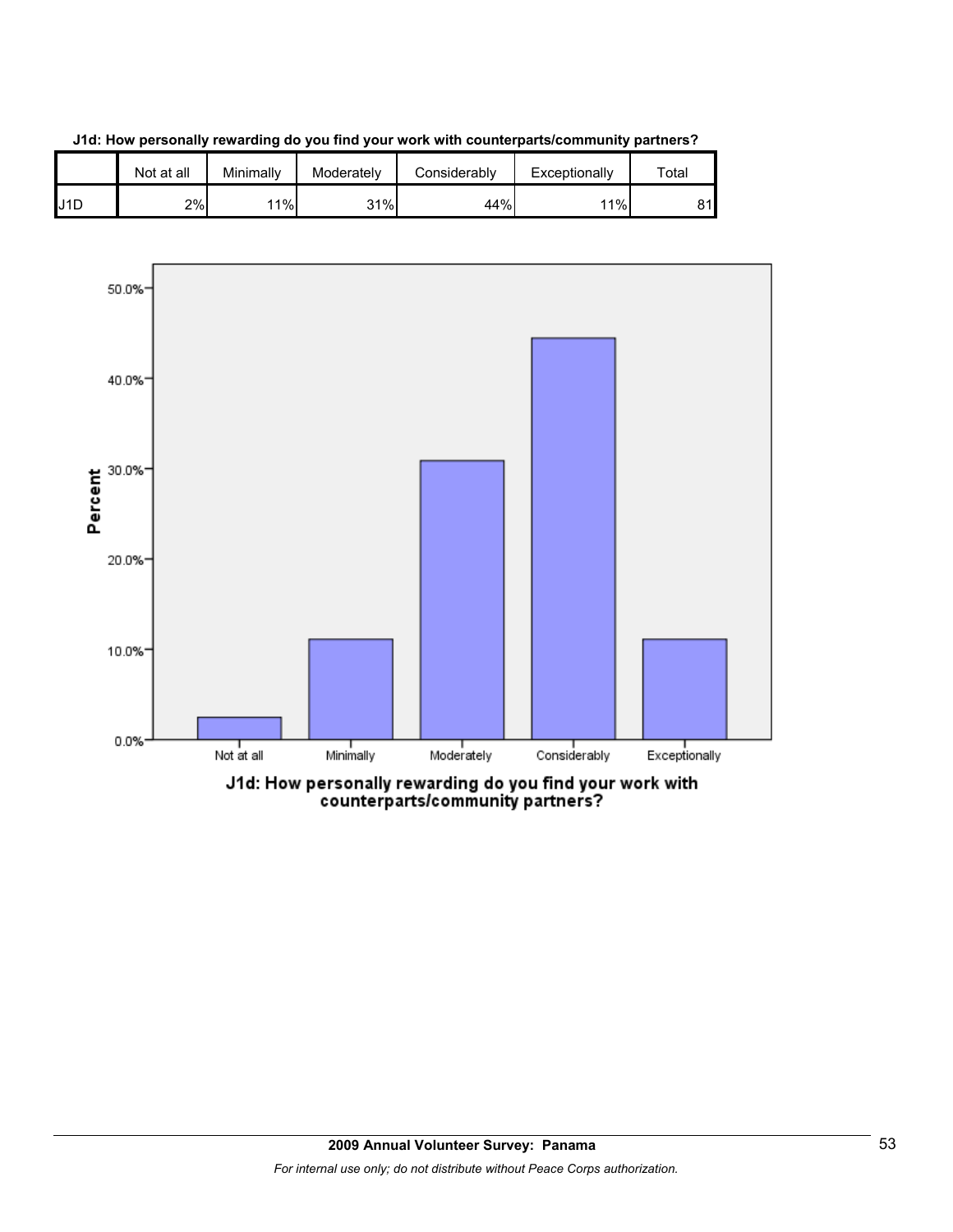**J1d: How personally rewarding do you find your work with counterparts/community partners?**

| | Not at all | Minimally | Moderately | Considerably | Exceptionally | Total |
|---|---|---|---|---|---|---|
| J1D | 2% | 11% | 31% | 44% | 11% | 81 |

J1d: How personally rewarding do you find your work with counterparts/community partners?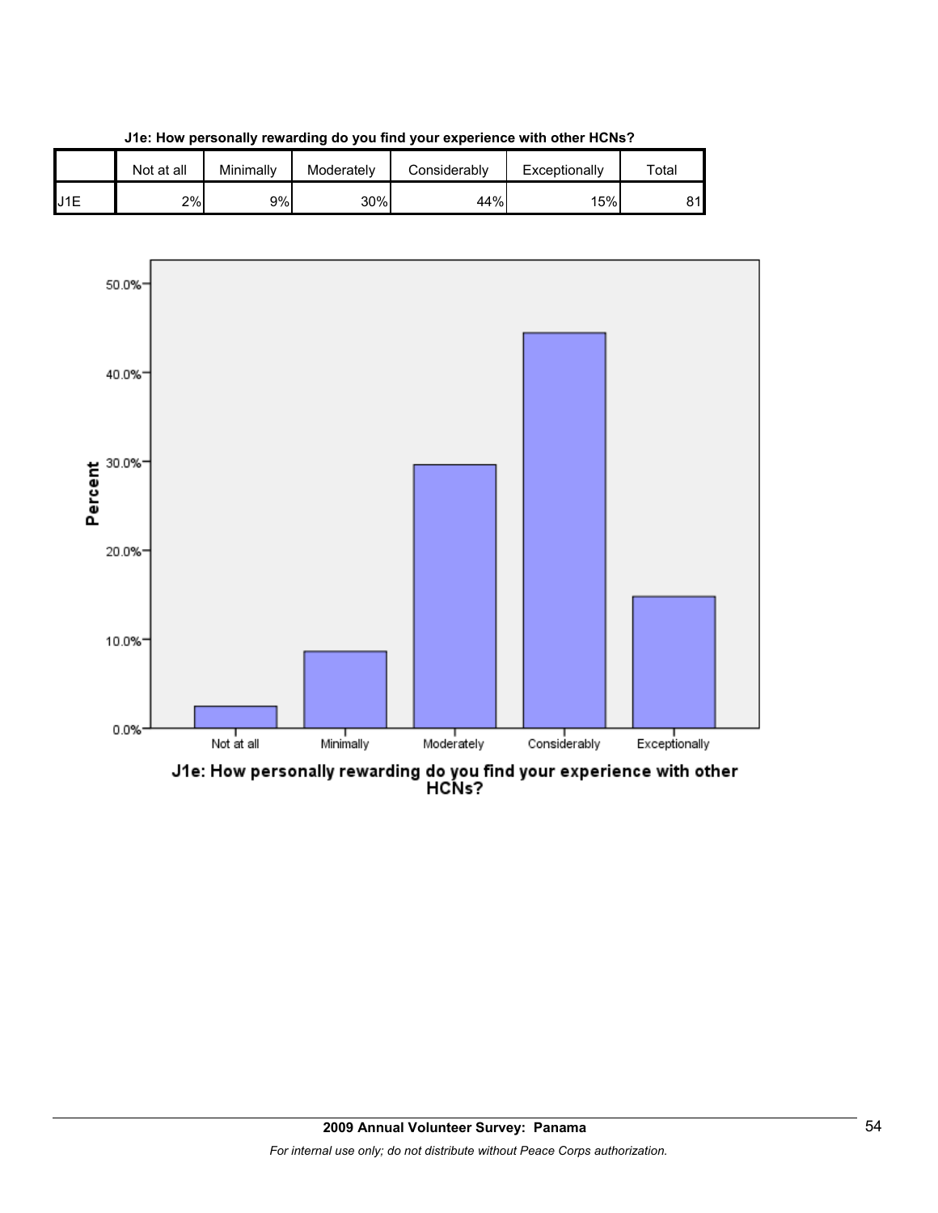**J1e: How personally rewarding do you find your experience with other HCNs?**

| | Not at all | Minimally | Moderately | Considerably | Exceptionally | Total |
|---|---|---|---|---|---|---|
| J1E | 2% | 9% | 30% | 44% | 15% | 81 |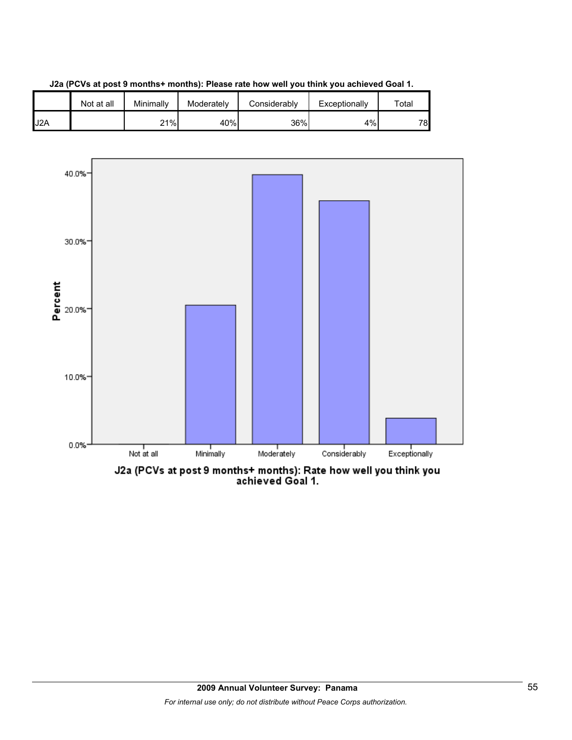**J2a (PCVs at post 9 months+ months): Please rate how well you think you achieved Goal 1.**

| | Not at all | Minimally | Moderately | Considerably | Exceptionally | Total |
|---|---|---|---|---|---|---|
| J2A | | 21% | 40% | 36% | 4% | 78 |

J2a (PCVs at post 9 months+ months): Rate how well you think you achieved Goal 1.

**2009 Annual Volunteer Survey: Panama**

*For internal use only; do not distribute without Peace Corps authorization.*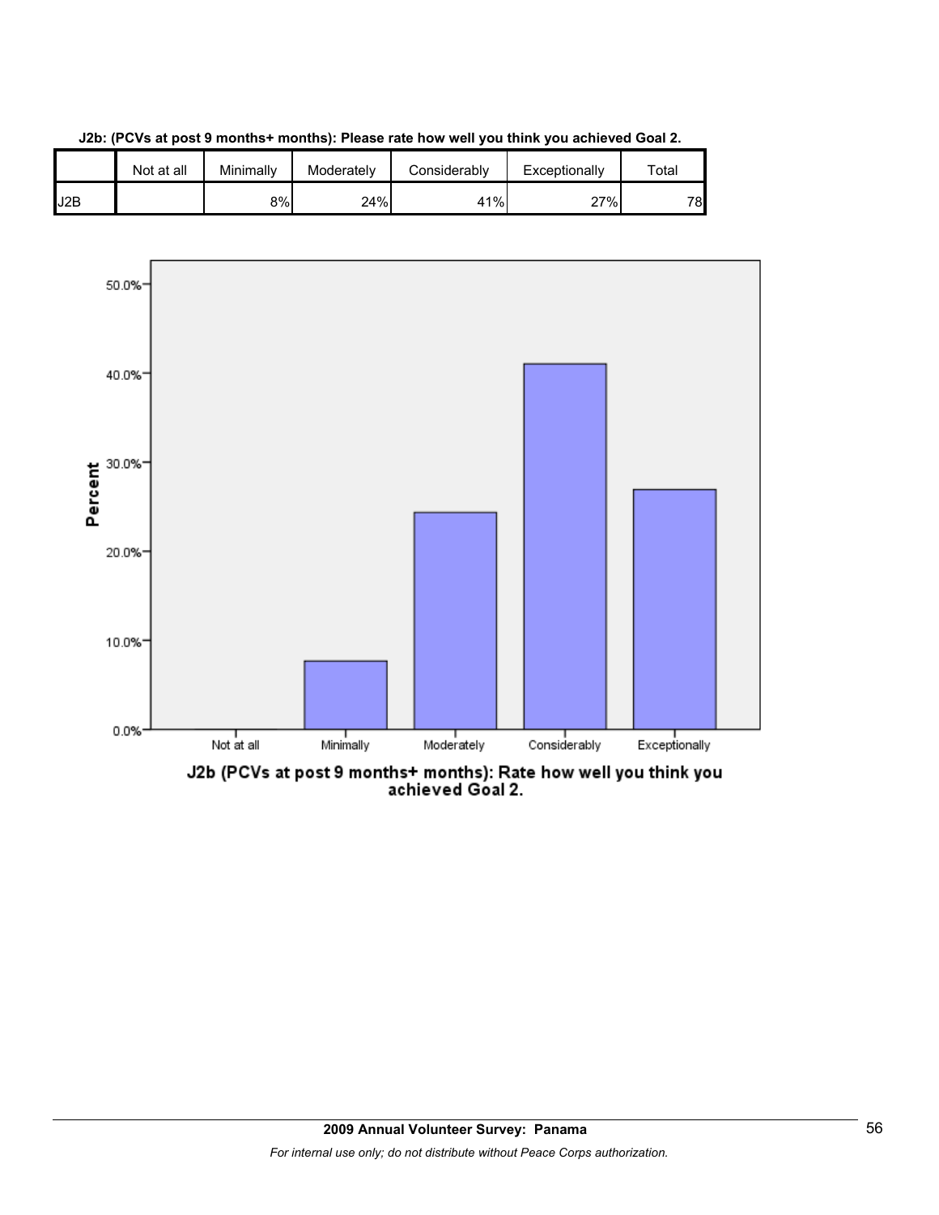**J2b: (PCVs at post 9 months+ months): Please rate how well you think you achieved Goal 2.**

| | Not at all | Minimally | Moderately | Considerably | Exceptionally | Total |
|---|---|---|---|---|---|---|
| J2B | | 8% | 24% | 41% | 27% | 78 |

J2b (PCVs at post 9 months+ months): Rate how well you think you achieved Goal 2.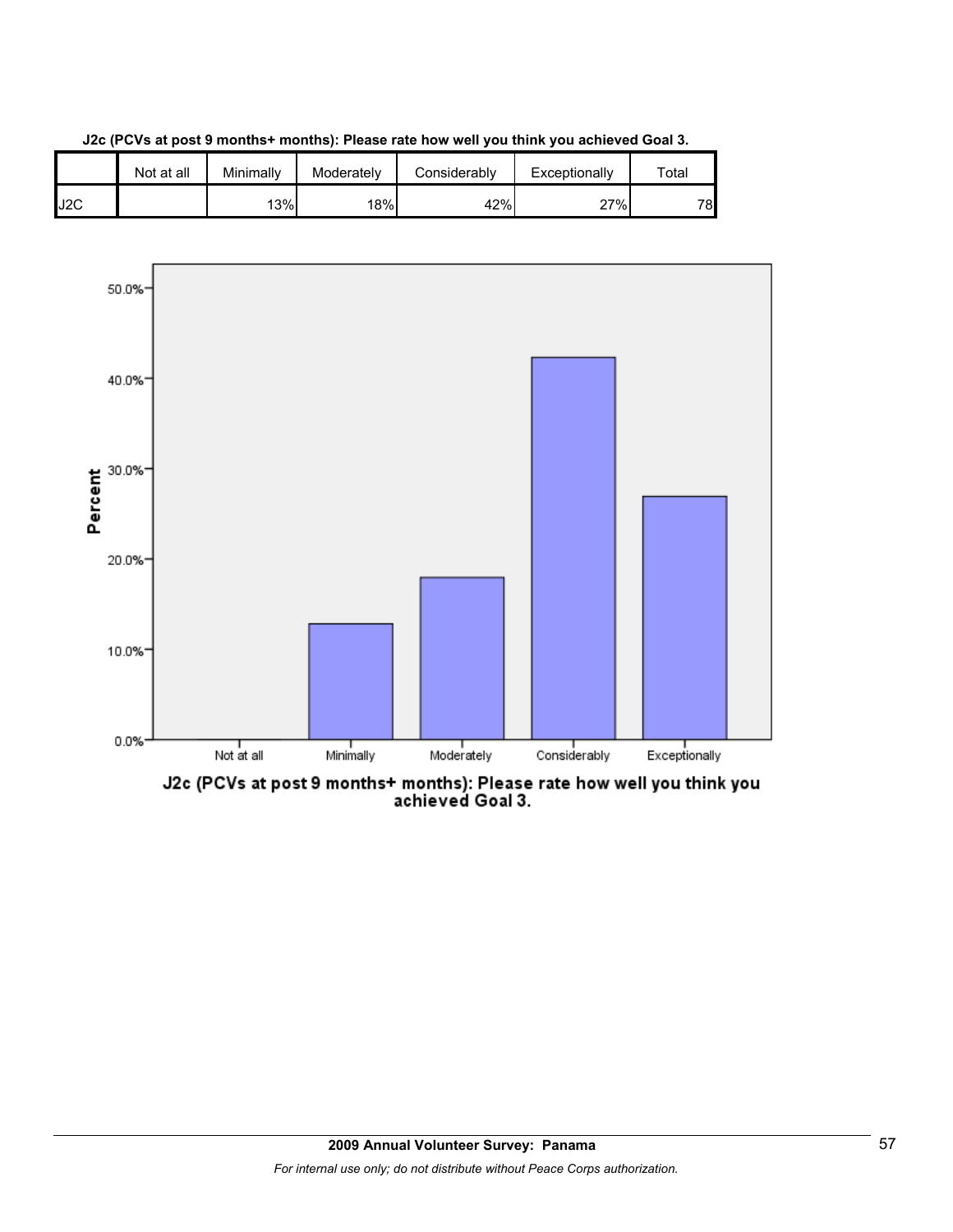**J2c (PCVs at post 9 months+ months): Please rate how well you think you achieved Goal 3.**

| | Not at all | Minimally | Moderately | Considerably | Exceptionally | Total |
|---|---|---|---|---|---|---|
| J2C | | 13% | 18% | 42% | 27% | 78 |

J2c (PCVs at post 9 months+ months): Please rate how well you think you achieved Goal 3.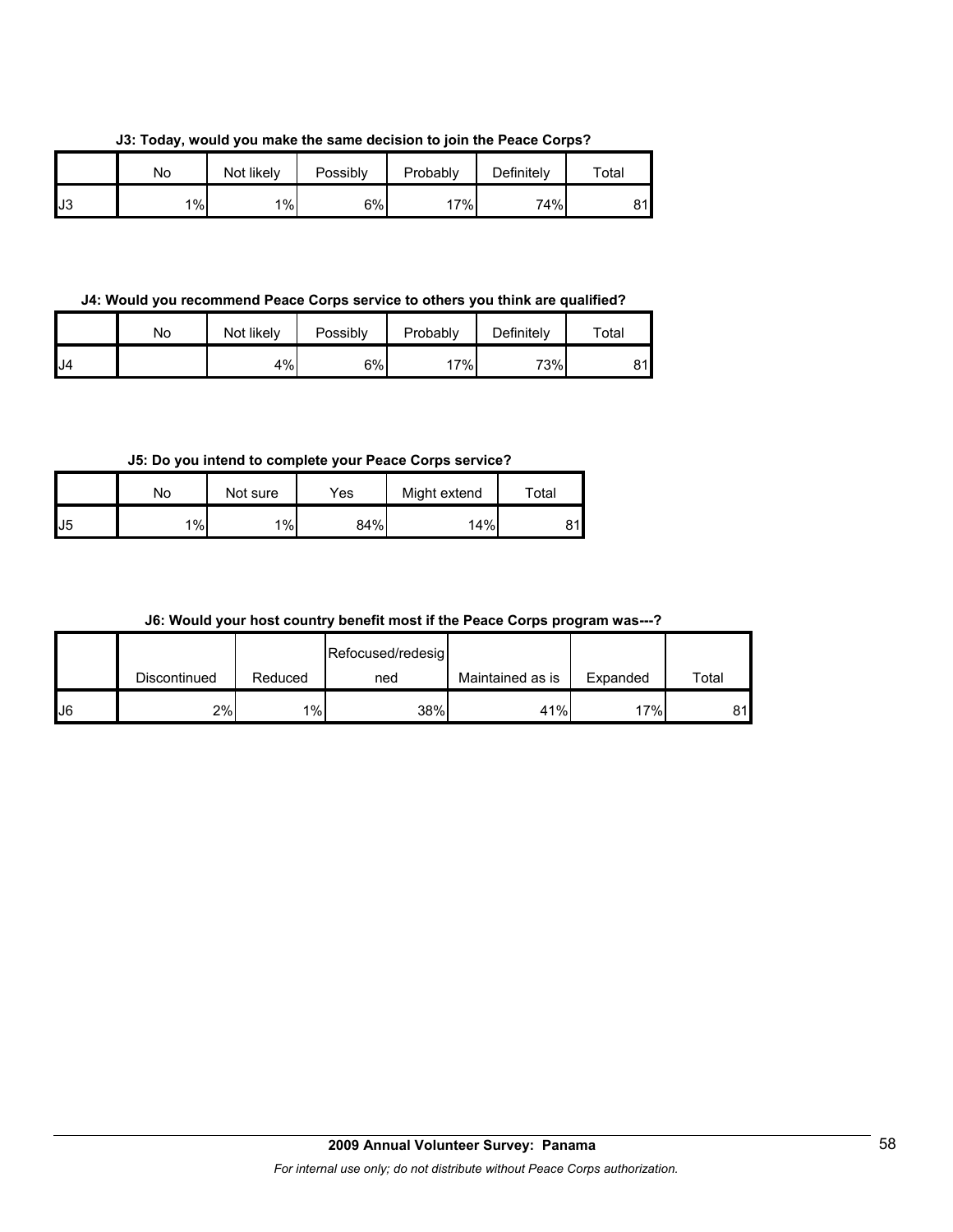**J3: Today, would you make the same decision to join the Peace Corps?**

| | No | Not likely | Possibly | Probably | Definitely | Total |
|---|---|---|---|---|---|---|
| J3 | 1% | 1% | 6% | 17% | 74% | 81 |

**J4: Would you recommend Peace Corps service to others you think are qualified?**

| | No | Not likely | Possibly | Probably | Definitely | Total |
|---|---|---|---|---|---|---|
| J4 | | 4% | 6% | 17% | 73% | 81 |

**J5: Do you intend to complete your Peace Corps service?**

| | No | Not sure | Yes | Might extend | Total |
|---|---|---|---|---|---|
| J5 | 1% | 1% | 84% | 14% | 81 |

**J6: Would your host country benefit most if the Peace Corps program was---?**

| | Discontinued | Reduced | Refocused/redesigned | Maintained as is | Expanded | Total |
|---|---|---|---|---|---|---|
| J6 | 2% | 1% | 38% | 41% | 17% | 81 |

**2009 Annual Volunteer Survey: Panama**

*For internal use only; do not distribute without Peace Corps authorization.*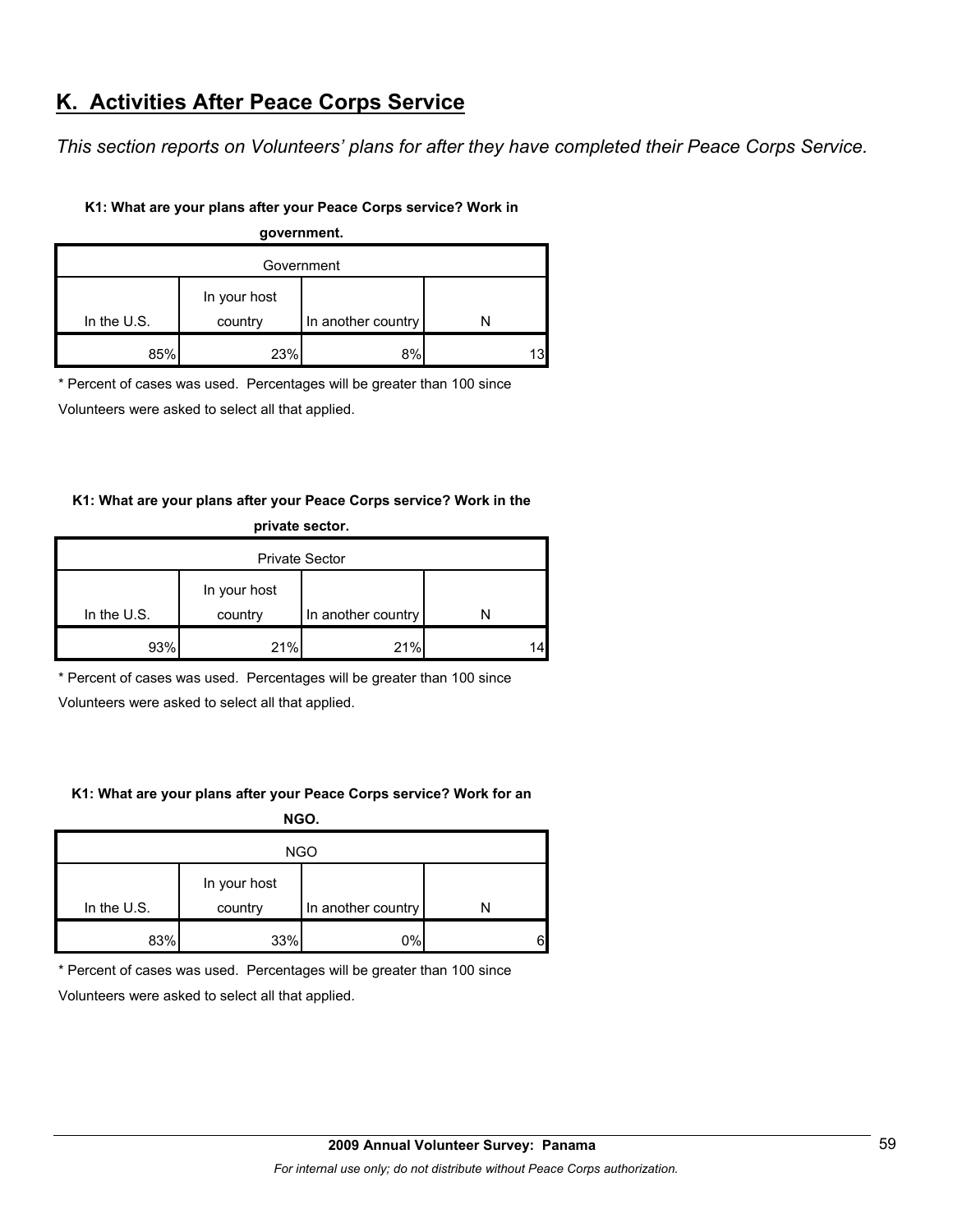## K. Activities After Peace Corps Service

*This section reports on Volunteers' plans for after they have completed their Peace Corps Service.*

**K1: What are your plans after your Peace Corps service? Work in government.**

| Government | | | |
|---|---|---|---|
| In the U.S. | In your host country | In another country | N |
| 85% | 23% | 8% | 13 |

* Percent of cases was used. Percentages will be greater than 100 since Volunteers were asked to select all that applied.

**K1: What are your plans after your Peace Corps service? Work in the private sector.**

| Private Sector | | | |
|---|---|---|---|
| In the U.S. | In your host country | In another country | N |
| 93% | 21% | 21% | 14 |

* Percent of cases was used. Percentages will be greater than 100 since Volunteers were asked to select all that applied.

**K1: What are your plans after your Peace Corps service? Work for an NGO.**

| NGO | | | |
|---|---|---|---|
| In the U.S. | In your host country | In another country | N |
| 83% | 33% | 0% | 6 |

* Percent of cases was used. Percentages will be greater than 100 since Volunteers were asked to select all that applied.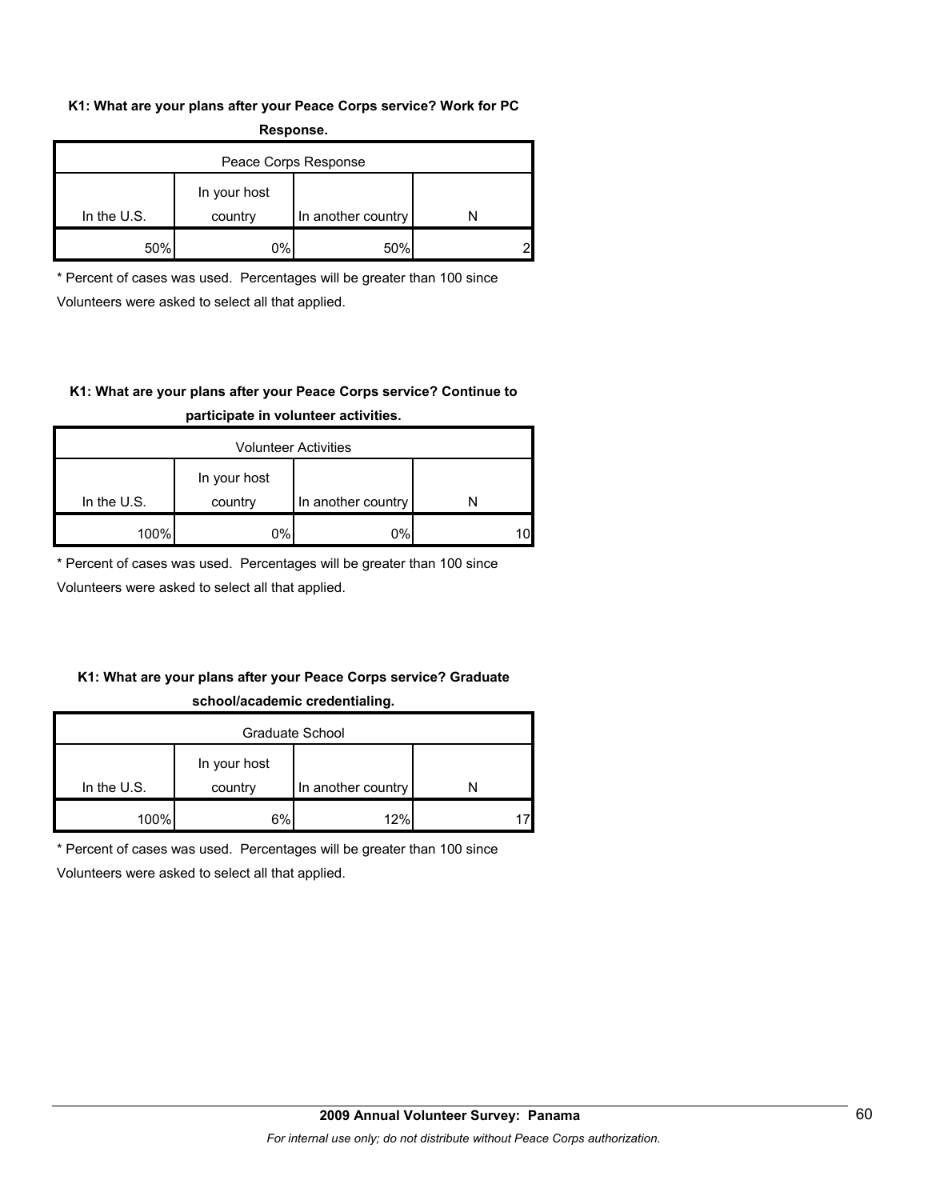**K1: What are your plans after your Peace Corps service? Work for PC Response.**

| Peace Corps Response | | | |
|---|---|---|---|
| In the U.S. | In your host country | In another country | N |
| 50% | 0% | 50% | 2 |

* Percent of cases was used. Percentages will be greater than 100 since Volunteers were asked to select all that applied.

**K1: What are your plans after your Peace Corps service? Continue to participate in volunteer activities.**

| Volunteer Activities | | | |
|---|---|---|---|
| In the U.S. | In your host country | In another country | N |
| 100% | 0% | 0% | 10 |

* Percent of cases was used. Percentages will be greater than 100 since Volunteers were asked to select all that applied.

**K1: What are your plans after your Peace Corps service? Graduate school/academic credentialing.**

| Graduate School | | | |
|---|---|---|---|
| In the U.S. | In your host country | In another country | N |
| 100% | 6% | 12% | 17 |

* Percent of cases was used. Percentages will be greater than 100 since Volunteers were asked to select all that applied.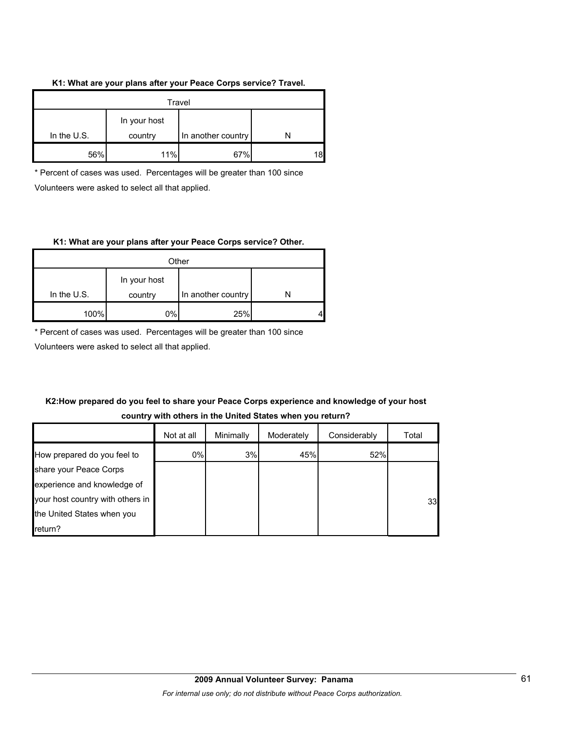**K1: What are your plans after your Peace Corps service? Travel.**

| Travel | | | |
|---|---|---|---|
| In the U.S. | In your host country | In another country | N |
| 56% | 11% | 67% | 18 |

* Percent of cases was used. Percentages will be greater than 100 since Volunteers were asked to select all that applied.

**K1: What are your plans after your Peace Corps service? Other.**

| Other | | | |
|---|---|---|---|
| In the U.S. | In your host country | In another country | N |
| 100% | 0% | 25% | 4 |

* Percent of cases was used. Percentages will be greater than 100 since Volunteers were asked to select all that applied.

**K2:How prepared do you feel to share your Peace Corps experience and knowledge of your host country with others in the United States when you return?**

| | Not at all | Minimally | Moderately | Considerably | Total |
|---|---|---|---|---|---|
| How prepared do you feel to share your Peace Corps experience and knowledge of your host country with others in the United States when you return? | 0% | 3% | 45% | 52% | 33 |

**2009 Annual Volunteer Survey: Panama**

*For internal use only; do not distribute without Peace Corps authorization.*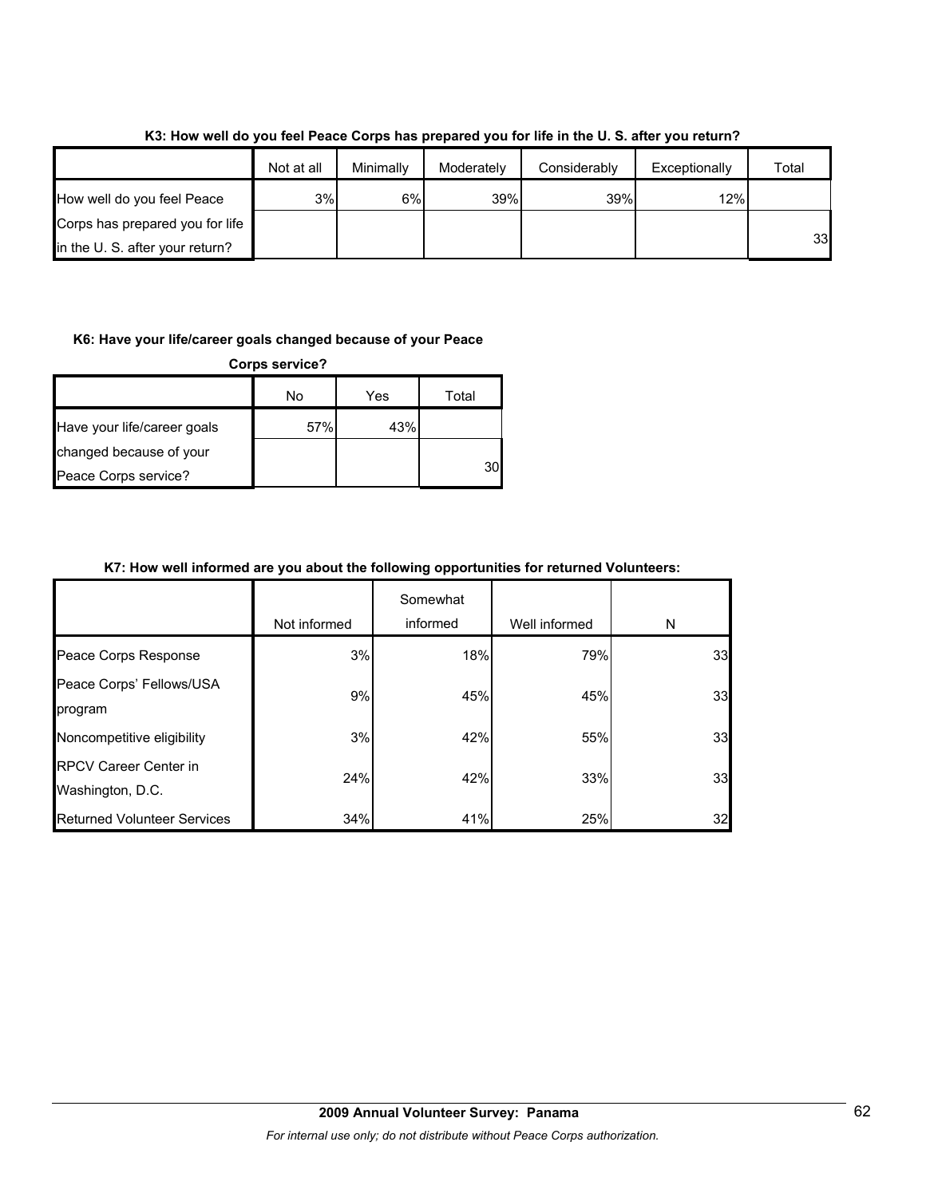**K3: How well do you feel Peace Corps has prepared you for life in the U. S. after you return?**

| | Not at all | Minimally | Moderately | Considerably | Exceptionally | Total |
|---|---|---|---|---|---|---|
| How well do you feel Peace Corps has prepared you for life in the U. S. after your return? | 3% | 6% | 39% | 39% | 12% | 33 |

**K6: Have your life/career goals changed because of your Peace Corps service?**

| | No | Yes | Total |
|---|---|---|---|
| Have your life/career goals changed because of your Peace Corps service? | 57% | 43% | 30 |

**K7: How well informed are you about the following opportunities for returned Volunteers:**

| | Not informed | Somewhat informed | Well informed | N |
|---|---|---|---|---|
| Peace Corps Response | 3% | 18% | 79% | 33 |
| Peace Corps' Fellows/USA program | 9% | 45% | 45% | 33 |
| Noncompetitive eligibility | 3% | 42% | 55% | 33 |
| RPCV Career Center in Washington, D.C. | 24% | 42% | 33% | 33 |
| Returned Volunteer Services | 34% | 41% | 25% | 32 |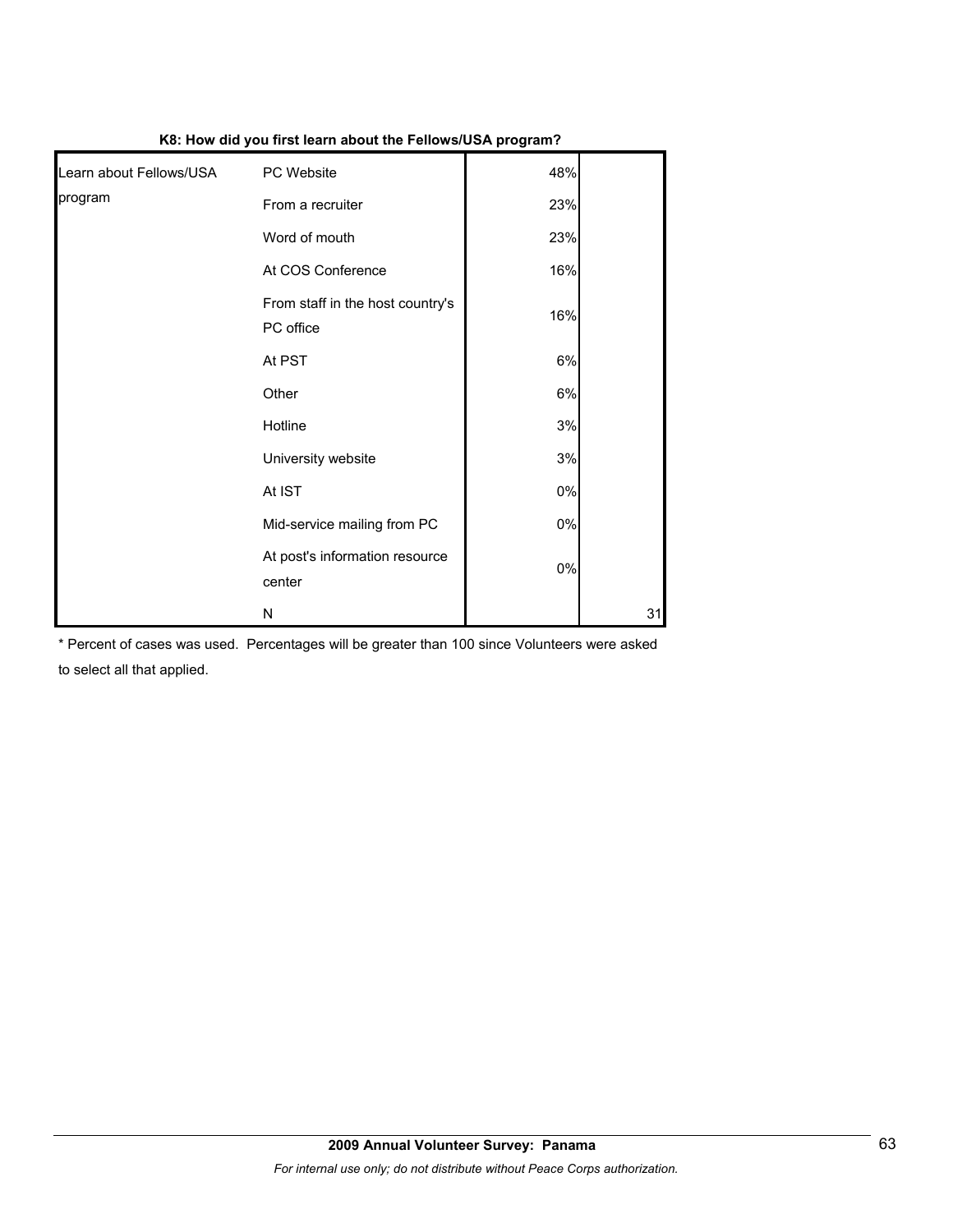**K8: How did you first learn about the Fellows/USA program?**

| | | | |
|---|---|---|---|
| Learn about Fellows/USA program | PC Website | 48% | |
| | From a recruiter | 23% | |
| | Word of mouth | 23% | |
| | At COS Conference | 16% | |
| | From staff in the host country's PC office | 16% | |
| | At PST | 6% | |
| | Other | 6% | |
| | Hotline | 3% | |
| | University website | 3% | |
| | At IST | 0% | |
| | Mid-service mailing from PC | 0% | |
| | At post's information resource center | 0% | |
| | N | | 31 |

* Percent of cases was used. Percentages will be greater than 100 since Volunteers were asked to select all that applied.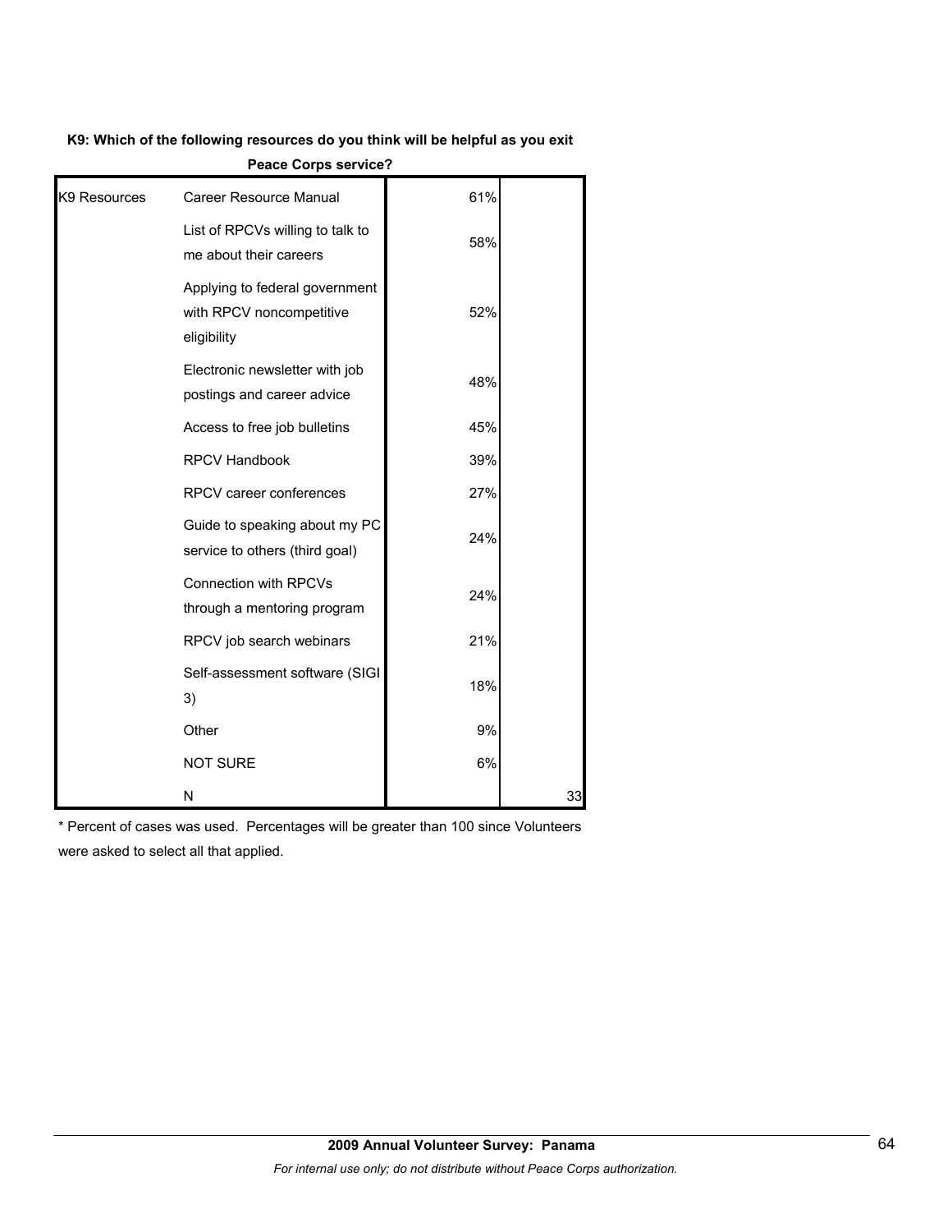**K9: Which of the following resources do you think will be helpful as you exit Peace Corps service?**

| | | | |
|---|---|---|---|
| K9 Resources | Career Resource Manual | 61% | |
| | List of RPCVs willing to talk to me about their careers | 58% | |
| | Applying to federal government with RPCV noncompetitive eligibility | 52% | |
| | Electronic newsletter with job postings and career advice | 48% | |
| | Access to free job bulletins | 45% | |
| | RPCV Handbook | 39% | |
| | RPCV career conferences | 27% | |
| | Guide to speaking about my PC service to others (third goal) | 24% | |
| | Connection with RPCVs through a mentoring program | 24% | |
| | RPCV job search webinars | 21% | |
| | Self-assessment software (SIGI 3) | 18% | |
| | Other | 9% | |
| | NOT SURE | 6% | |
| | N | | 33 |

* Percent of cases was used. Percentages will be greater than 100 since Volunteers were asked to select all that applied.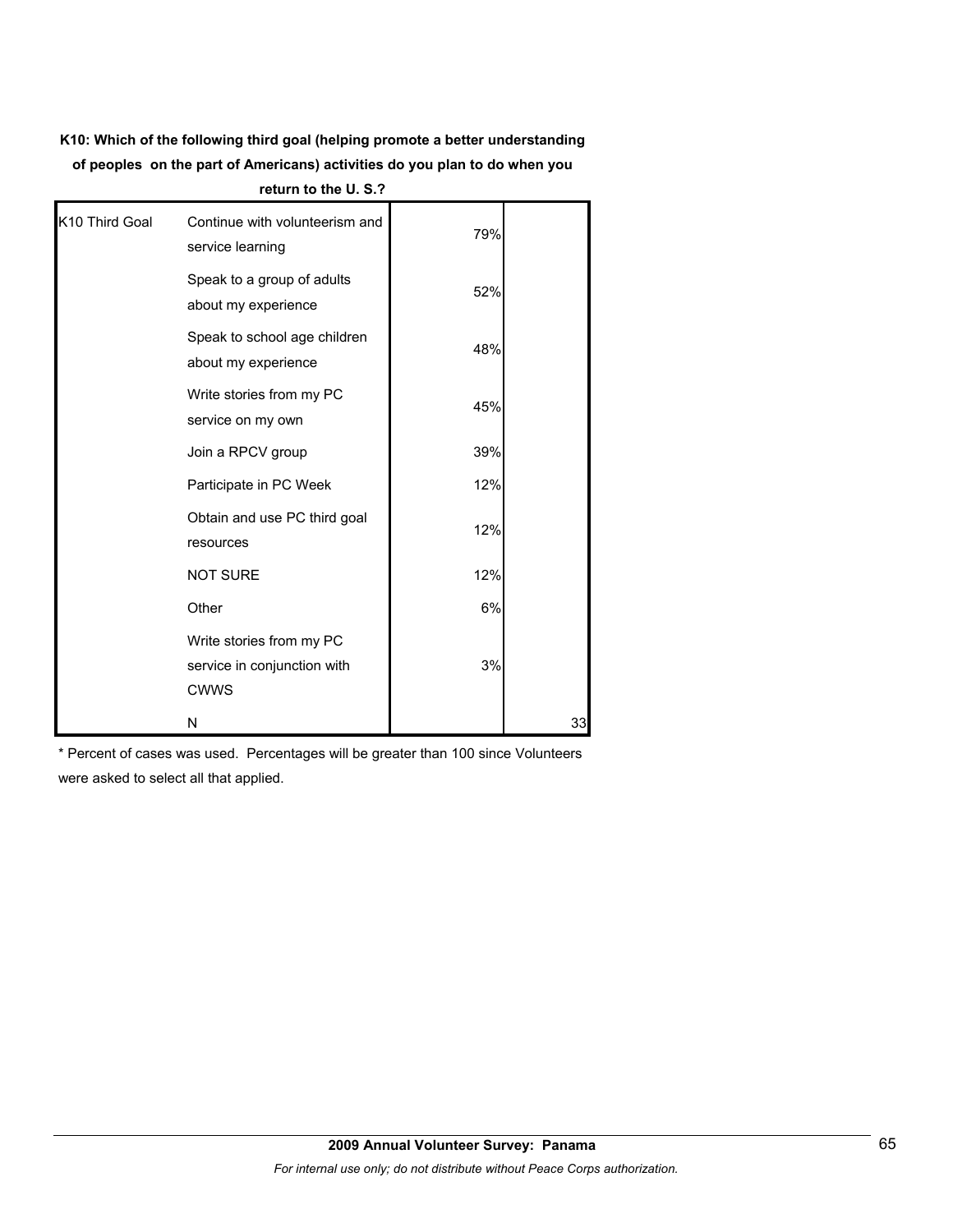**K10: Which of the following third goal (helping promote a better understanding of peoples on the part of Americans) activities do you plan to do when you return to the U. S.?**

| | | | |
|---|---|---|---|
| K10 Third Goal | Continue with volunteerism and service learning | 79% | |
| | Speak to a group of adults about my experience | 52% | |
| | Speak to school age children about my experience | 48% | |
| | Write stories from my PC service on my own | 45% | |
| | Join a RPCV group | 39% | |
| | Participate in PC Week | 12% | |
| | Obtain and use PC third goal resources | 12% | |
| | NOT SURE | 12% | |
| | Other | 6% | |
| | Write stories from my PC service in conjunction with CWWS | 3% | |
| | N | | 33 |

* Percent of cases was used. Percentages will be greater than 100 since Volunteers were asked to select all that applied.